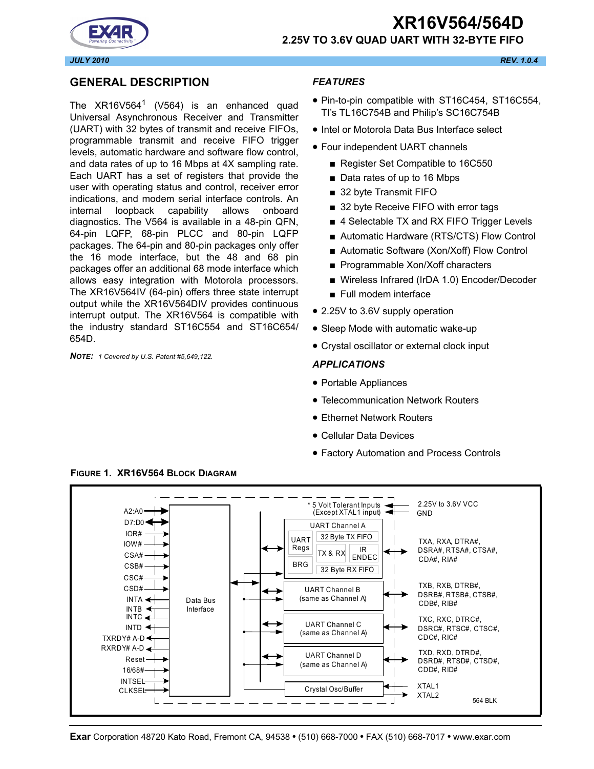# XR16V564/564D

## 2.25V TO 3.6V QUAD UART WITH 32-BYTE FIFO

*JULY 2010* *REV. 1.0.4*

## GENERAL DESCRIPTION

The XR16V564[1] (V564) is an enhanced quad Universal Asynchronous Receiver and Transmitter (UART) with 32 bytes of transmit and receive FIFOs, programmable transmit and receive FIFO trigger levels, automatic hardware and software flow control, and data rates of up to 16 Mbps at 4X sampling rate. Each UART has a set of registers that provide the user with operating status and control, receiver error indications, and modem serial interface controls. An internal loopback capability allows onboard diagnostics. The V564 is available in a 48-pin QFN, 64-pin LQFP, 68-pin PLCC and 80-pin LQFP packages. The 64-pin and 80-pin packages only offer the 16 mode interface, but the 48 and 68 pin packages offer an additional 68 mode interface which allows easy integration with Motorola processors. The XR16V564IV (64-pin) offers three state interrupt output while the XR16V564DIV provides continuous interrupt output. The XR16V564 is compatible with the industry standard ST16C554 and ST16C654/654D.

***NOTE:*** *1 Covered by U.S. Patent #5,649,122.*

## *FEATURES*

- Pin-to-pin compatible with ST16C454, ST16C554, TI's TL16C754B and Philip's SC16C754B
- Intel or Motorola Data Bus Interface select
- Four independent UART channels
  - Register Set Compatible to 16C550
  - Data rates of up to 16 Mbps
  - 32 byte Transmit FIFO
  - 32 byte Receive FIFO with error tags
  - 4 Selectable TX and RX FIFO Trigger Levels
  - Automatic Hardware (RTS/CTS) Flow Control
  - Automatic Software (Xon/Xoff) Flow Control
  - Programmable Xon/Xoff characters
  - Wireless Infrared (IrDA 1.0) Encoder/Decoder
  - Full modem interface
- 2.25V to 3.6V supply operation
- Sleep Mode with automatic wake-up
- Crystal oscillator or external clock input

## *APPLICATIONS*

- Portable Appliances
- Telecommunication Network Routers
- Ethernet Network Routers
- Cellular Data Devices
- Factory Automation and Process Controls

**FIGURE 1. XR16V564 BLOCK DIAGRAM**

A2:A0, D7:D0, IOR#, IOW#, CSA#, CSB#, CSC#, CSD#, INTA, INTB, INTC, INTD, TXRDY# A-D, RXRDY# A-D, Reset, 16/68#, INTSEL, CLKSEL

Data Bus Interface

\* 5 Volt Tolerant Inputs (Except XTAL1 input)

2.25V to 3.6V VCC
GND

UART Channel A: UART Regs, BRG, 32 Byte TX FIFO, TX & RX, IR ENDEC, 32 Byte RX FIFO — TXA, RXA, DTRA#, DSRA#, RTSA#, CTSA#, CDA#, RIA#

UART Channel B (same as Channel A) — TXB, RXB, DTRB#, DSRB#, RTSB#, CTSB#, CDB#, RIB#

UART Channel C (same as Channel A) — TXC, RXC, DTRC#, DSRC#, RTSC#, CTSC#, CDC#, RIC#

UART Channel D (same as Channel A) — TXD, RXD, DTRD#, DSRD#, RTSD#, CTSD#, CDD#, RID#

Crystal Osc/Buffer — XTAL1, XTAL2

564 BLK

**Exar** Corporation 48720 Kato Road, Fremont CA, 94538 • (510) 668-7000 • FAX (510) 668-7017 • www.exar.com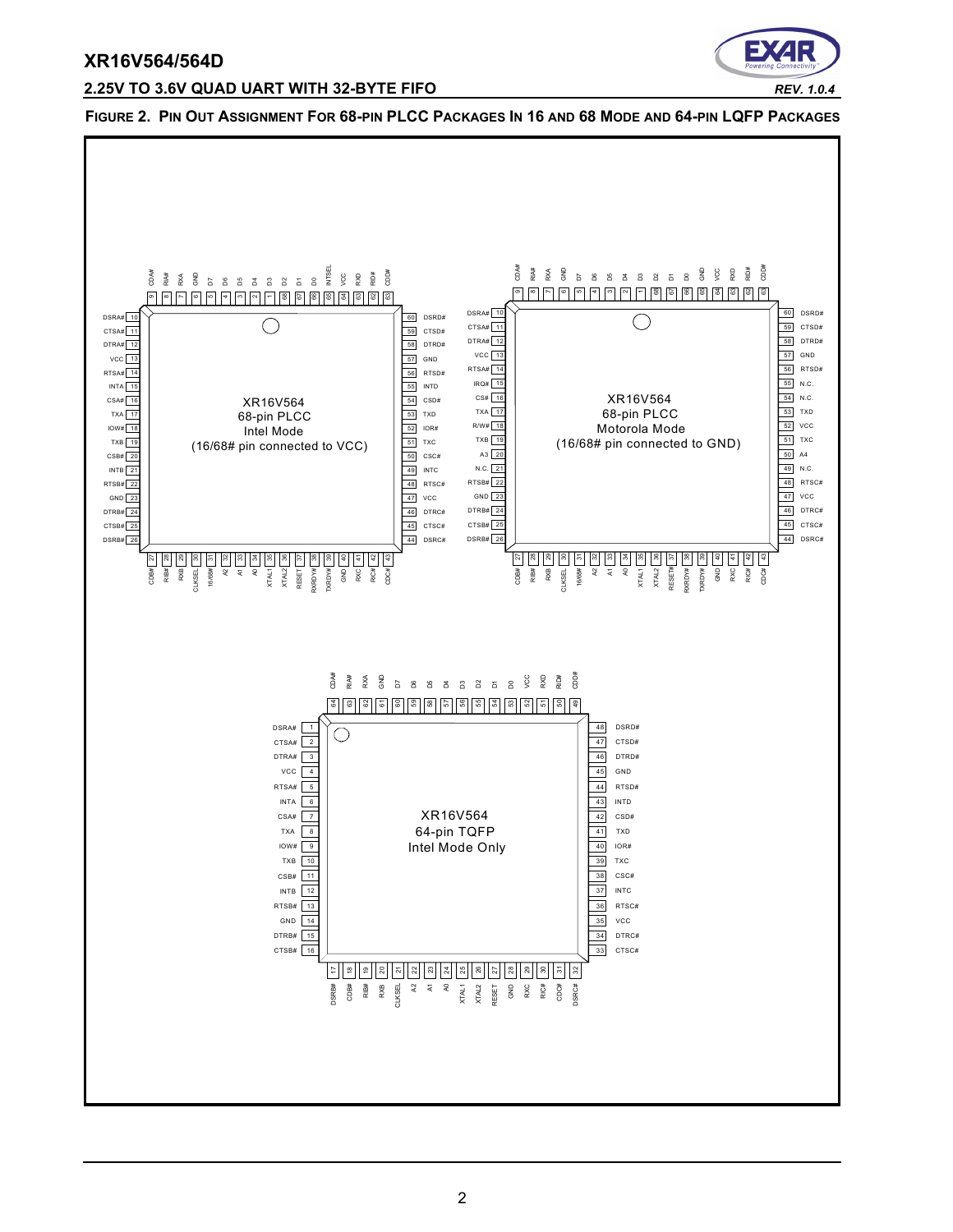**FIGURE 2. PIN OUT ASSIGNMENT FOR 68-PIN PLCC PACKAGES IN 16 AND 68 MODE AND 64-PIN LQFP PACKAGES**

XR16V564 68-pin PLCC Intel Mode (16/68# pin connected to VCC)

| Pin | Name | Pin | Name | Pin | Name | Pin | Name |
|---|---|---|---|---|---|---|---|
| 1 | D3 | 18 | IOW# | 35 | XTAL1 | 52 | IOR# |
| 2 | D4 | 19 | TXB | 36 | XTAL2 | 53 | TXD |
| 3 | D5 | 20 | CSB# | 37 | RESET | 54 | CSD# |
| 4 | D6 | 21 | INTB | 38 | RXRDY# | 55 | INTD |
| 5 | D7 | 22 | RTSB# | 39 | TXRDY# | 56 | RTSD# |
| 6 | GND | 23 | GND | 40 | GND | 57 | GND |
| 7 | RXA | 24 | DTRB# | 41 | RXC | 58 | DTRD# |
| 8 | RIA# | 25 | CTSB# | 42 | RIC# | 59 | CTSD# |
| 9 | CDA# | 26 | DSRB# | 43 | CDC# | 60 | DSRD# |
| 10 | DSRA# | 27 | CDB# | 44 | DSRC# | 61 | CDD# |
| 11 | CTSA# | 28 | RIB# | 45 | CTSC# | 62 | RID# |
| 12 | DTRA# | 29 | RXB | 46 | DTRC# | 63 | RXD |
| 13 | VCC | 30 | CLKSEL | 47 | VCC | 64 | VCC |
| 14 | RTSA# | 31 | 16/68# | 48 | RTSC# | 65 | INTSEL |
| 15 | INTA | 32 | A2 | 49 | INTC | 66 | D0 |
| 16 | CSA# | 33 | A1 | 50 | CSC# | 67 | D1 |
| 17 | TXA | 34 | A0 | 51 | TXC | 68 | D2 |

XR16V564 68-pin PLCC Motorola Mode (16/68# pin connected to GND)

| Pin | Name | Pin | Name | Pin | Name | Pin | Name |
|---|---|---|---|---|---|---|---|
| 1 | D3 | 18 | R/W# | 35 | XTAL1 | 52 | VCC |
| 2 | D4 | 19 | TXB | 36 | XTAL2 | 53 | TXD |
| 3 | D5 | 20 | A3 | 37 | RESET# | 54 | N.C. |
| 4 | D6 | 21 | N.C. | 38 | RXRDY# | 55 | N.C. |
| 5 | D7 | 22 | RTSB# | 39 | TXRDY# | 56 | RTSD# |
| 6 | GND | 23 | GND | 40 | GND | 57 | GND |
| 7 | RXA | 24 | DTRB# | 41 | RXC | 58 | DTRD# |
| 8 | RIA# | 25 | CTSB# | 42 | RIC# | 59 | CTSD# |
| 9 | CDA# | 26 | DSRB# | 43 | CDC# | 60 | DSRD# |
| 10 | DSRA# | 27 | CDB# | 44 | DSRC# | 61 | CDD# |
| 11 | CTSA# | 28 | RIB# | 45 | CTSC# | 62 | RID# |
| 12 | DTRA# | 29 | RXB | 46 | DTRC# | 63 | RXD |
| 13 | VCC | 30 | CLKSEL | 47 | VCC | 64 | VCC |
| 14 | RTSA# | 31 | 16/68# | 48 | RTSC# | 65 | GND |
| 15 | IRQ# | 32 | A2 | 49 | N.C. | 66 | D0 |
| 16 | CS# | 33 | A1 | 50 | A4 | 67 | D1 |
| 17 | TXA | 34 | A0 | 51 | TXC | 68 | D2 |

XR16V564 64-pin TQFP Intel Mode Only

| Pin | Name | Pin | Name | Pin | Name | Pin | Name |
|---|---|---|---|---|---|---|---|
| 1 | DSRA# | 17 | DSRB# | 33 | CTSC# | 49 | CDD# |
| 2 | CTSA# | 18 | CDB# | 34 | DTRC# | 50 | RID# |
| 3 | DTRA# | 19 | RIB# | 35 | VCC | 51 | RXD |
| 4 | VCC | 20 | RXB | 36 | RTSC# | 52 | VCC |
| 5 | RTSA# | 21 | CLKSEL | 37 | INTC | 53 | D0 |
| 6 | INTA | 22 | A2 | 38 | CSC# | 54 | D1 |
| 7 | CSA# | 23 | A1 | 39 | TXC | 55 | D2 |
| 8 | TXA | 24 | A0 | 40 | IOR# | 56 | D3 |
| 9 | IOW# | 25 | XTAL1 | 41 | TXD | 57 | D4 |
| 10 | TXB | 26 | XTAL2 | 42 | CSD# | 58 | D5 |
| 11 | CSB# | 27 | RESET | 43 | INTD | 59 | D6 |
| 12 | INTB | 28 | GND | 44 | RTSD# | 60 | D7 |
| 13 | RTSB# | 29 | RXC | 45 | GND | 61 | GND |
| 14 | GND | 30 | RIC# | 46 | DTRD# | 62 | RXA |
| 15 | DTRB# | 31 | CDC# | 47 | CTSD# | 63 | RIA# |
| 16 | CTSB# | 32 | DSRC# | 48 | DSRD# | 64 | CDA# |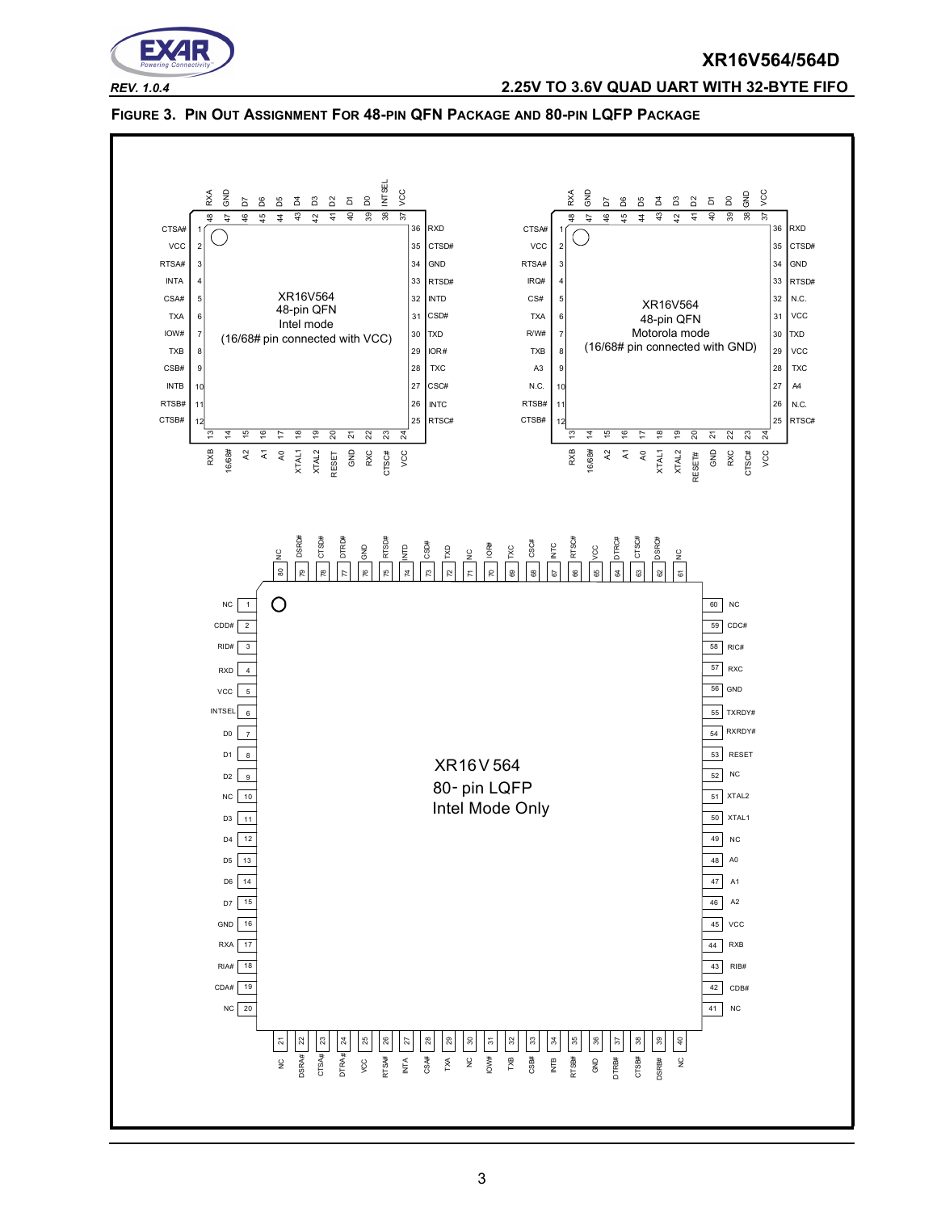**FIGURE 3. PIN OUT ASSIGNMENT FOR 48-PIN QFN PACKAGE AND 80-PIN LQFP PACKAGE**

**XR16V564 48-pin QFN Intel mode (16/68# pin connected with VCC)**

| Pin | Signal | Pin | Signal | Pin | Signal | Pin | Signal |
|---|---|---|---|---|---|---|---|
| 1 | CTSA# | 13 | RXB | 25 | RTSC# | 37 | VCC |
| 2 | VCC | 14 | 16/68# | 26 | INTC | 38 | INTSEL |
| 3 | RTSA# | 15 | A2 | 27 | CSC# | 39 | D0 |
| 4 | INTA | 16 | A1 | 28 | TXC | 40 | D1 |
| 5 | CSA# | 17 | A0 | 29 | IOR# | 41 | D2 |
| 6 | TXA | 18 | XTAL1 | 30 | TXD | 42 | D3 |
| 7 | IOW# | 19 | XTAL2 | 31 | CSD# | 43 | D4 |
| 8 | TXB | 20 | RESET | 32 | INTD | 44 | D5 |
| 9 | CSB# | 21 | GND | 33 | RTSD# | 45 | D6 |
| 10 | INTB | 22 | RXC | 34 | GND | 46 | D7 |
| 11 | RTSB# | 23 | CTSC# | 35 | CTSD# | 47 | GND |
| 12 | CTSB# | 24 | VCC | 36 | RXD | 48 | RXA |

**XR16V564 48-pin QFN Motorola mode (16/68# pin connected with GND)**

| Pin | Signal | Pin | Signal | Pin | Signal | Pin | Signal |
|---|---|---|---|---|---|---|---|
| 1 | CTSA# | 13 | RXB | 25 | RTSC# | 37 | VCC |
| 2 | VCC | 14 | 16/68# | 26 | N.C. | 38 | GND |
| 3 | RTSA# | 15 | A2 | 27 | A4 | 39 | D0 |
| 4 | IRQ# | 16 | A1 | 28 | TXC | 40 | D1 |
| 5 | CS# | 17 | A0 | 29 | VCC | 41 | D2 |
| 6 | TXA | 18 | XTAL1 | 30 | TXD | 42 | D3 |
| 7 | R/W# | 19 | XTAL2 | 31 | VCC | 43 | D4 |
| 8 | TXB | 20 | RESET# | 32 | N.C. | 44 | D5 |
| 9 | A3 | 21 | GND | 33 | RTSD# | 45 | D6 |
| 10 | N.C. | 22 | RXC | 34 | GND | 46 | D7 |
| 11 | RTSB# | 23 | CTSC# | 35 | CTSD# | 47 | GND |
| 12 | CTSB# | 24 | VCC | 36 | RXD | 48 | RXA |

**XR16V564 80-pin LQFP Intel Mode Only**

| Pin | Signal | Pin | Signal | Pin | Signal | Pin | Signal |
|---|---|---|---|---|---|---|---|
| 1 | NC | 21 | NC | 41 | NC | 61 | NC |
| 2 | CDD# | 22 | DSRA# | 42 | CDB# | 62 | DSRC# |
| 3 | RID# | 23 | CTSA# | 43 | RIB# | 63 | CTSC# |
| 4 | RXD | 24 | DTRA# | 44 | RXB | 64 | DTRC# |
| 5 | VCC | 25 | VCC | 45 | VCC | 65 | VCC |
| 6 | INTSEL | 26 | RTSA# | 46 | A2 | 66 | RTSC# |
| 7 | D0 | 27 | INTA | 47 | A1 | 67 | INTC |
| 8 | D1 | 28 | CSA# | 48 | A0 | 68 | CSC# |
| 9 | D2 | 29 | TXA | 49 | NC | 69 | TXC |
| 10 | NC | 30 | NC | 50 | XTAL1 | 70 | IOR# |
| 11 | D3 | 31 | IOW# | 51 | XTAL2 | 71 | NC |
| 12 | D4 | 32 | TXB | 52 | NC | 72 | TXD |
| 13 | D5 | 33 | CSB# | 53 | RESET | 73 | CSD# |
| 14 | D6 | 34 | INTB | 54 | RXRDY# | 74 | INTD |
| 15 | D7 | 35 | RTSB# | 55 | TXRDY# | 75 | RTSD# |
| 16 | GND | 36 | GND | 56 | GND | 76 | GND |
| 17 | RXA | 37 | DTRB# | 57 | RXC | 77 | DTRD# |
| 18 | RIA# | 38 | CTSB# | 58 | RIC# | 78 | CTSD# |
| 19 | CDA# | 39 | DSRB# | 59 | CDC# | 79 | DSRD# |
| 20 | NC | 40 | NC | 60 | NC | 80 | NC |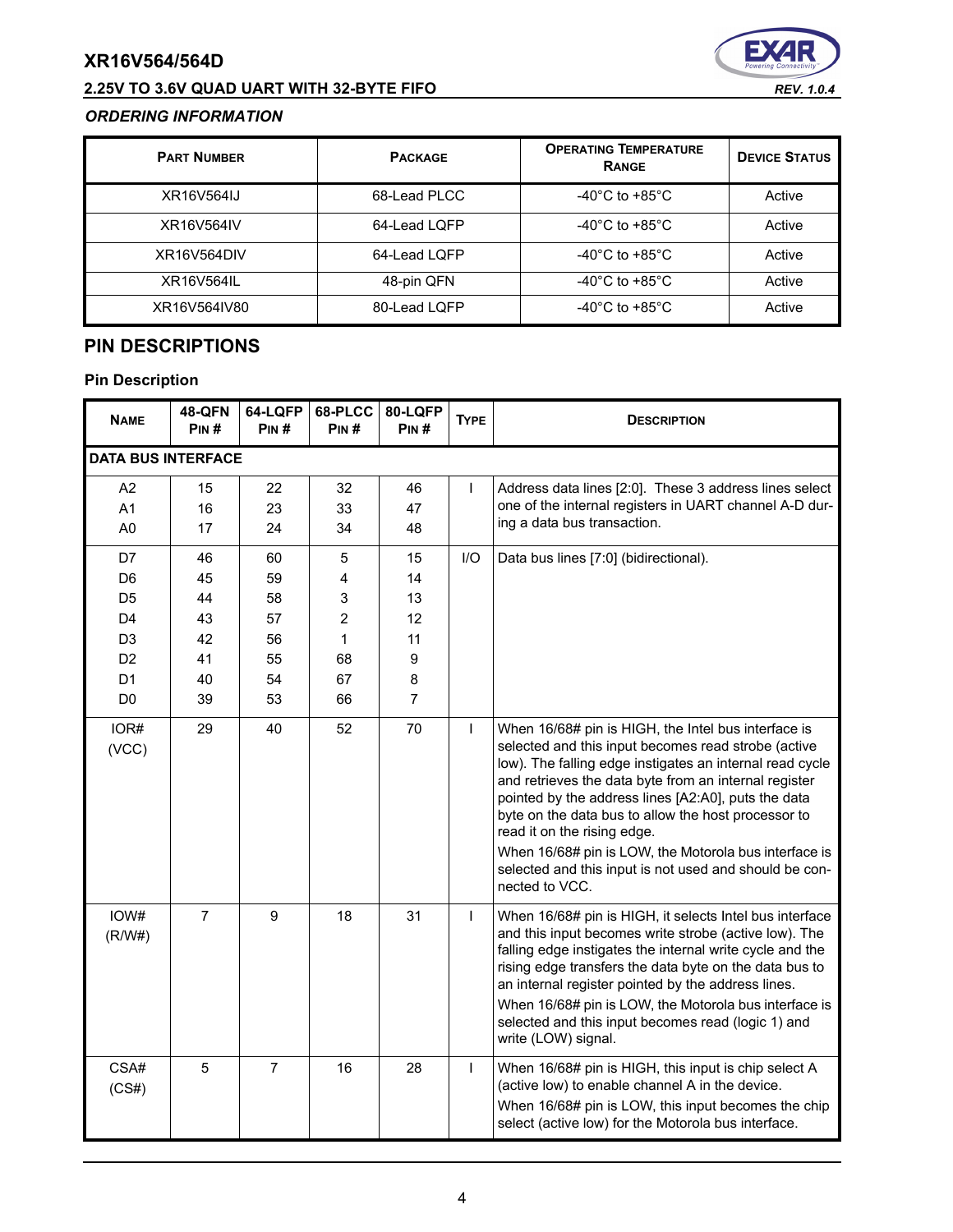### *ORDERING INFORMATION*

| Part Number | Package | Operating Temperature Range | Device Status |
|---|---|---|---|
| XR16V564IJ | 68-Lead PLCC | -40°C to +85°C | Active |
| XR16V564IV | 64-Lead LQFP | -40°C to +85°C | Active |
| XR16V564DIV | 64-Lead LQFP | -40°C to +85°C | Active |
| XR16V564IL | 48-pin QFN | -40°C to +85°C | Active |
| XR16V564IV80 | 80-Lead LQFP | -40°C to +85°C | Active |

## PIN DESCRIPTIONS

### Pin Description

| Name | 48-QFN Pin # | 64-LQFP Pin # | 68-PLCC Pin # | 80-LQFP Pin # | Type | Description |
|---|---|---|---|---|---|---|
| **DATA BUS INTERFACE** | | | | | | |
| A2<br>A1<br>A0 | 15<br>16<br>17 | 22<br>23<br>24 | 32<br>33<br>34 | 46<br>47<br>48 | I | Address data lines [2:0]. These 3 address lines select one of the internal registers in UART channel A-D during a data bus transaction. |
| D7<br>D6<br>D5<br>D4<br>D3<br>D2<br>D1<br>D0 | 46<br>45<br>44<br>43<br>42<br>41<br>40<br>39 | 60<br>59<br>58<br>57<br>56<br>55<br>54<br>53 | 5<br>4<br>3<br>2<br>1<br>68<br>67<br>66 | 15<br>14<br>13<br>12<br>11<br>9<br>8<br>7 | I/O | Data bus lines [7:0] (bidirectional). |
| IOR#<br>(VCC) | 29 | 40 | 52 | 70 | I | When 16/68# pin is HIGH, the Intel bus interface is selected and this input becomes read strobe (active low). The falling edge instigates an internal read cycle and retrieves the data byte from an internal register pointed by the address lines [A2:A0], puts the data byte on the data bus to allow the host processor to read it on the rising edge.<br>When 16/68# pin is LOW, the Motorola bus interface is selected and this input is not used and should be connected to VCC. |
| IOW#<br>(R/W#) | 7 | 9 | 18 | 31 | I | When 16/68# pin is HIGH, it selects Intel bus interface and this input becomes write strobe (active low). The falling edge instigates the internal write cycle and the rising edge transfers the data byte on the data bus to an internal register pointed by the address lines.<br>When 16/68# pin is LOW, the Motorola bus interface is selected and this input becomes read (logic 1) and write (LOW) signal. |
| CSA#<br>(CS#) | 5 | 7 | 16 | 28 | I | When 16/68# pin is HIGH, this input is chip select A (active low) to enable channel A in the device.<br>When 16/68# pin is LOW, this input becomes the chip select (active low) for the Motorola bus interface. |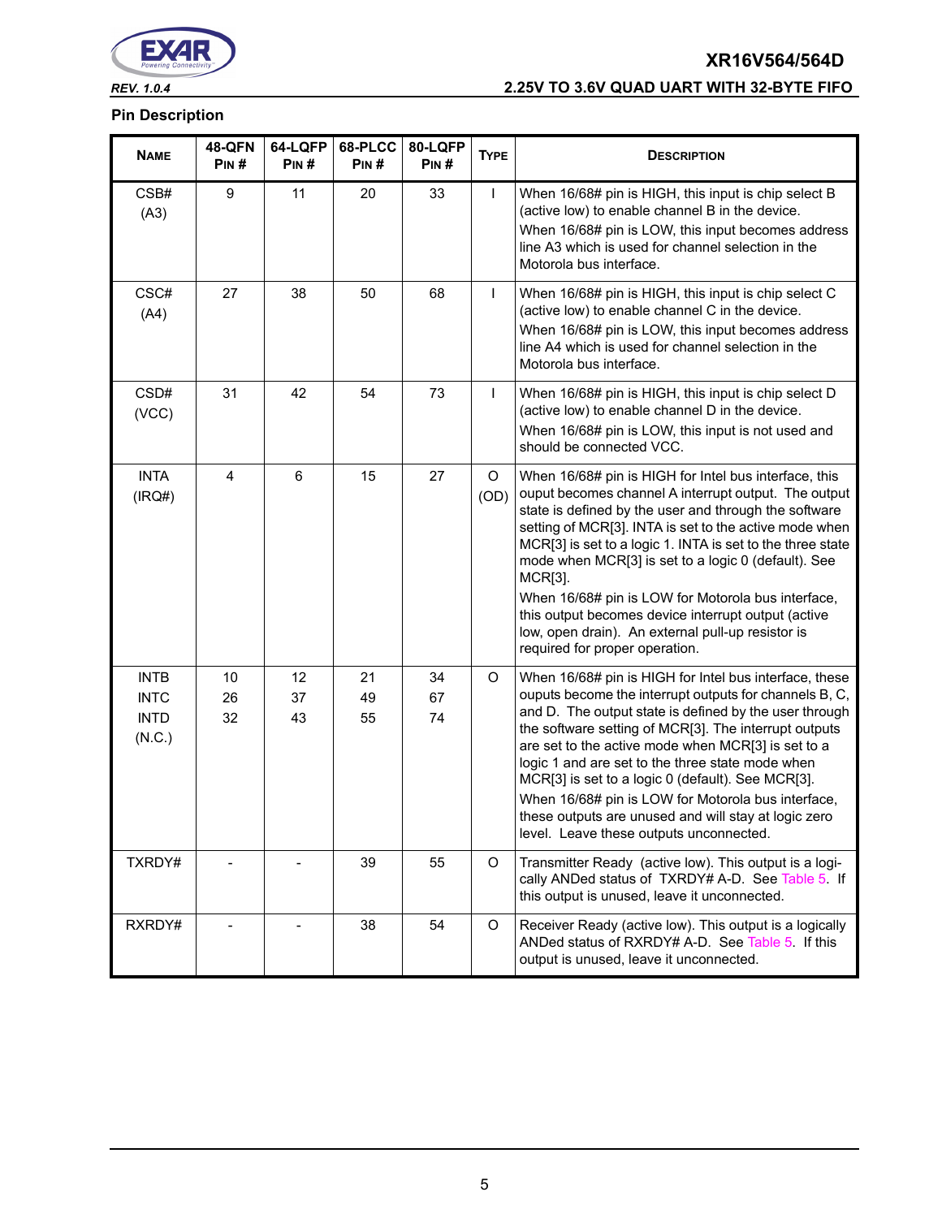## Pin Description

| NAME | 48-QFN PIN # | 64-LQFP PIN # | 68-PLCC PIN # | 80-LQFP PIN # | TYPE | DESCRIPTION |
|---|---|---|---|---|---|---|
| CSB# (A3) | 9 | 11 | 20 | 33 | I | When 16/68# pin is HIGH, this input is chip select B (active low) to enable channel B in the device. When 16/68# pin is LOW, this input becomes address line A3 which is used for channel selection in the Motorola bus interface. |
| CSC# (A4) | 27 | 38 | 50 | 68 | I | When 16/68# pin is HIGH, this input is chip select C (active low) to enable channel C in the device. When 16/68# pin is LOW, this input becomes address line A4 which is used for channel selection in the Motorola bus interface. |
| CSD# (VCC) | 31 | 42 | 54 | 73 | I | When 16/68# pin is HIGH, this input is chip select D (active low) to enable channel D in the device. When 16/68# pin is LOW, this input is not used and should be connected VCC. |
| INTA (IRQ#) | 4 | 6 | 15 | 27 | O (OD) | When 16/68# pin is HIGH for Intel bus interface, this ouput becomes channel A interrupt output. The output state is defined by the user and through the software setting of MCR[3]. INTA is set to the active mode when MCR[3] is set to a logic 1. INTA is set to the three state mode when MCR[3] is set to a logic 0 (default). See MCR[3]. When 16/68# pin is LOW for Motorola bus interface, this output becomes device interrupt output (active low, open drain). An external pull-up resistor is required for proper operation. |
| INTB INTC INTD (N.C.) | 10 26 32 | 12 37 43 | 21 49 55 | 34 67 74 | O | When 16/68# pin is HIGH for Intel bus interface, these ouputs become the interrupt outputs for channels B, C, and D. The output state is defined by the user through the software setting of MCR[3]. The interrupt outputs are set to the active mode when MCR[3] is set to a logic 1 and are set to the three state mode when MCR[3] is set to a logic 0 (default). See MCR[3]. When 16/68# pin is LOW for Motorola bus interface, these outputs are unused and will stay at logic zero level. Leave these outputs unconnected. |
| TXRDY# | - | - | 39 | 55 | O | Transmitter Ready (active low). This output is a logically ANDed status of TXRDY# A-D. See Table 5. If this output is unused, leave it unconnected. |
| RXRDY# | - | - | 38 | 54 | O | Receiver Ready (active low). This output is a logically ANDed status of RXRDY# A-D. See Table 5. If this output is unused, leave it unconnected. |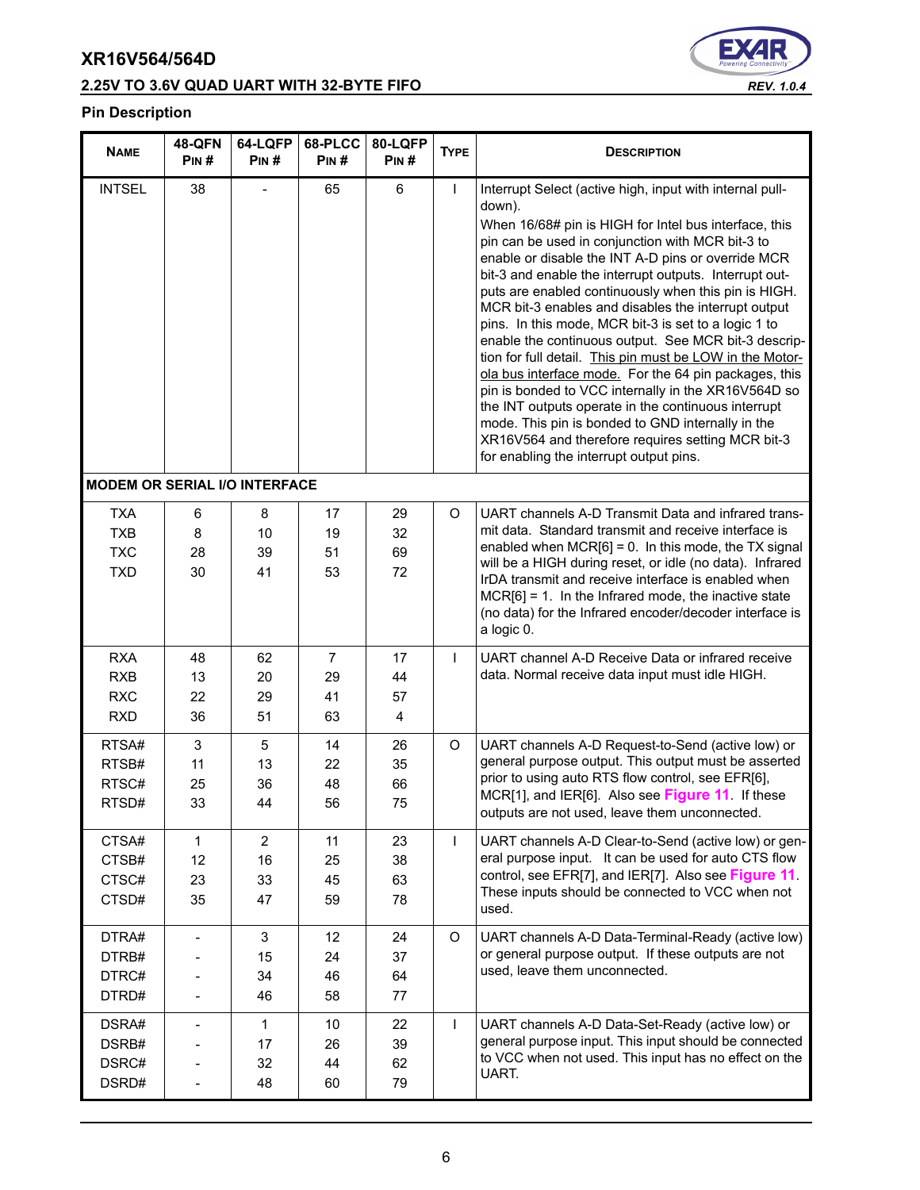## Pin Description

| NAME | 48-QFN PIN # | 64-LQFP PIN # | 68-PLCC PIN # | 80-LQFP PIN # | TYPE | DESCRIPTION |
|---|---|---|---|---|---|---|
| INTSEL | 38 | - | 65 | 6 | I | Interrupt Select (active high, input with internal pull-down). When 16/68# pin is HIGH for Intel bus interface, this pin can be used in conjunction with MCR bit-3 to enable or disable the INT A-D pins or override MCR bit-3 and enable the interrupt outputs. Interrupt outputs are enabled continuously when this pin is HIGH. MCR bit-3 enables and disables the interrupt output pins. In this mode, MCR bit-3 is set to a logic 1 to enable the continuous output. See MCR bit-3 description for full detail. This pin must be LOW in the Motorola bus interface mode. For the 64 pin packages, this pin is bonded to VCC internally in the XR16V564D so the INT outputs operate in the continuous interrupt mode. This pin is bonded to GND internally in the XR16V564 and therefore requires setting MCR bit-3 for enabling the interrupt output pins. |
| **MODEM OR SERIAL I/O INTERFACE** | | | | | | |
| TXA<br>TXB<br>TXC<br>TXD | 6<br>8<br>28<br>30 | 8<br>10<br>39<br>41 | 17<br>19<br>51<br>53 | 29<br>32<br>69<br>72 | O | UART channels A-D Transmit Data and infrared transmit data. Standard transmit and receive interface is enabled when MCR[6] = 0. In this mode, the TX signal will be a HIGH during reset, or idle (no data). Infrared IrDA transmit and receive interface is enabled when MCR[6] = 1. In the Infrared mode, the inactive state (no data) for the Infrared encoder/decoder interface is a logic 0. |
| RXA<br>RXB<br>RXC<br>RXD | 48<br>13<br>22<br>36 | 62<br>20<br>29<br>51 | 7<br>29<br>41<br>63 | 17<br>44<br>57<br>4 | I | UART channel A-D Receive Data or infrared receive data. Normal receive data input must idle HIGH. |
| RTSA#<br>RTSB#<br>RTSC#<br>RTSD# | 3<br>11<br>25<br>33 | 5<br>13<br>36<br>44 | 14<br>22<br>48<br>56 | 26<br>35<br>66<br>75 | O | UART channels A-D Request-to-Send (active low) or general purpose output. This output must be asserted prior to using auto RTS flow control, see EFR[6], MCR[1], and IER[6]. Also see Figure 11. If these outputs are not used, leave them unconnected. |
| CTSA#<br>CTSB#<br>CTSC#<br>CTSD# | 1<br>12<br>23<br>35 | 2<br>16<br>33<br>47 | 11<br>25<br>45<br>59 | 23<br>38<br>63<br>78 | I | UART channels A-D Clear-to-Send (active low) or general purpose input. It can be used for auto CTS flow control, see EFR[7], and IER[7]. Also see Figure 11. These inputs should be connected to VCC when not used. |
| DTRA#<br>DTRB#<br>DTRC#<br>DTRD# | -<br>-<br>-<br>- | 3<br>15<br>34<br>46 | 12<br>24<br>46<br>58 | 24<br>37<br>64<br>77 | O | UART channels A-D Data-Terminal-Ready (active low) or general purpose output. If these outputs are not used, leave them unconnected. |
| DSRA#<br>DSRB#<br>DSRC#<br>DSRD# | -<br>-<br>-<br>- | 1<br>17<br>32<br>48 | 10<br>26<br>44<br>60 | 22<br>39<br>62<br>79 | I | UART channels A-D Data-Set-Ready (active low) or general purpose input. This input should be connected to VCC when not used. This input has no effect on the UART. |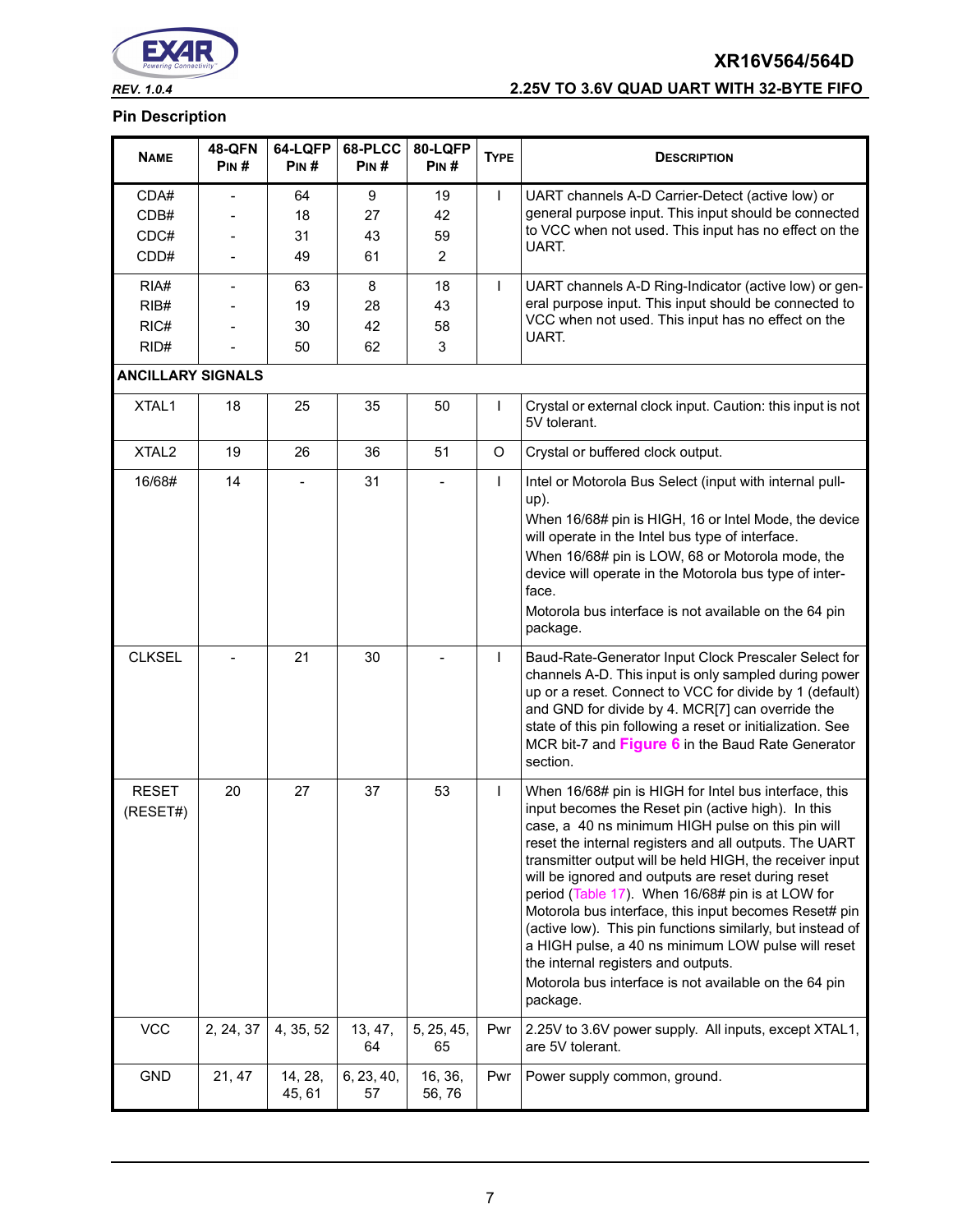## Pin Description

| NAME | 48-QFN PIN # | 64-LQFP PIN # | 68-PLCC PIN # | 80-LQFP PIN # | TYPE | DESCRIPTION |
|---|---|---|---|---|---|---|
| CDA#<br>CDB#<br>CDC#<br>CDD# | -<br>-<br>-<br>- | 64<br>18<br>31<br>49 | 9<br>27<br>43<br>61 | 19<br>42<br>59<br>2 | I | UART channels A-D Carrier-Detect (active low) or general purpose input. This input should be connected to VCC when not used. This input has no effect on the UART. |
| RIA#<br>RIB#<br>RIC#<br>RID# | -<br>-<br>-<br>- | 63<br>19<br>30<br>50 | 8<br>28<br>42<br>62 | 18<br>43<br>58<br>3 | I | UART channels A-D Ring-Indicator (active low) or general purpose input. This input should be connected to VCC when not used. This input has no effect on the UART. |
| **ANCILLARY SIGNALS** | | | | | | |
| XTAL1 | 18 | 25 | 35 | 50 | I | Crystal or external clock input. Caution: this input is not 5V tolerant. |
| XTAL2 | 19 | 26 | 36 | 51 | O | Crystal or buffered clock output. |
| 16/68# | 14 | - | 31 | - | I | Intel or Motorola Bus Select (input with internal pull-up).<br>When 16/68# pin is HIGH, 16 or Intel Mode, the device will operate in the Intel bus type of interface.<br>When 16/68# pin is LOW, 68 or Motorola mode, the device will operate in the Motorola bus type of interface.<br>Motorola bus interface is not available on the 64 pin package. |
| CLKSEL | - | 21 | 30 | - | I | Baud-Rate-Generator Input Clock Prescaler Select for channels A-D. This input is only sampled during power up or a reset. Connect to VCC for divide by 1 (default) and GND for divide by 4. MCR[7] can override the state of this pin following a reset or initialization. See MCR bit-7 and **Figure 6** in the Baud Rate Generator section. |
| RESET<br>(RESET#) | 20 | 27 | 37 | 53 | I | When 16/68# pin is HIGH for Intel bus interface, this input becomes the Reset pin (active high). In this case, a 40 ns minimum HIGH pulse on this pin will reset the internal registers and all outputs. The UART transmitter output will be held HIGH, the receiver input will be ignored and outputs are reset during reset period (Table 17). When 16/68# pin is at LOW for Motorola bus interface, this input becomes Reset# pin (active low). This pin functions similarly, but instead of a HIGH pulse, a 40 ns minimum LOW pulse will reset the internal registers and outputs.<br>Motorola bus interface is not available on the 64 pin package. |
| VCC | 2, 24, 37 | 4, 35, 52 | 13, 47, 64 | 5, 25, 45, 65 | Pwr | 2.25V to 3.6V power supply. All inputs, except XTAL1, are 5V tolerant. |
| GND | 21, 47 | 14, 28, 45, 61 | 6, 23, 40, 57 | 16, 36, 56, 76 | Pwr | Power supply common, ground. |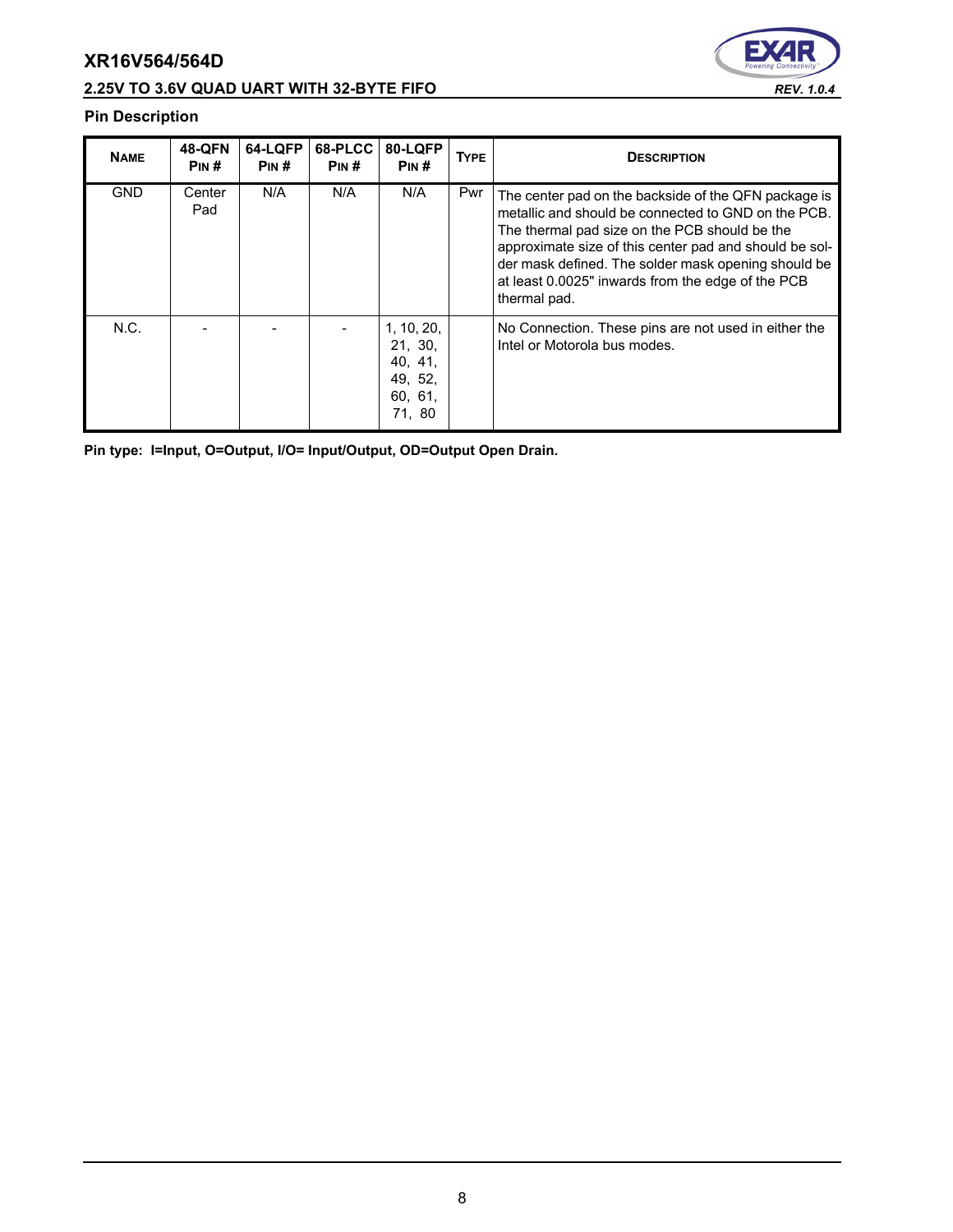### Pin Description

| NAME | 48-QFN PIN # | 64-LQFP PIN # | 68-PLCC PIN # | 80-LQFP PIN # | TYPE | DESCRIPTION |
|---|---|---|---|---|---|---|
| GND | Center Pad | N/A | N/A | N/A | Pwr | The center pad on the backside of the QFN package is metallic and should be connected to GND on the PCB. The thermal pad size on the PCB should be the approximate size of this center pad and should be solder mask defined. The solder mask opening should be at least 0.0025" inwards from the edge of the PCB thermal pad. |
| N.C. | - | - | - | 1, 10, 20, 21, 30, 40, 41, 49, 52, 60, 61, 71, 80 | | No Connection. These pins are not used in either the Intel or Motorola bus modes. |

**Pin type: I=Input, O=Output, I/O= Input/Output, OD=Output Open Drain.**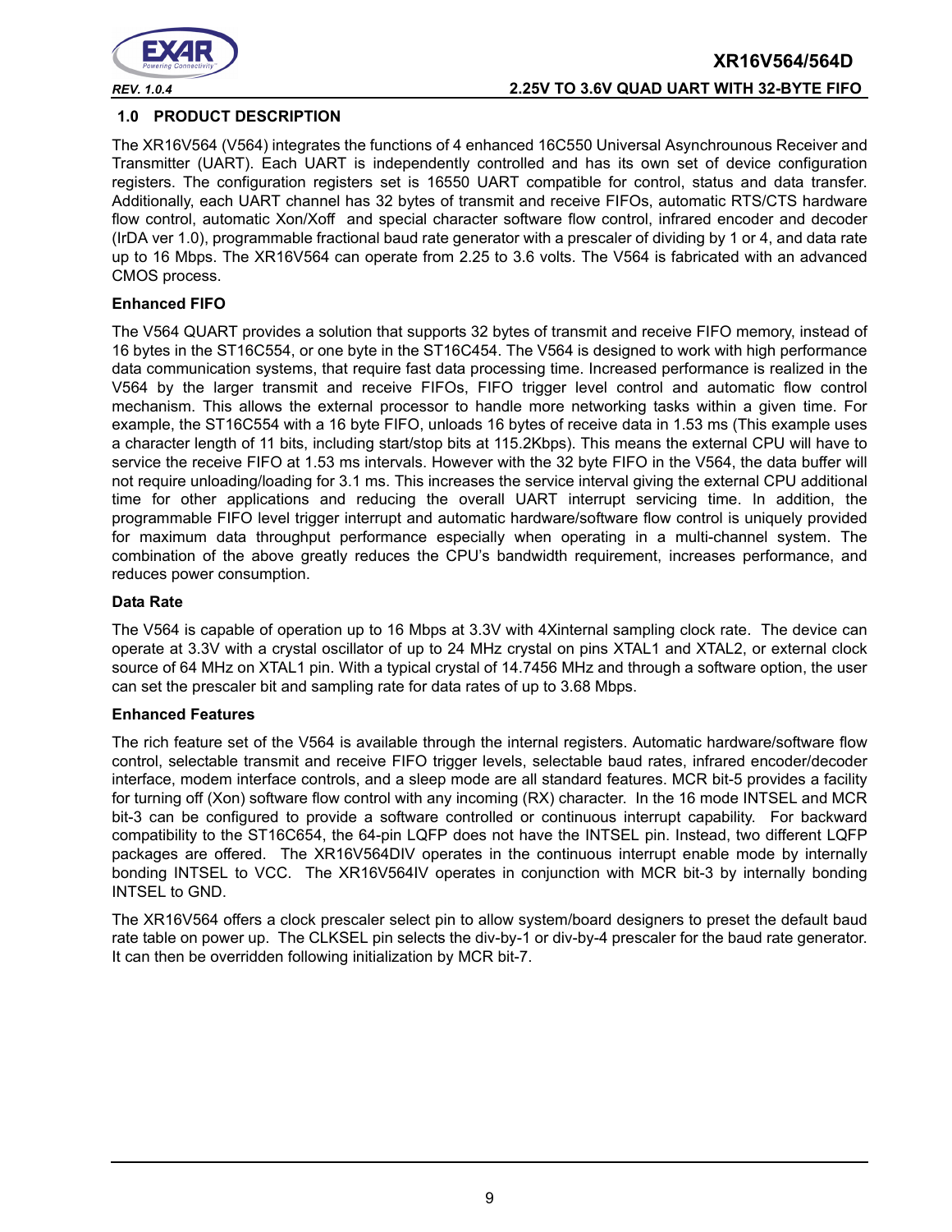## 1.0 PRODUCT DESCRIPTION

The XR16V564 (V564) integrates the functions of 4 enhanced 16C550 Universal Asynchrounous Receiver and Transmitter (UART). Each UART is independently controlled and has its own set of device configuration registers. The configuration registers set is 16550 UART compatible for control, status and data transfer. Additionally, each UART channel has 32 bytes of transmit and receive FIFOs, automatic RTS/CTS hardware flow control, automatic Xon/Xoff and special character software flow control, infrared encoder and decoder (IrDA ver 1.0), programmable fractional baud rate generator with a prescaler of dividing by 1 or 4, and data rate up to 16 Mbps. The XR16V564 can operate from 2.25 to 3.6 volts. The V564 is fabricated with an advanced CMOS process.

**Enhanced FIFO**

The V564 QUART provides a solution that supports 32 bytes of transmit and receive FIFO memory, instead of 16 bytes in the ST16C554, or one byte in the ST16C454. The V564 is designed to work with high performance data communication systems, that require fast data processing time. Increased performance is realized in the V564 by the larger transmit and receive FIFOs, FIFO trigger level control and automatic flow control mechanism. This allows the external processor to handle more networking tasks within a given time. For example, the ST16C554 with a 16 byte FIFO, unloads 16 bytes of receive data in 1.53 ms (This example uses a character length of 11 bits, including start/stop bits at 115.2Kbps). This means the external CPU will have to service the receive FIFO at 1.53 ms intervals. However with the 32 byte FIFO in the V564, the data buffer will not require unloading/loading for 3.1 ms. This increases the service interval giving the external CPU additional time for other applications and reducing the overall UART interrupt servicing time. In addition, the programmable FIFO level trigger interrupt and automatic hardware/software flow control is uniquely provided for maximum data throughput performance especially when operating in a multi-channel system. The combination of the above greatly reduces the CPU's bandwidth requirement, increases performance, and reduces power consumption.

**Data Rate**

The V564 is capable of operation up to 16 Mbps at 3.3V with 4Xinternal sampling clock rate. The device can operate at 3.3V with a crystal oscillator of up to 24 MHz crystal on pins XTAL1 and XTAL2, or external clock source of 64 MHz on XTAL1 pin. With a typical crystal of 14.7456 MHz and through a software option, the user can set the prescaler bit and sampling rate for data rates of up to 3.68 Mbps.

**Enhanced Features**

The rich feature set of the V564 is available through the internal registers. Automatic hardware/software flow control, selectable transmit and receive FIFO trigger levels, selectable baud rates, infrared encoder/decoder interface, modem interface controls, and a sleep mode are all standard features. MCR bit-5 provides a facility for turning off (Xon) software flow control with any incoming (RX) character. In the 16 mode INTSEL and MCR bit-3 can be configured to provide a software controlled or continuous interrupt capability. For backward compatibility to the ST16C654, the 64-pin LQFP does not have the INTSEL pin. Instead, two different LQFP packages are offered. The XR16V564DIV operates in the continuous interrupt enable mode by internally bonding INTSEL to VCC. The XR16V564IV operates in conjunction with MCR bit-3 by internally bonding INTSEL to GND.

The XR16V564 offers a clock prescaler select pin to allow system/board designers to preset the default baud rate table on power up. The CLKSEL pin selects the div-by-1 or div-by-4 prescaler for the baud rate generator. It can then be overridden following initialization by MCR bit-7.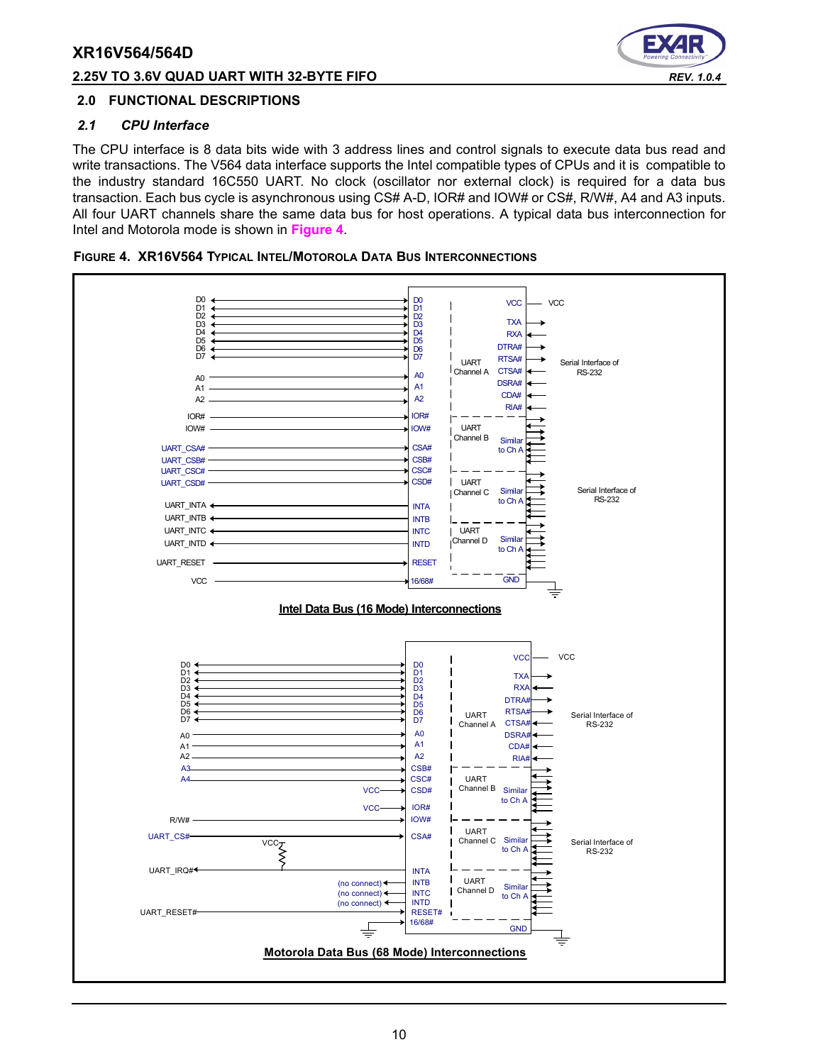## 2.0 FUNCTIONAL DESCRIPTIONS

### *2.1 CPU Interface*

The CPU interface is 8 data bits wide with 3 address lines and control signals to execute data bus read and write transactions. The V564 data interface supports the Intel compatible types of CPUs and it is compatible to the industry standard 16C550 UART. No clock (oscillator nor external clock) is required for a data bus transaction. Each bus cycle is asynchronous using CS# A-D, IOR# and IOW# or CS#, R/W#, A4 and A3 inputs. All four UART channels share the same data bus for host operations. A typical data bus interconnection for Intel and Motorola mode is shown in **Figure 4**.

**FIGURE 4. XR16V564 TYPICAL INTEL/MOTOROLA DATA BUS INTERCONNECTIONS**

**Intel Data Bus (16 Mode) Interconnections**

**Motorola Data Bus (68 Mode) Interconnections**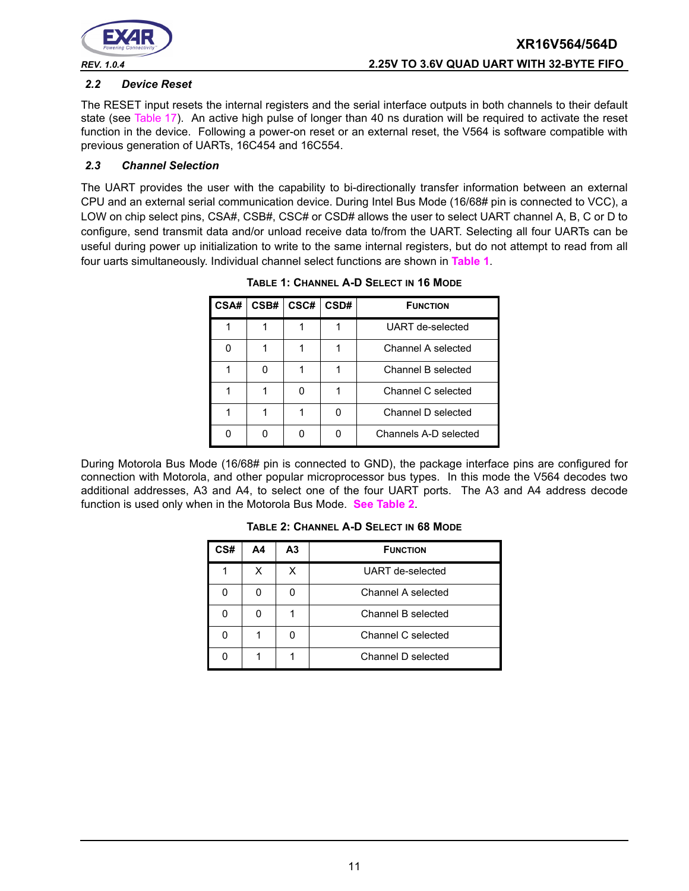### 2.2 Device Reset

The RESET input resets the internal registers and the serial interface outputs in both channels to their default state (see Table 17). An active high pulse of longer than 40 ns duration will be required to activate the reset function in the device. Following a power-on reset or an external reset, the V564 is software compatible with previous generation of UARTs, 16C454 and 16C554.

### 2.3 Channel Selection

The UART provides the user with the capability to bi-directionally transfer information between an external CPU and an external serial communication device. During Intel Bus Mode (16/68# pin is connected to VCC), a LOW on chip select pins, CSA#, CSB#, CSC# or CSD# allows the user to select UART channel A, B, C or D to configure, send transmit data and/or unload receive data to/from the UART. Selecting all four UARTs can be useful during power up initialization to write to the same internal registers, but do not attempt to read from all four uarts simultaneously. Individual channel select functions are shown in **Table 1**.

**TABLE 1: CHANNEL A-D SELECT IN 16 MODE**

| CSA# | CSB# | CSC# | CSD# | FUNCTION |
|---|---|---|---|---|
| 1 | 1 | 1 | 1 | UART de-selected |
| 0 | 1 | 1 | 1 | Channel A selected |
| 1 | 0 | 1 | 1 | Channel B selected |
| 1 | 1 | 0 | 1 | Channel C selected |
| 1 | 1 | 1 | 0 | Channel D selected |
| 0 | 0 | 0 | 0 | Channels A-D selected |

During Motorola Bus Mode (16/68# pin is connected to GND), the package interface pins are configured for connection with Motorola, and other popular microprocessor bus types. In this mode the V564 decodes two additional addresses, A3 and A4, to select one of the four UART ports. The A3 and A4 address decode function is used only when in the Motorola Bus Mode. **See Table 2**.

**TABLE 2: CHANNEL A-D SELECT IN 68 MODE**

| CS# | A4 | A3 | FUNCTION |
|---|---|---|---|
| 1 | X | X | UART de-selected |
| 0 | 0 | 0 | Channel A selected |
| 0 | 0 | 1 | Channel B selected |
| 0 | 1 | 0 | Channel C selected |
| 0 | 1 | 1 | Channel D selected |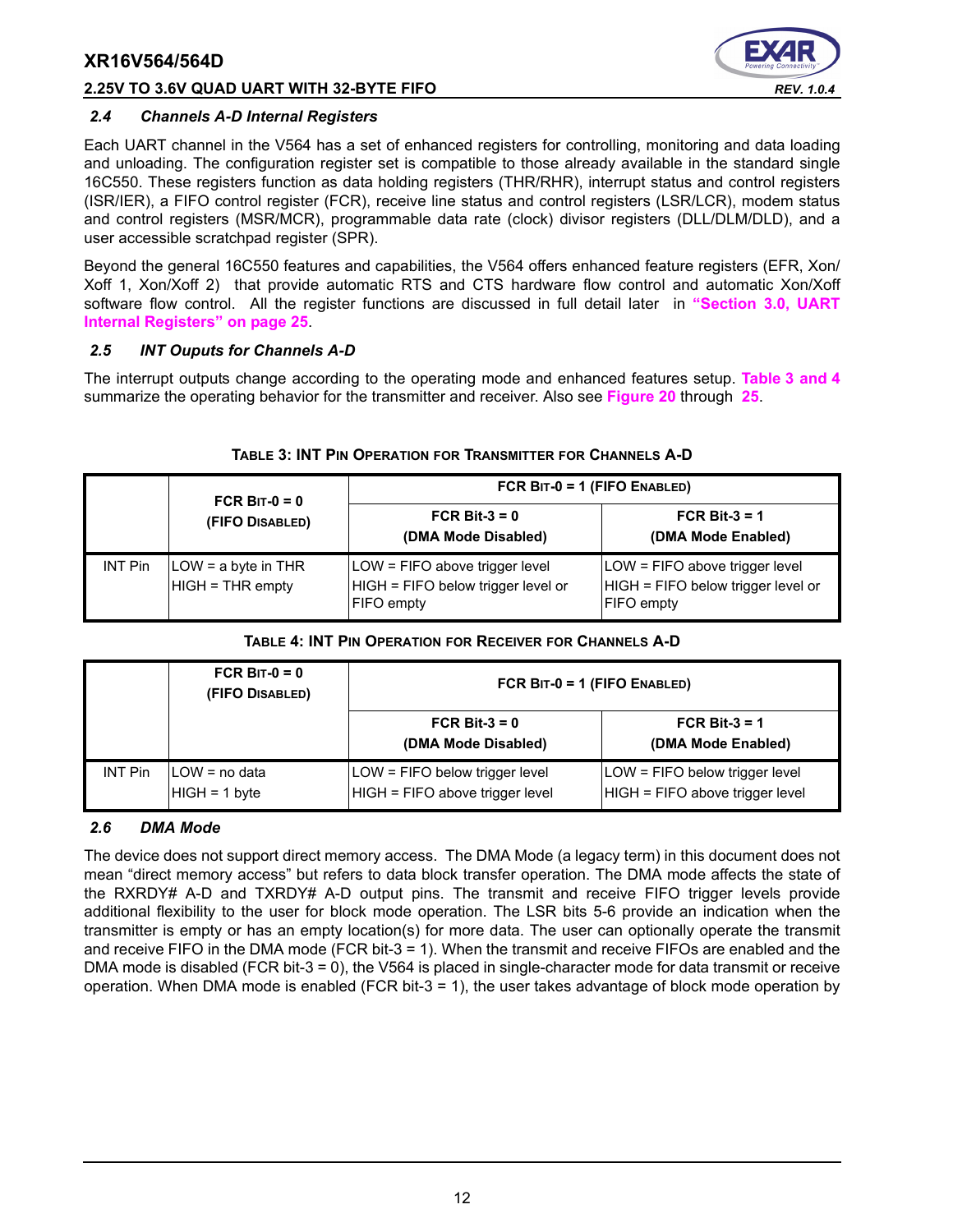### 2.4 Channels A-D Internal Registers

Each UART channel in the V564 has a set of enhanced registers for controlling, monitoring and data loading and unloading. The configuration register set is compatible to those already available in the standard single 16C550. These registers function as data holding registers (THR/RHR), interrupt status and control registers (ISR/IER), a FIFO control register (FCR), receive line status and control registers (LSR/LCR), modem status and control registers (MSR/MCR), programmable data rate (clock) divisor registers (DLL/DLM/DLD), and a user accessible scratchpad register (SPR).

Beyond the general 16C550 features and capabilities, the V564 offers enhanced feature registers (EFR, Xon/Xoff 1, Xon/Xoff 2) that provide automatic RTS and CTS hardware flow control and automatic Xon/Xoff software flow control. All the register functions are discussed in full detail later in **"Section 3.0, UART Internal Registers" on page 25**.

### 2.5 INT Ouputs for Channels A-D

The interrupt outputs change according to the operating mode and enhanced features setup. **Table 3 and 4** summarize the operating behavior for the transmitter and receiver. Also see **Figure 20** through **25**.

**TABLE 3: INT PIN OPERATION FOR TRANSMITTER FOR CHANNELS A-D**

| | FCR BIT-0 = 0 (FIFO DISABLED) | FCR BIT-0 = 1 (FIFO ENABLED) | |
|---|---|---|---|
| | | FCR Bit-3 = 0 (DMA Mode Disabled) | FCR Bit-3 = 1 (DMA Mode Enabled) |
| INT Pin | LOW = a byte in THR<br>HIGH = THR empty | LOW = FIFO above trigger level<br>HIGH = FIFO below trigger level or FIFO empty | LOW = FIFO above trigger level<br>HIGH = FIFO below trigger level or FIFO empty |

**TABLE 4: INT PIN OPERATION FOR RECEIVER FOR CHANNELS A-D**

| | FCR BIT-0 = 0 (FIFO DISABLED) | FCR BIT-0 = 1 (FIFO ENABLED) | |
|---|---|---|---|
| | | FCR Bit-3 = 0 (DMA Mode Disabled) | FCR Bit-3 = 1 (DMA Mode Enabled) |
| INT Pin | LOW = no data<br>HIGH = 1 byte | LOW = FIFO below trigger level<br>HIGH = FIFO above trigger level | LOW = FIFO below trigger level<br>HIGH = FIFO above trigger level |

### 2.6 DMA Mode

The device does not support direct memory access. The DMA Mode (a legacy term) in this document does not mean "direct memory access" but refers to data block transfer operation. The DMA mode affects the state of the RXRDY# A-D and TXRDY# A-D output pins. The transmit and receive FIFO trigger levels provide additional flexibility to the user for block mode operation. The LSR bits 5-6 provide an indication when the transmitter is empty or has an empty location(s) for more data. The user can optionally operate the transmit and receive FIFO in the DMA mode (FCR bit-3 = 1). When the transmit and receive FIFOs are enabled and the DMA mode is disabled (FCR bit-3 = 0), the V564 is placed in single-character mode for data transmit or receive operation. When DMA mode is enabled (FCR bit-3 = 1), the user takes advantage of block mode operation by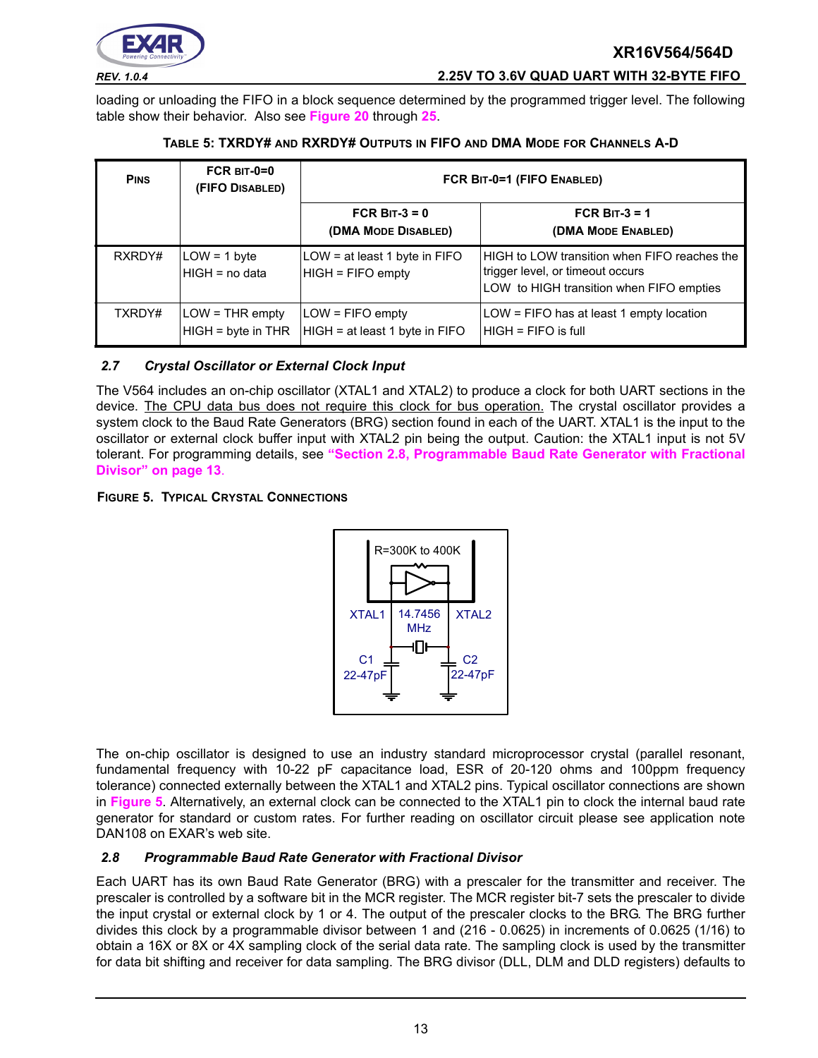loading or unloading the FIFO in a block sequence determined by the programmed trigger level. The following table show their behavior. Also see Figure 20 through 25.

**TABLE 5: TXRDY# AND RXRDY# OUTPUTS IN FIFO AND DMA MODE FOR CHANNELS A-D**

| PINS | FCR BIT-0=0 (FIFO DISABLED) | FCR BIT-0=1 (FIFO ENABLED) | |
|---|---|---|---|
| | | FCR BIT-3 = 0 (DMA MODE DISABLED) | FCR BIT-3 = 1 (DMA MODE ENABLED) |
| RXRDY# | LOW = 1 byte<br>HIGH = no data | LOW = at least 1 byte in FIFO<br>HIGH = FIFO empty | HIGH to LOW transition when FIFO reaches the trigger level, or timeout occurs<br>LOW to HIGH transition when FIFO empties |
| TXRDY# | LOW = THR empty<br>HIGH = byte in THR | LOW = FIFO empty<br>HIGH = at least 1 byte in FIFO | LOW = FIFO has at least 1 empty location<br>HIGH = FIFO is full |

### *2.7 Crystal Oscillator or External Clock Input*

The V564 includes an on-chip oscillator (XTAL1 and XTAL2) to produce a clock for both UART sections in the device. The CPU data bus does not require this clock for bus operation. The crystal oscillator provides a system clock to the Baud Rate Generators (BRG) section found in each of the UART. XTAL1 is the input to the oscillator or external clock buffer input with XTAL2 pin being the output. Caution: the XTAL1 input is not 5V tolerant. For programming details, see "Section 2.8, Programmable Baud Rate Generator with Fractional Divisor" on page 13.

**FIGURE 5. TYPICAL CRYSTAL CONNECTIONS**

R=300K to 400K

XTAL1 | 14.7456 MHz | XTAL2

C1 22-47pF | C2 22-47pF

The on-chip oscillator is designed to use an industry standard microprocessor crystal (parallel resonant, fundamental frequency with 10-22 pF capacitance load, ESR of 20-120 ohms and 100ppm frequency tolerance) connected externally between the XTAL1 and XTAL2 pins. Typical oscillator connections are shown in Figure 5. Alternatively, an external clock can be connected to the XTAL1 pin to clock the internal baud rate generator for standard or custom rates. For further reading on oscillator circuit please see application note DAN108 on EXAR's web site.

### *2.8 Programmable Baud Rate Generator with Fractional Divisor*

Each UART has its own Baud Rate Generator (BRG) with a prescaler for the transmitter and receiver. The prescaler is controlled by a software bit in the MCR register. The MCR register bit-7 sets the prescaler to divide the input crystal or external clock by 1 or 4. The output of the prescaler clocks to the BRG. The BRG further divides this clock by a programmable divisor between 1 and (216 - 0.0625) in increments of 0.0625 (1/16) to obtain a 16X or 8X or 4X sampling clock of the serial data rate. The sampling clock is used by the transmitter for data bit shifting and receiver for data sampling. The BRG divisor (DLL, DLM and DLD registers) defaults to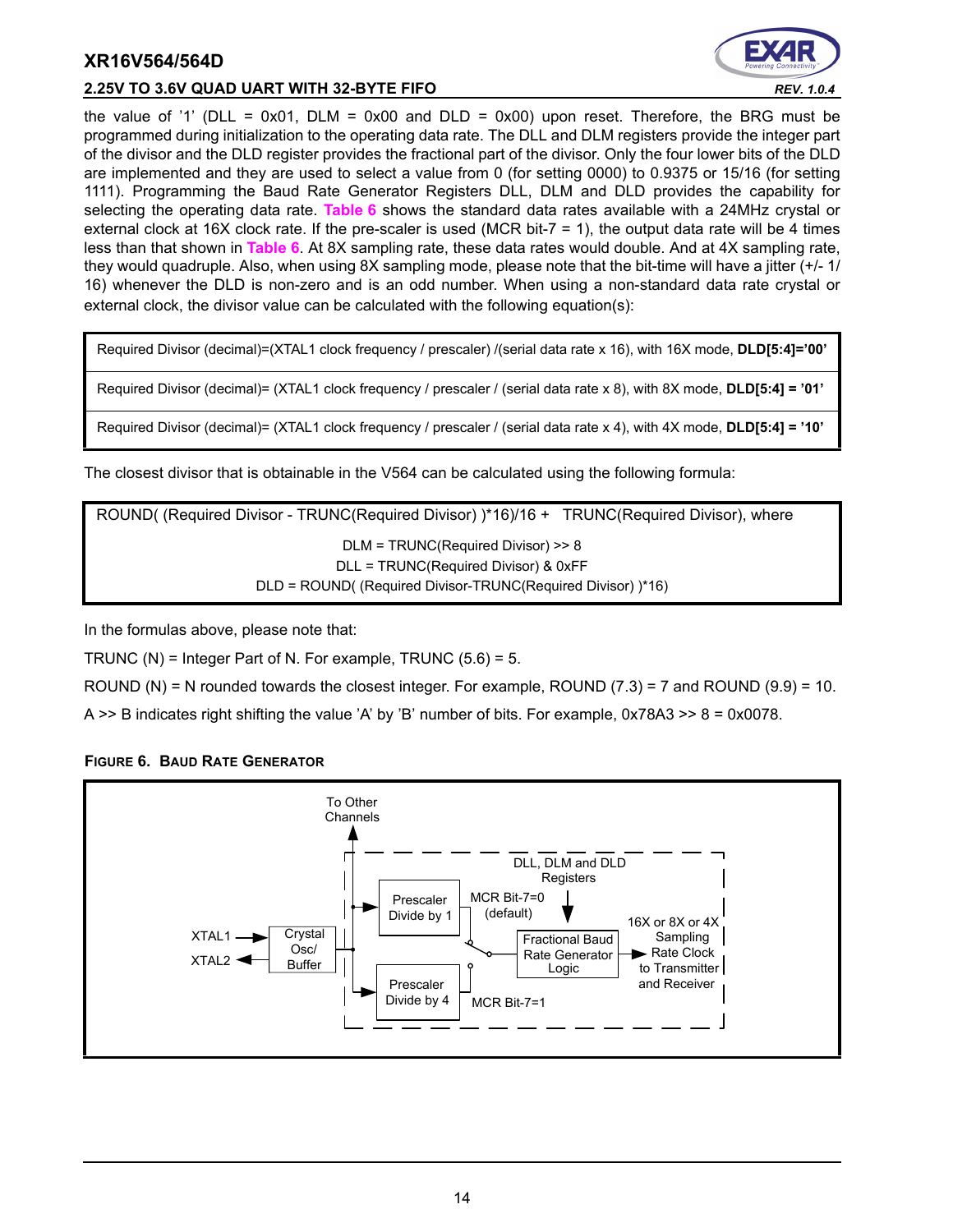the value of '1' (DLL = 0x01, DLM = 0x00 and DLD = 0x00) upon reset. Therefore, the BRG must be programmed during initialization to the operating data rate. The DLL and DLM registers provide the integer part of the divisor and the DLD register provides the fractional part of the divisor. Only the four lower bits of the DLD are implemented and they are used to select a value from 0 (for setting 0000) to 0.9375 or 15/16 (for setting 1111). Programming the Baud Rate Generator Registers DLL, DLM and DLD provides the capability for selecting the operating data rate. **Table 6** shows the standard data rates available with a 24MHz crystal or external clock at 16X clock rate. If the pre-scaler is used (MCR bit-7 = 1), the output data rate will be 4 times less than that shown in **Table 6**. At 8X sampling rate, these data rates would double. And at 4X sampling rate, they would quadruple. Also, when using 8X sampling mode, please note that the bit-time will have a jitter (+/- 1/16) whenever the DLD is non-zero and is an odd number. When using a non-standard data rate crystal or external clock, the divisor value can be calculated with the following equation(s):

| |
|---|
| Required Divisor (decimal)=(XTAL1 clock frequency / prescaler) /(serial data rate x 16), with 16X mode, **DLD[5:4]='00'** |
| Required Divisor (decimal)= (XTAL1 clock frequency / prescaler / (serial data rate x 8), with 8X mode, **DLD[5:4] = '01'** |
| Required Divisor (decimal)= (XTAL1 clock frequency / prescaler / (serial data rate x 4), with 4X mode, **DLD[5:4] = '10'** |

The closest divisor that is obtainable in the V564 can be calculated using the following formula:

```
ROUND( (Required Divisor - TRUNC(Required Divisor) )*16)/16 +  TRUNC(Required Divisor), where

DLM = TRUNC(Required Divisor) >> 8
DLL = TRUNC(Required Divisor) & 0xFF
DLD = ROUND( (Required Divisor-TRUNC(Required Divisor) )*16)
```

In the formulas above, please note that:

TRUNC (N) = Integer Part of N. For example, TRUNC (5.6) = 5.

ROUND (N) = N rounded towards the closest integer. For example, ROUND (7.3) = 7 and ROUND (9.9) = 10.

A >> B indicates right shifting the value 'A' by 'B' number of bits. For example, 0x78A3 >> 8 = 0x0078.

**FIGURE 6. BAUD RATE GENERATOR**

To Other Channels; XTAL1; XTAL2; Crystal Osc/ Buffer; Prescaler Divide by 1; Prescaler Divide by 4; MCR Bit-7=0 (default); MCR Bit-7=1; DLL, DLM and DLD Registers; Fractional Baud Rate Generator Logic; 16X or 8X or 4X Sampling Rate Clock to Transmitter and Receiver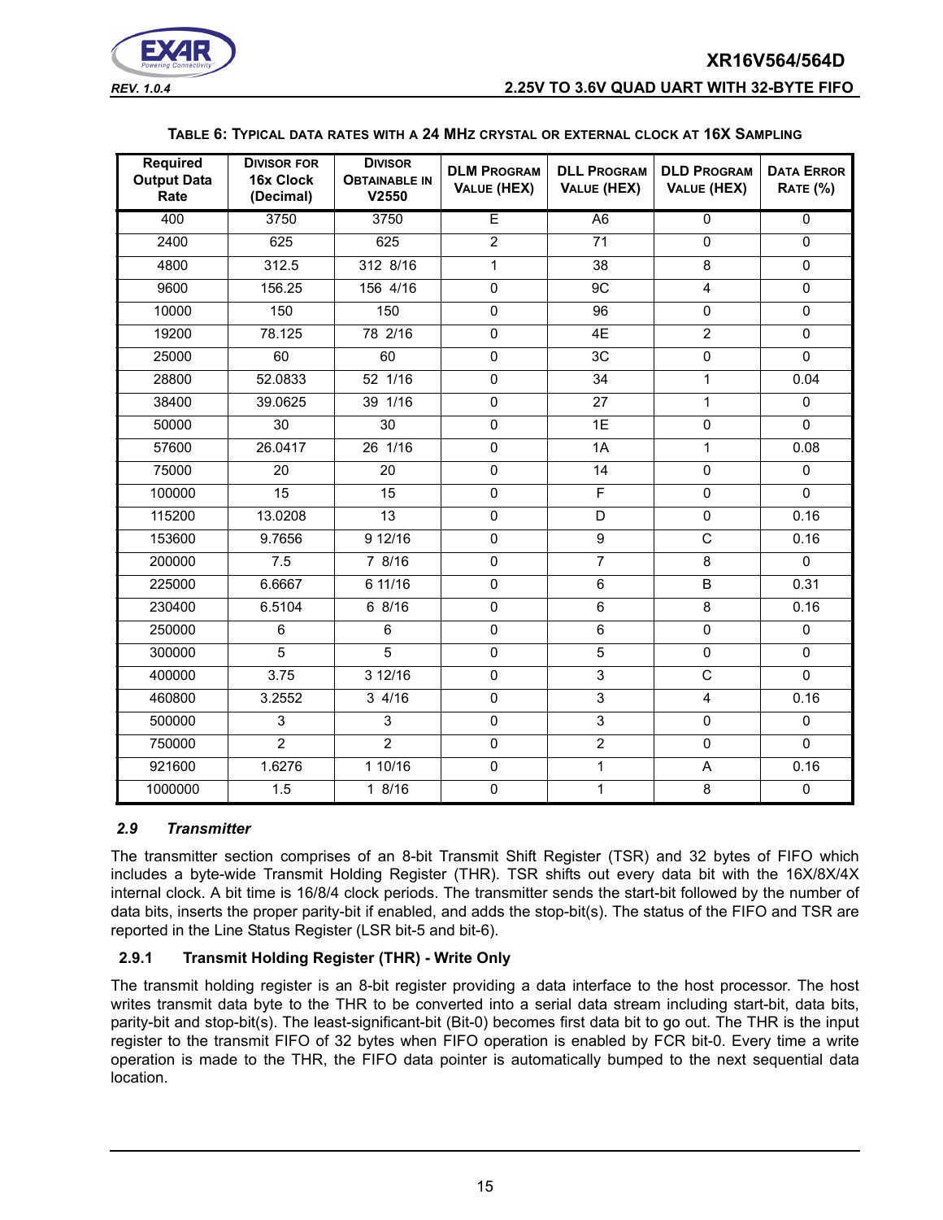**TABLE 6: TYPICAL DATA RATES WITH A 24 MHZ CRYSTAL OR EXTERNAL CLOCK AT 16X SAMPLING**

| Required Output Data Rate | Divisor for 16x Clock (Decimal) | Divisor Obtainable in V2550 | DLM Program Value (HEX) | DLL Program Value (HEX) | DLD Program Value (HEX) | Data Error Rate (%) |
|---|---|---|---|---|---|---|
| 400 | 3750 | 3750 | E | A6 | 0 | 0 |
| 2400 | 625 | 625 | 2 | 71 | 0 | 0 |
| 4800 | 312.5 | 312 8/16 | 1 | 38 | 8 | 0 |
| 9600 | 156.25 | 156 4/16 | 0 | 9C | 4 | 0 |
| 10000 | 150 | 150 | 0 | 96 | 0 | 0 |
| 19200 | 78.125 | 78 2/16 | 0 | 4E | 2 | 0 |
| 25000 | 60 | 60 | 0 | 3C | 0 | 0 |
| 28800 | 52.0833 | 52 1/16 | 0 | 34 | 1 | 0.04 |
| 38400 | 39.0625 | 39 1/16 | 0 | 27 | 1 | 0 |
| 50000 | 30 | 30 | 0 | 1E | 0 | 0 |
| 57600 | 26.0417 | 26 1/16 | 0 | 1A | 1 | 0.08 |
| 75000 | 20 | 20 | 0 | 14 | 0 | 0 |
| 100000 | 15 | 15 | 0 | F | 0 | 0 |
| 115200 | 13.0208 | 13 | 0 | D | 0 | 0.16 |
| 153600 | 9.7656 | 9 12/16 | 0 | 9 | C | 0.16 |
| 200000 | 7.5 | 7 8/16 | 0 | 7 | 8 | 0 |
| 225000 | 6.6667 | 6 11/16 | 0 | 6 | B | 0.31 |
| 230400 | 6.5104 | 6 8/16 | 0 | 6 | 8 | 0.16 |
| 250000 | 6 | 6 | 0 | 6 | 0 | 0 |
| 300000 | 5 | 5 | 0 | 5 | 0 | 0 |
| 400000 | 3.75 | 3 12/16 | 0 | 3 | C | 0 |
| 460800 | 3.2552 | 3 4/16 | 0 | 3 | 4 | 0.16 |
| 500000 | 3 | 3 | 0 | 3 | 0 | 0 |
| 750000 | 2 | 2 | 0 | 2 | 0 | 0 |
| 921600 | 1.6276 | 1 10/16 | 0 | 1 | A | 0.16 |
| 1000000 | 1.5 | 1 8/16 | 0 | 1 | 8 | 0 |

### *2.9 Transmitter*

The transmitter section comprises of an 8-bit Transmit Shift Register (TSR) and 32 bytes of FIFO which includes a byte-wide Transmit Holding Register (THR). TSR shifts out every data bit with the 16X/8X/4X internal clock. A bit time is 16/8/4 clock periods. The transmitter sends the start-bit followed by the number of data bits, inserts the proper parity-bit if enabled, and adds the stop-bit(s). The status of the FIFO and TSR are reported in the Line Status Register (LSR bit-5 and bit-6).

#### 2.9.1 Transmit Holding Register (THR) - Write Only

The transmit holding register is an 8-bit register providing a data interface to the host processor. The host writes transmit data byte to the THR to be converted into a serial data stream including start-bit, data bits, parity-bit and stop-bit(s). The least-significant-bit (Bit-0) becomes first data bit to go out. The THR is the input register to the transmit FIFO of 32 bytes when FIFO operation is enabled by FCR bit-0. Every time a write operation is made to the THR, the FIFO data pointer is automatically bumped to the next sequential data location.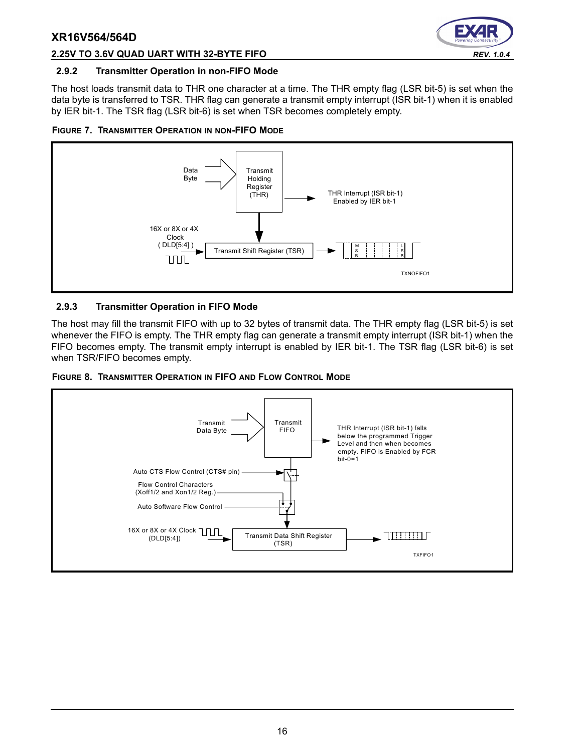### 2.9.2 Transmitter Operation in non-FIFO Mode

The host loads transmit data to THR one character at a time. The THR empty flag (LSR bit-5) is set when the data byte is transferred to TSR. THR flag can generate a transmit empty interrupt (ISR bit-1) when it is enabled by IER bit-1. The TSR flag (LSR bit-6) is set when TSR becomes completely empty.

**FIGURE 7. TRANSMITTER OPERATION IN NON-FIFO MODE**

### 2.9.3 Transmitter Operation in FIFO Mode

The host may fill the transmit FIFO with up to 32 bytes of transmit data. The THR empty flag (LSR bit-5) is set whenever the FIFO is empty. The THR empty flag can generate a transmit empty interrupt (ISR bit-1) when the FIFO becomes empty. The transmit empty interrupt is enabled by IER bit-1. The TSR flag (LSR bit-6) is set when TSR/FIFO becomes empty.

**FIGURE 8. TRANSMITTER OPERATION IN FIFO AND FLOW CONTROL MODE**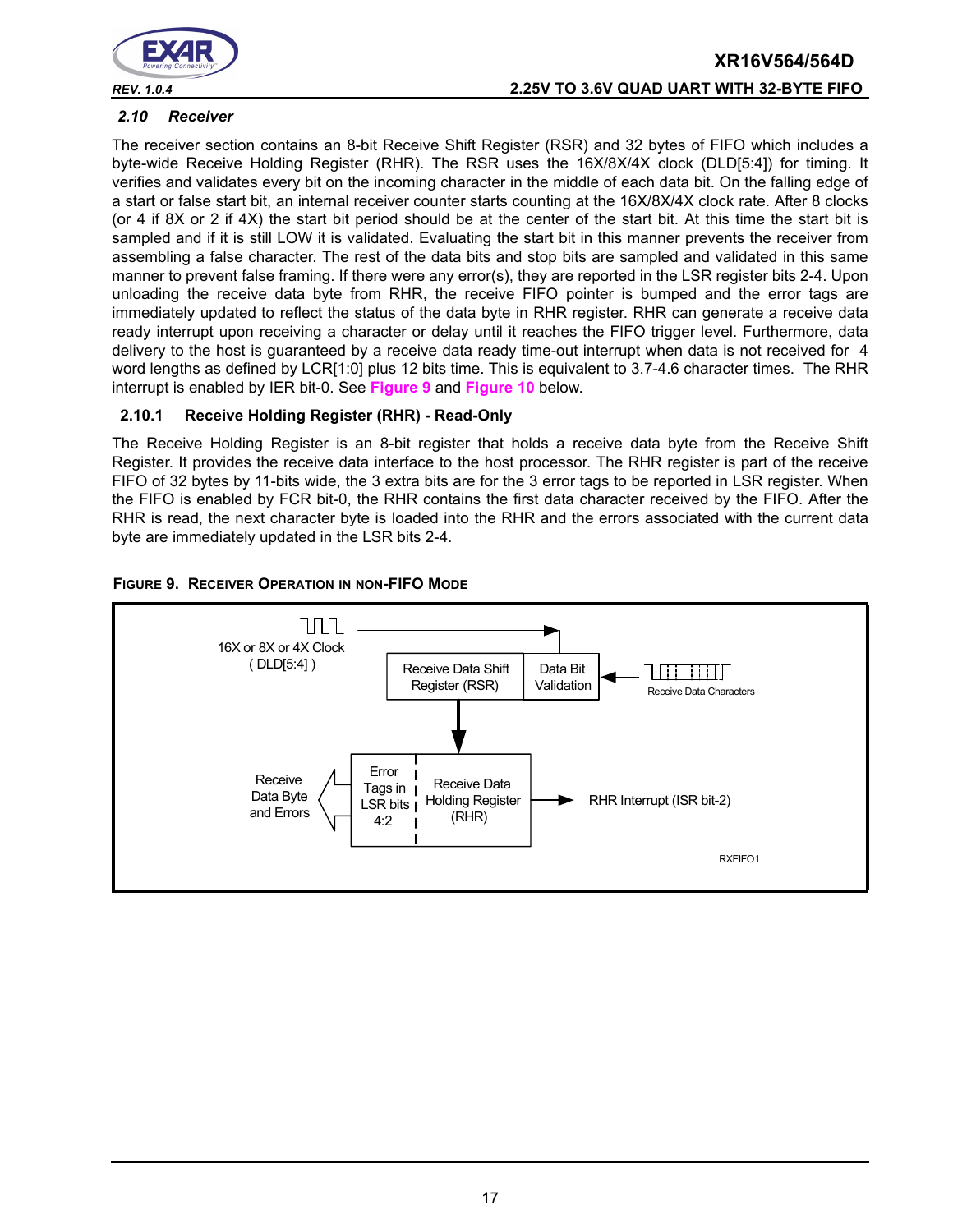## 2.10 Receiver

The receiver section contains an 8-bit Receive Shift Register (RSR) and 32 bytes of FIFO which includes a byte-wide Receive Holding Register (RHR). The RSR uses the 16X/8X/4X clock (DLD[5:4]) for timing. It verifies and validates every bit on the incoming character in the middle of each data bit. On the falling edge of a start or false start bit, an internal receiver counter starts counting at the 16X/8X/4X clock rate. After 8 clocks (or 4 if 8X or 2 if 4X) the start bit period should be at the center of the start bit. At this time the start bit is sampled and if it is still LOW it is validated. Evaluating the start bit in this manner prevents the receiver from assembling a false character. The rest of the data bits and stop bits are sampled and validated in this same manner to prevent false framing. If there were any error(s), they are reported in the LSR register bits 2-4. Upon unloading the receive data byte from RHR, the receive FIFO pointer is bumped and the error tags are immediately updated to reflect the status of the data byte in RHR register. RHR can generate a receive data ready interrupt upon receiving a character or delay until it reaches the FIFO trigger level. Furthermore, data delivery to the host is guaranteed by a receive data ready time-out interrupt when data is not received for 4 word lengths as defined by LCR[1:0] plus 12 bits time. This is equivalent to 3.7-4.6 character times. The RHR interrupt is enabled by IER bit-0. See Figure 9 and Figure 10 below.

### 2.10.1 Receive Holding Register (RHR) - Read-Only

The Receive Holding Register is an 8-bit register that holds a receive data byte from the Receive Shift Register. It provides the receive data interface to the host processor. The RHR register is part of the receive FIFO of 32 bytes by 11-bits wide, the 3 extra bits are for the 3 error tags to be reported in LSR register. When the FIFO is enabled by FCR bit-0, the RHR contains the first data character received by the FIFO. After the RHR is read, the next character byte is loaded into the RHR and the errors associated with the current data byte are immediately updated in the LSR bits 2-4.

**FIGURE 9. RECEIVER OPERATION IN NON-FIFO MODE**

16X or 8X or 4X Clock ( DLD[5:4] )

Receive Data Shift Register (RSR) | Data Bit Validation | Receive Data Characters

Receive Data Byte and Errors | Error Tags in LSR bits 4:2 | Receive Data Holding Register (RHR) | RHR Interrupt (ISR bit-2)

RXFIFO1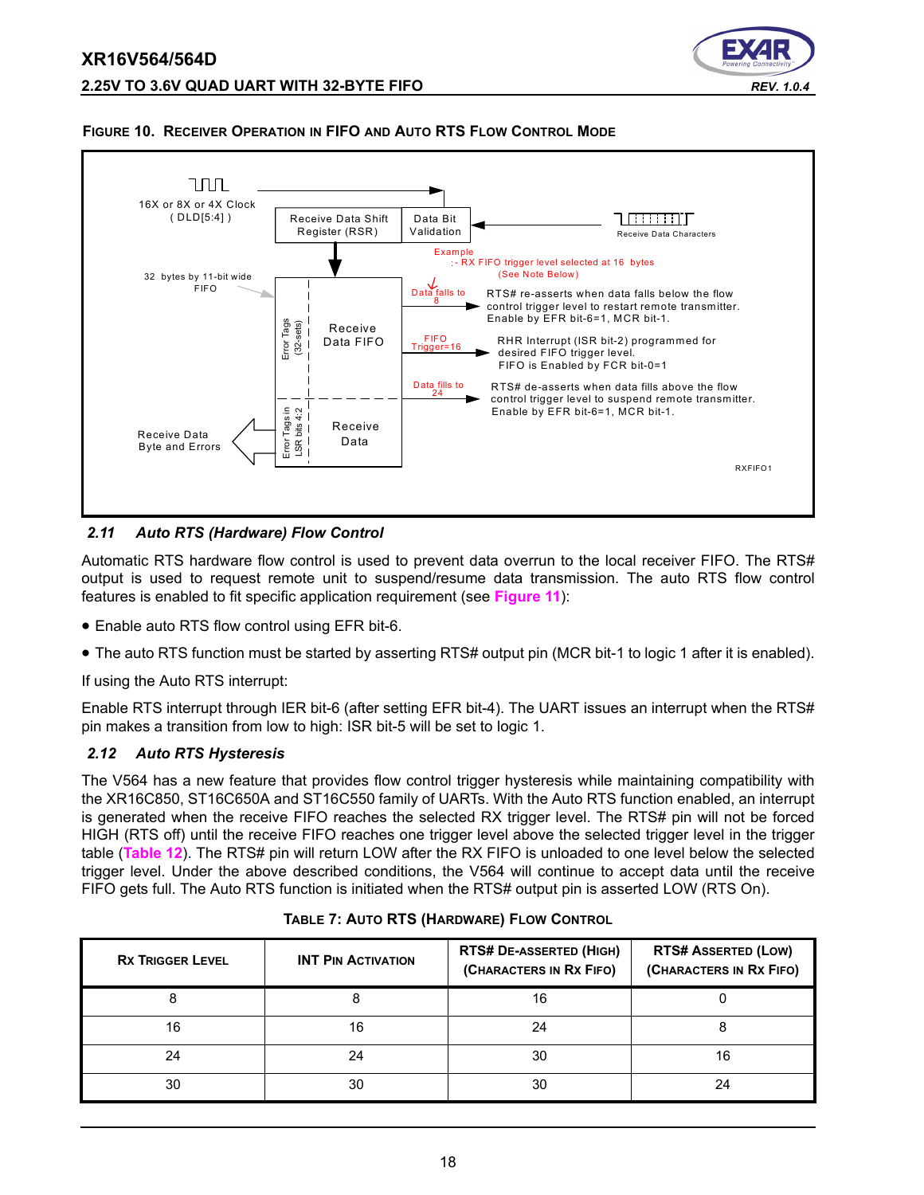**FIGURE 10. RECEIVER OPERATION IN FIFO AND AUTO RTS FLOW CONTROL MODE**

16X or 8X or 4X Clock ( DLD[5:4] )

Receive Data Shift Register (RSR)

Data Bit Validation

Receive Data Characters

32 bytes by 11-bit wide FIFO

Error Tags (32-sets)

Receive Data FIFO

Error Tags in LSR bits 4:2

Receive Data

Receive Data Byte and Errors

Example :- RX FIFO trigger level selected at 16 bytes (See Note Below)

Data falls to 8 — RTS# re-asserts when data falls below the flow control trigger level to restart remote transmitter. Enable by EFR bit-6=1, MCR bit-1.

FIFO Trigger=16 — RHR Interrupt (ISR bit-2) programmed for desired FIFO trigger level. FIFO is Enabled by FCR bit-0=1

Data fills to 24 — RTS# de-asserts when data fills above the flow control trigger level to suspend remote transmitter. Enable by EFR bit-6=1, MCR bit-1.

RXFIFO1

### *2.11 Auto RTS (Hardware) Flow Control*

Automatic RTS hardware flow control is used to prevent data overrun to the local receiver FIFO. The RTS# output is used to request remote unit to suspend/resume data transmission. The auto RTS flow control features is enabled to fit specific application requirement (see **Figure 11**):

- Enable auto RTS flow control using EFR bit-6.
- The auto RTS function must be started by asserting RTS# output pin (MCR bit-1 to logic 1 after it is enabled).

If using the Auto RTS interrupt:

Enable RTS interrupt through IER bit-6 (after setting EFR bit-4). The UART issues an interrupt when the RTS# pin makes a transition from low to high: ISR bit-5 will be set to logic 1.

### *2.12 Auto RTS Hysteresis*

The V564 has a new feature that provides flow control trigger hysteresis while maintaining compatibility with the XR16C850, ST16C650A and ST16C550 family of UARTs. With the Auto RTS function enabled, an interrupt is generated when the receive FIFO reaches the selected RX trigger level. The RTS# pin will not be forced HIGH (RTS off) until the receive FIFO reaches one trigger level above the selected trigger level in the trigger table (**Table 12**). The RTS# pin will return LOW after the RX FIFO is unloaded to one level below the selected trigger level. Under the above described conditions, the V564 will continue to accept data until the receive FIFO gets full. The Auto RTS function is initiated when the RTS# output pin is asserted LOW (RTS On).

**TABLE 7: AUTO RTS (HARDWARE) FLOW CONTROL**

| RX TRIGGER LEVEL | INT PIN ACTIVATION | RTS# DE-ASSERTED (HIGH) (CHARACTERS IN RX FIFO) | RTS# ASSERTED (LOW) (CHARACTERS IN RX FIFO) |
|---|---|---|---|
| 8 | 8 | 16 | 0 |
| 16 | 16 | 24 | 8 |
| 24 | 24 | 30 | 16 |
| 30 | 30 | 30 | 24 |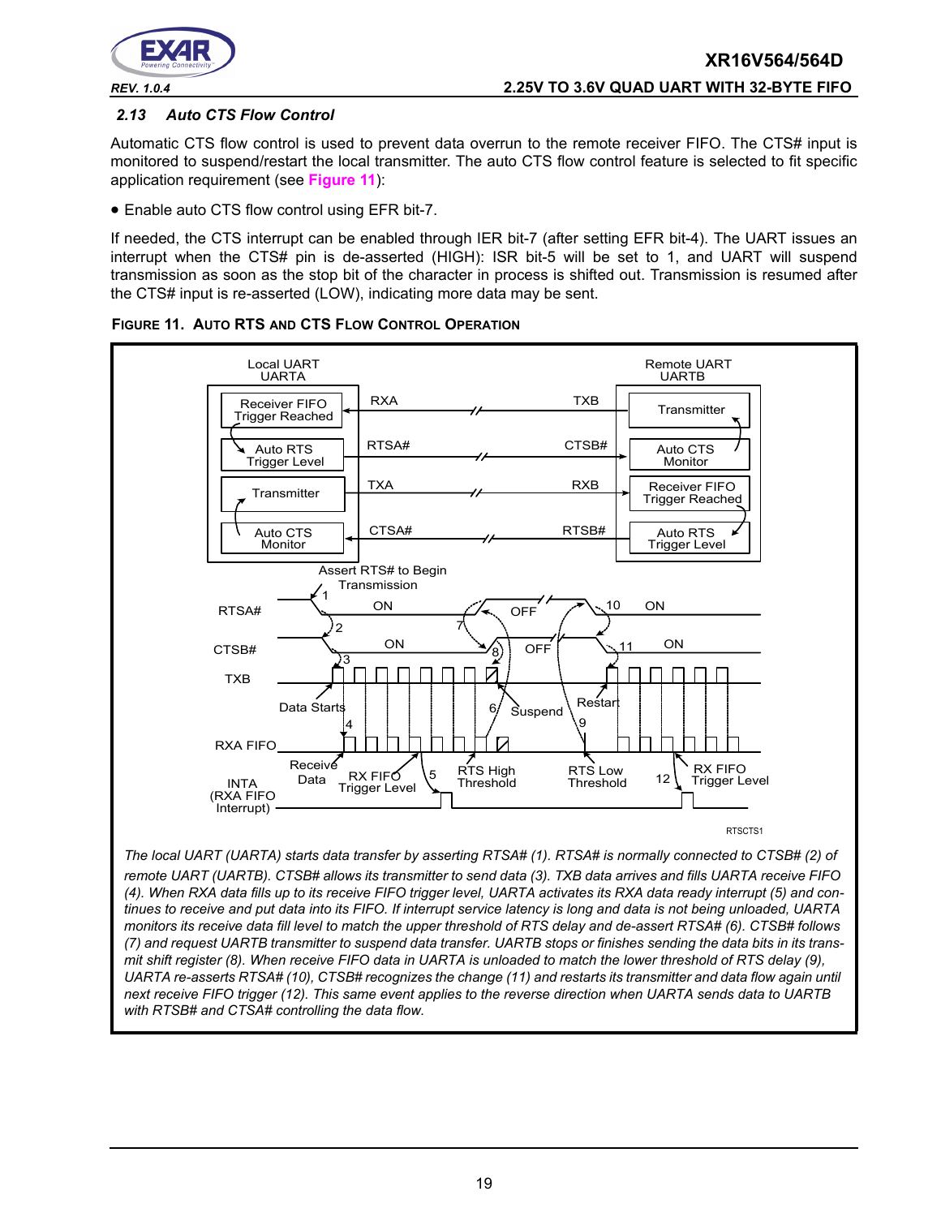### 2.13 Auto CTS Flow Control

Automatic CTS flow control is used to prevent data overrun to the remote receiver FIFO. The CTS# input is monitored to suspend/restart the local transmitter. The auto CTS flow control feature is selected to fit specific application requirement (see **Figure 11**):

- Enable auto CTS flow control using EFR bit-7.

If needed, the CTS interrupt can be enabled through IER bit-7 (after setting EFR bit-4). The UART issues an interrupt when the CTS# pin is de-asserted (HIGH): ISR bit-5 will be set to 1, and UART will suspend transmission as soon as the stop bit of the character in process is shifted out. Transmission is resumed after the CTS# input is re-asserted (LOW), indicating more data may be sent.

**FIGURE 11. AUTO RTS AND CTS FLOW CONTROL OPERATION**

*The local UART (UARTA) starts data transfer by asserting RTSA# (1). RTSA# is normally connected to CTSB# (2) of remote UART (UARTB). CTSB# allows its transmitter to send data (3). TXB data arrives and fills UARTA receive FIFO (4). When RXA data fills up to its receive FIFO trigger level, UARTA activates its RXA data ready interrupt (5) and continues to receive and put data into its FIFO. If interrupt service latency is long and data is not being unloaded, UARTA monitors its receive data fill level to match the upper threshold of RTS delay and de-assert RTSA# (6). CTSB# follows (7) and request UARTB transmitter to suspend data transfer. UARTB stops or finishes sending the data bits in its transmit shift register (8). When receive FIFO data in UARTA is unloaded to match the lower threshold of RTS delay (9), UARTA re-asserts RTSA# (10), CTSB# recognizes the change (11) and restarts its transmitter and data flow again until next receive FIFO trigger (12). This same event applies to the reverse direction when UARTA sends data to UARTB with RTSB# and CTSA# controlling the data flow.*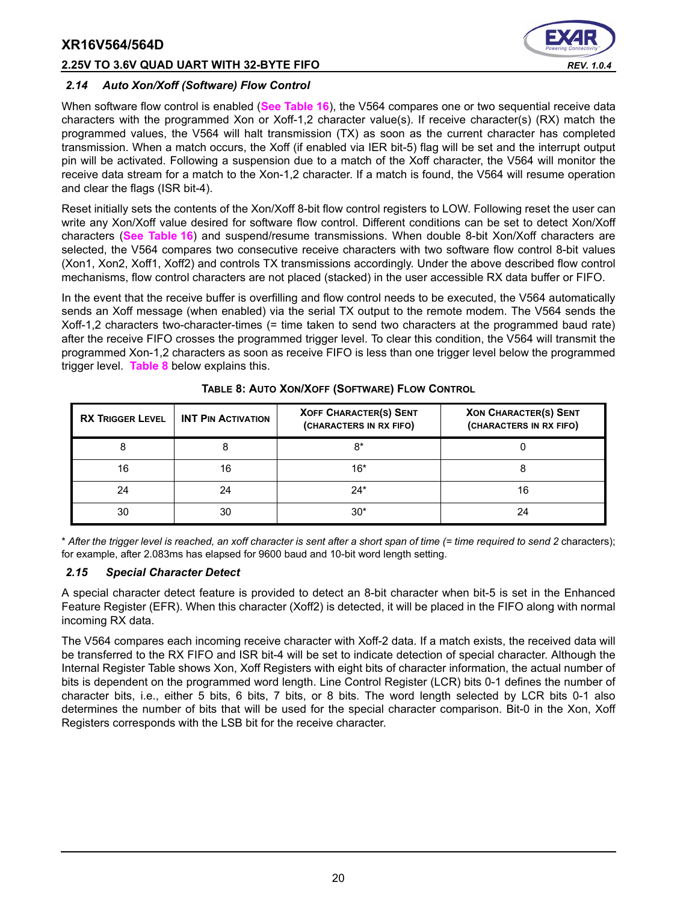### 2.14 Auto Xon/Xoff (Software) Flow Control

When software flow control is enabled (**See Table 16**), the V564 compares one or two sequential receive data characters with the programmed Xon or Xoff-1,2 character value(s). If receive character(s) (RX) match the programmed values, the V564 will halt transmission (TX) as soon as the current character has completed transmission. When a match occurs, the Xoff (if enabled via IER bit-5) flag will be set and the interrupt output pin will be activated. Following a suspension due to a match of the Xoff character, the V564 will monitor the receive data stream for a match to the Xon-1,2 character. If a match is found, the V564 will resume operation and clear the flags (ISR bit-4).

Reset initially sets the contents of the Xon/Xoff 8-bit flow control registers to LOW. Following reset the user can write any Xon/Xoff value desired for software flow control. Different conditions can be set to detect Xon/Xoff characters (**See Table 16**) and suspend/resume transmissions. When double 8-bit Xon/Xoff characters are selected, the V564 compares two consecutive receive characters with two software flow control 8-bit values (Xon1, Xon2, Xoff1, Xoff2) and controls TX transmissions accordingly. Under the above described flow control mechanisms, flow control characters are not placed (stacked) in the user accessible RX data buffer or FIFO.

In the event that the receive buffer is overfilling and flow control needs to be executed, the V564 automatically sends an Xoff message (when enabled) via the serial TX output to the remote modem. The V564 sends the Xoff-1,2 characters two-character-times (= time taken to send two characters at the programmed baud rate) after the receive FIFO crosses the programmed trigger level. To clear this condition, the V564 will transmit the programmed Xon-1,2 characters as soon as receive FIFO is less than one trigger level below the programmed trigger level. **Table 8** below explains this.

**TABLE 8: AUTO XON/XOFF (SOFTWARE) FLOW CONTROL**

| RX TRIGGER LEVEL | INT PIN ACTIVATION | XOFF CHARACTER(S) SENT (CHARACTERS IN RX FIFO) | XON CHARACTER(S) SENT (CHARACTERS IN RX FIFO) |
|---|---|---|---|
| 8 | 8 | 8* | 0 |
| 16 | 16 | 16* | 8 |
| 24 | 24 | 24* | 16 |
| 30 | 30 | 30* | 24 |

* *After the trigger level is reached, an xoff character is sent after a short span of time (= time required to send 2* characters); for example, after 2.083ms has elapsed for 9600 baud and 10-bit word length setting.

### 2.15 Special Character Detect

A special character detect feature is provided to detect an 8-bit character when bit-5 is set in the Enhanced Feature Register (EFR). When this character (Xoff2) is detected, it will be placed in the FIFO along with normal incoming RX data.

The V564 compares each incoming receive character with Xoff-2 data. If a match exists, the received data will be transferred to the RX FIFO and ISR bit-4 will be set to indicate detection of special character. Although the Internal Register Table shows Xon, Xoff Registers with eight bits of character information, the actual number of bits is dependent on the programmed word length. Line Control Register (LCR) bits 0-1 defines the number of character bits, i.e., either 5 bits, 6 bits, 7 bits, or 8 bits. The word length selected by LCR bits 0-1 also determines the number of bits that will be used for the special character comparison. Bit-0 in the Xon, Xoff Registers corresponds with the LSB bit for the receive character.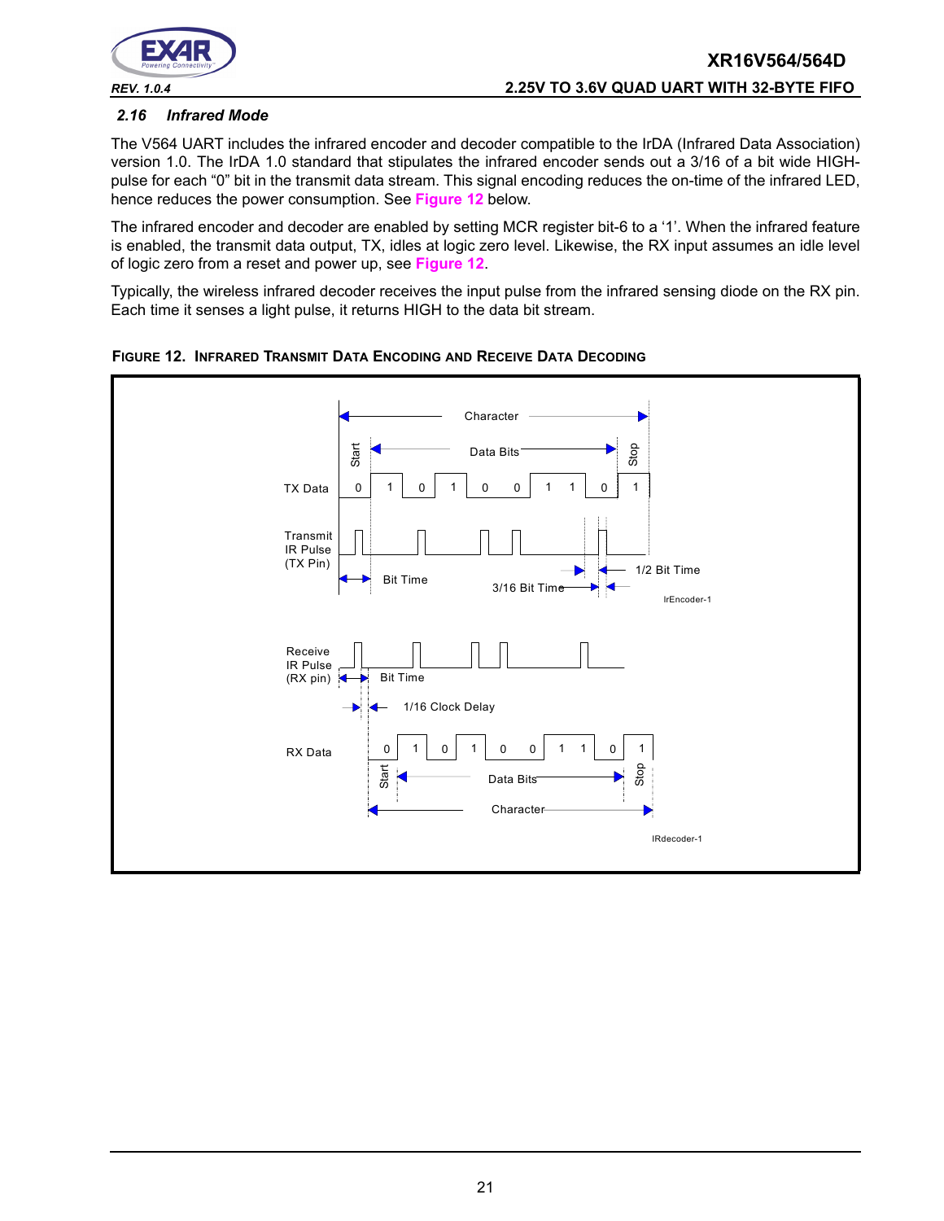### 2.16 Infrared Mode

The V564 UART includes the infrared encoder and decoder compatible to the IrDA (Infrared Data Association) version 1.0. The IrDA 1.0 standard that stipulates the infrared encoder sends out a 3/16 of a bit wide HIGH-pulse for each "0" bit in the transmit data stream. This signal encoding reduces the on-time of the infrared LED, hence reduces the power consumption. See **Figure 12** below.

The infrared encoder and decoder are enabled by setting MCR register bit-6 to a '1'. When the infrared feature is enabled, the transmit data output, TX, idles at logic zero level. Likewise, the RX input assumes an idle level of logic zero from a reset and power up, see **Figure 12**.

Typically, the wireless infrared decoder receives the input pulse from the infrared sensing diode on the RX pin. Each time it senses a light pulse, it returns HIGH to the data bit stream.

**FIGURE 12. INFRARED TRANSMIT DATA ENCODING AND RECEIVE DATA DECODING**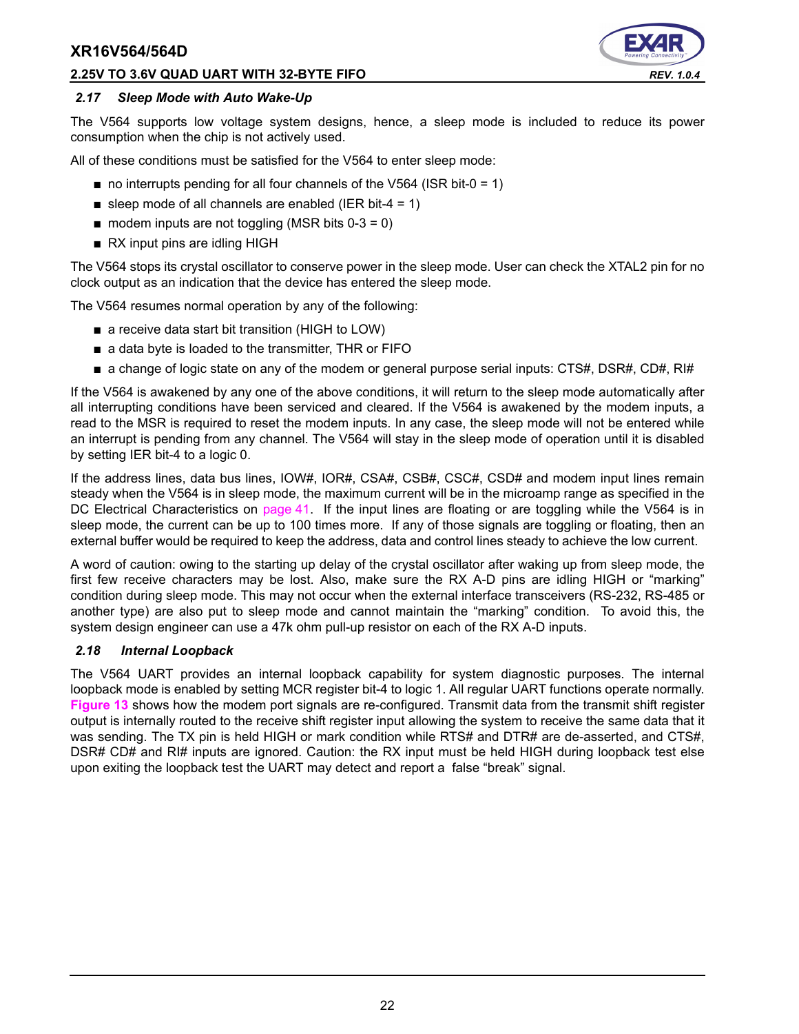### *2.17 Sleep Mode with Auto Wake-Up*

The V564 supports low voltage system designs, hence, a sleep mode is included to reduce its power consumption when the chip is not actively used.

All of these conditions must be satisfied for the V564 to enter sleep mode:

- no interrupts pending for all four channels of the V564 (ISR bit-0 = 1)
- sleep mode of all channels are enabled (IER bit-4 = 1)
- modem inputs are not toggling (MSR bits 0-3 = 0)
- RX input pins are idling HIGH

The V564 stops its crystal oscillator to conserve power in the sleep mode. User can check the XTAL2 pin for no clock output as an indication that the device has entered the sleep mode.

The V564 resumes normal operation by any of the following:

- a receive data start bit transition (HIGH to LOW)
- a data byte is loaded to the transmitter, THR or FIFO
- a change of logic state on any of the modem or general purpose serial inputs: CTS#, DSR#, CD#, RI#

If the V564 is awakened by any one of the above conditions, it will return to the sleep mode automatically after all interrupting conditions have been serviced and cleared. If the V564 is awakened by the modem inputs, a read to the MSR is required to reset the modem inputs. In any case, the sleep mode will not be entered while an interrupt is pending from any channel. The V564 will stay in the sleep mode of operation until it is disabled by setting IER bit-4 to a logic 0.

If the address lines, data bus lines, IOW#, IOR#, CSA#, CSB#, CSC#, CSD# and modem input lines remain steady when the V564 is in sleep mode, the maximum current will be in the microamp range as specified in the DC Electrical Characteristics on page 41. If the input lines are floating or are toggling while the V564 is in sleep mode, the current can be up to 100 times more. If any of those signals are toggling or floating, then an external buffer would be required to keep the address, data and control lines steady to achieve the low current.

A word of caution: owing to the starting up delay of the crystal oscillator after waking up from sleep mode, the first few receive characters may be lost. Also, make sure the RX A-D pins are idling HIGH or "marking" condition during sleep mode. This may not occur when the external interface transceivers (RS-232, RS-485 or another type) are also put to sleep mode and cannot maintain the "marking" condition. To avoid this, the system design engineer can use a 47k ohm pull-up resistor on each of the RX A-D inputs.

### *2.18 Internal Loopback*

The V564 UART provides an internal loopback capability for system diagnostic purposes. The internal loopback mode is enabled by setting MCR register bit-4 to logic 1. All regular UART functions operate normally. **Figure 13** shows how the modem port signals are re-configured. Transmit data from the transmit shift register output is internally routed to the receive shift register input allowing the system to receive the same data that it was sending. The TX pin is held HIGH or mark condition while RTS# and DTR# are de-asserted, and CTS#, DSR# CD# and RI# inputs are ignored. Caution: the RX input must be held HIGH during loopback test else upon exiting the loopback test the UART may detect and report a false "break" signal.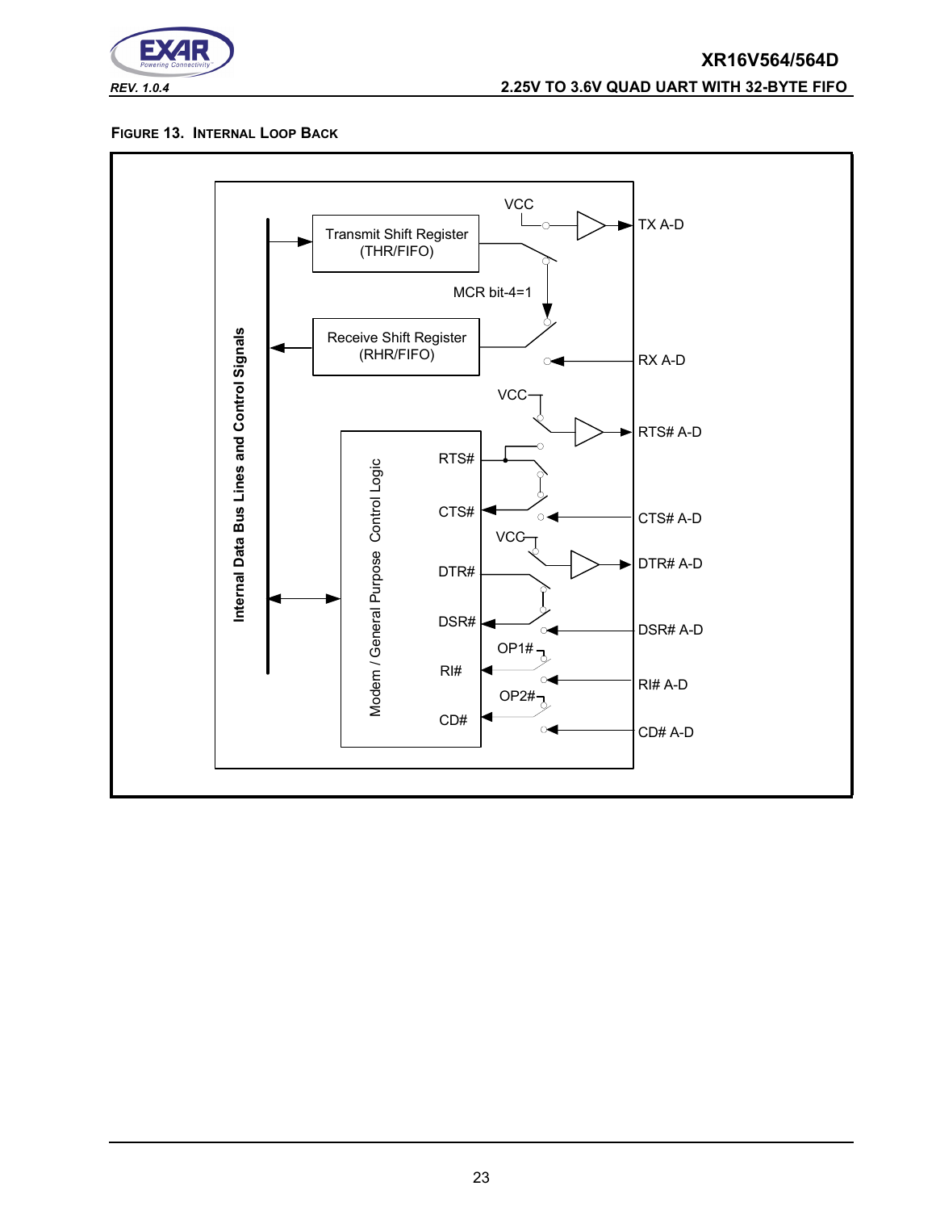**FIGURE 13. INTERNAL LOOP BACK**

Internal Data Bus Lines and Control Signals

Transmit Shift Register (THR/FIFO)

Receive Shift Register (RHR/FIFO)

VCC

TX A-D

MCR bit-4=1

RX A-D

VCC

RTS# A-D

Modem / General Purpose Control Logic

RTS#

CTS#

CTS# A-D

VCC

DTR#

DTR# A-D

DSR#

DSR# A-D

OP1#

RI#

RI# A-D

OP2#

CD#

CD# A-D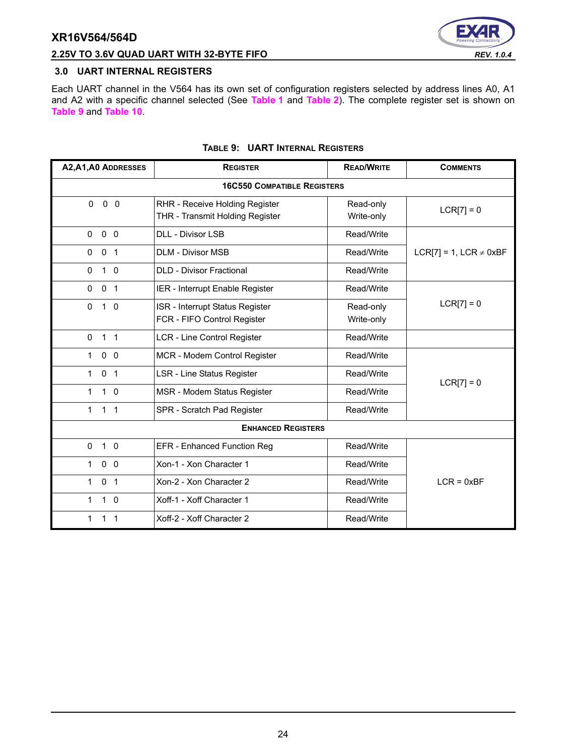## 3.0 UART INTERNAL REGISTERS

Each UART channel in the V564 has its own set of configuration registers selected by address lines A0, A1 and A2 with a specific channel selected (See Table 1 and Table 2). The complete register set is shown on Table 9 and Table 10.

**TABLE 9: UART INTERNAL REGISTERS**

| A2,A1,A0 ADDRESSES | REGISTER | READ/WRITE | COMMENTS |
|---|---|---|---|
| **16C550 COMPATIBLE REGISTERS** | | | |
| 0 0 0 | RHR - Receive Holding Register<br>THR - Transmit Holding Register | Read-only<br>Write-only | LCR[7] = 0 |
| 0 0 0 | DLL - Divisor LSB | Read/Write | LCR[7] = 1, LCR ≠ 0xBF |
| 0 0 1 | DLM - Divisor MSB | Read/Write | |
| 0 1 0 | DLD - Divisor Fractional | Read/Write | |
| 0 0 1 | IER - Interrupt Enable Register | Read/Write | LCR[7] = 0 |
| 0 1 0 | ISR - Interrupt Status Register<br>FCR - FIFO Control Register | Read-only<br>Write-only | |
| 0 1 1 | LCR - Line Control Register | Read/Write | |
| 1 0 0 | MCR - Modem Control Register | Read/Write | LCR[7] = 0 |
| 1 0 1 | LSR - Line Status Register | Read/Write | |
| 1 1 0 | MSR - Modem Status Register | Read/Write | |
| 1 1 1 | SPR - Scratch Pad Register | Read/Write | |
| **ENHANCED REGISTERS** | | | |
| 0 1 0 | EFR - Enhanced Function Reg | Read/Write | LCR = 0xBF |
| 1 0 0 | Xon-1 - Xon Character 1 | Read/Write | |
| 1 0 1 | Xon-2 - Xon Character 2 | Read/Write | |
| 1 1 0 | Xoff-1 - Xoff Character 1 | Read/Write | |
| 1 1 1 | Xoff-2 - Xoff Character 2 | Read/Write | |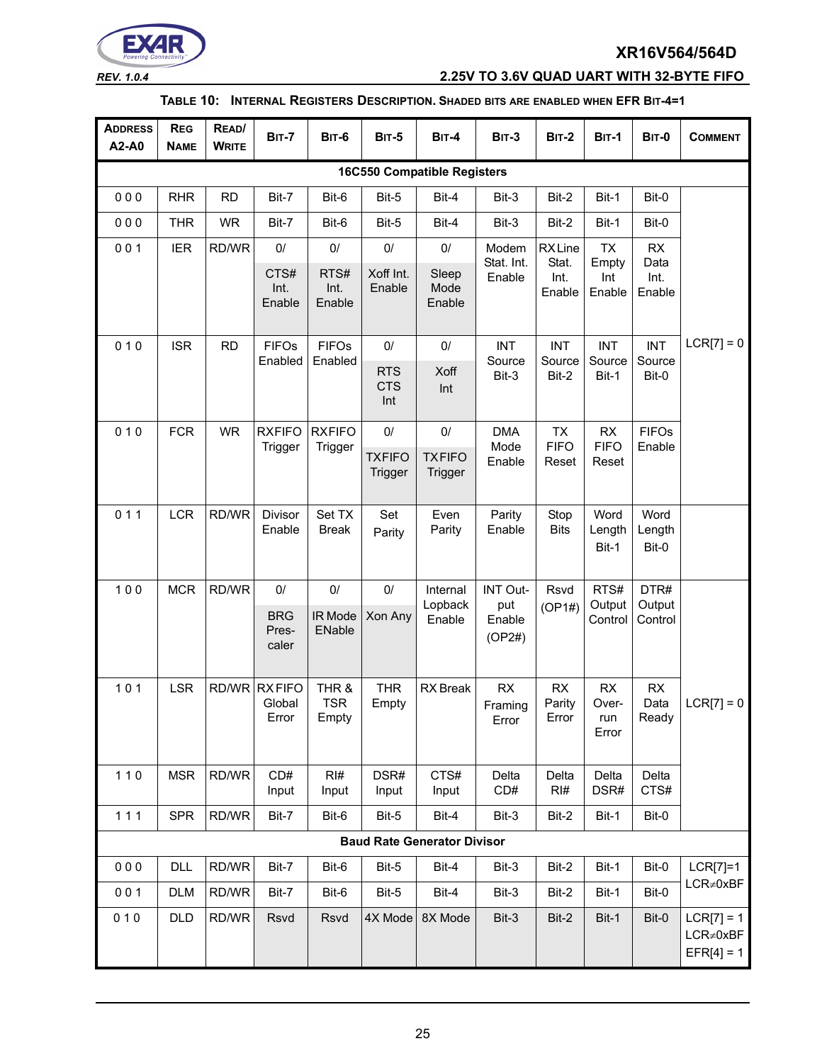**TABLE 10: INTERNAL REGISTERS DESCRIPTION. SHADED BITS ARE ENABLED WHEN EFR BIT-4=1**

| ADDRESS A2-A0 | REG NAME | READ/ WRITE | BIT-7 | BIT-6 | BIT-5 | BIT-4 | BIT-3 | BIT-2 | BIT-1 | BIT-0 | COMMENT |
|---|---|---|---|---|---|---|---|---|---|---|---|
| **16C550 Compatible Registers** | | | | | | | | | | | |
| 0 0 0 | RHR | RD | Bit-7 | Bit-6 | Bit-5 | Bit-4 | Bit-3 | Bit-2 | Bit-1 | Bit-0 | |
| 0 0 0 | THR | WR | Bit-7 | Bit-6 | Bit-5 | Bit-4 | Bit-3 | Bit-2 | Bit-1 | Bit-0 | |
| 0 0 1 | IER | RD/WR | 0/ CTS# Int. Enable | 0/ RTS# Int. Enable | 0/ Xoff Int. Enable | 0/ Sleep Mode Enable | Modem Stat. Int. Enable | RX Line Stat. Int. Enable | TX Empty Int Enable | RX Data Int. Enable | |
| 0 1 0 | ISR | RD | FIFOs Enabled | FIFOs Enabled | 0/ RTS CTS Int | 0/ Xoff Int | INT Source Bit-3 | INT Source Bit-2 | INT Source Bit-1 | INT Source Bit-0 | LCR[7] = 0 |
| 0 1 0 | FCR | WR | RXFIFO Trigger | RXFIFO Trigger | 0/ TXFIFO Trigger | 0/ TXFIFO Trigger | DMA Mode Enable | TX FIFO Reset | RX FIFO Reset | FIFOs Enable | |
| 0 1 1 | LCR | RD/WR | Divisor Enable | Set TX Break | Set Parity | Even Parity | Parity Enable | Stop Bits | Word Length Bit-1 | Word Length Bit-0 | |
| 1 0 0 | MCR | RD/WR | 0/ BRG Pres-caler | 0/ IR Mode ENable | 0/ Xon Any | Internal Lopback Enable | INT Out-put Enable (OP2#) | Rsvd (OP1#) | RTS# Output Control | DTR# Output Control | |
| 1 0 1 | LSR | RD/WR | RX FIFO Global Error | THR & TSR Empty | THR Empty | RX Break | RX Framing Error | RX Parity Error | RX Over-run Error | RX Data Ready | LCR[7] = 0 |
| 1 1 0 | MSR | RD/WR | CD# Input | RI# Input | DSR# Input | CTS# Input | Delta CD# | Delta RI# | Delta DSR# | Delta CTS# | |
| 1 1 1 | SPR | RD/WR | Bit-7 | Bit-6 | Bit-5 | Bit-4 | Bit-3 | Bit-2 | Bit-1 | Bit-0 | |
| **Baud Rate Generator Divisor** | | | | | | | | | | | |
| 0 0 0 | DLL | RD/WR | Bit-7 | Bit-6 | Bit-5 | Bit-4 | Bit-3 | Bit-2 | Bit-1 | Bit-0 | LCR[7]=1 LCR≠0xBF |
| 0 0 1 | DLM | RD/WR | Bit-7 | Bit-6 | Bit-5 | Bit-4 | Bit-3 | Bit-2 | Bit-1 | Bit-0 | |
| 0 1 0 | DLD | RD/WR | Rsvd | Rsvd | 4X Mode | 8X Mode | Bit-3 | Bit-2 | Bit-1 | Bit-0 | LCR[7] = 1 LCR≠0xBF EFR[4] = 1 |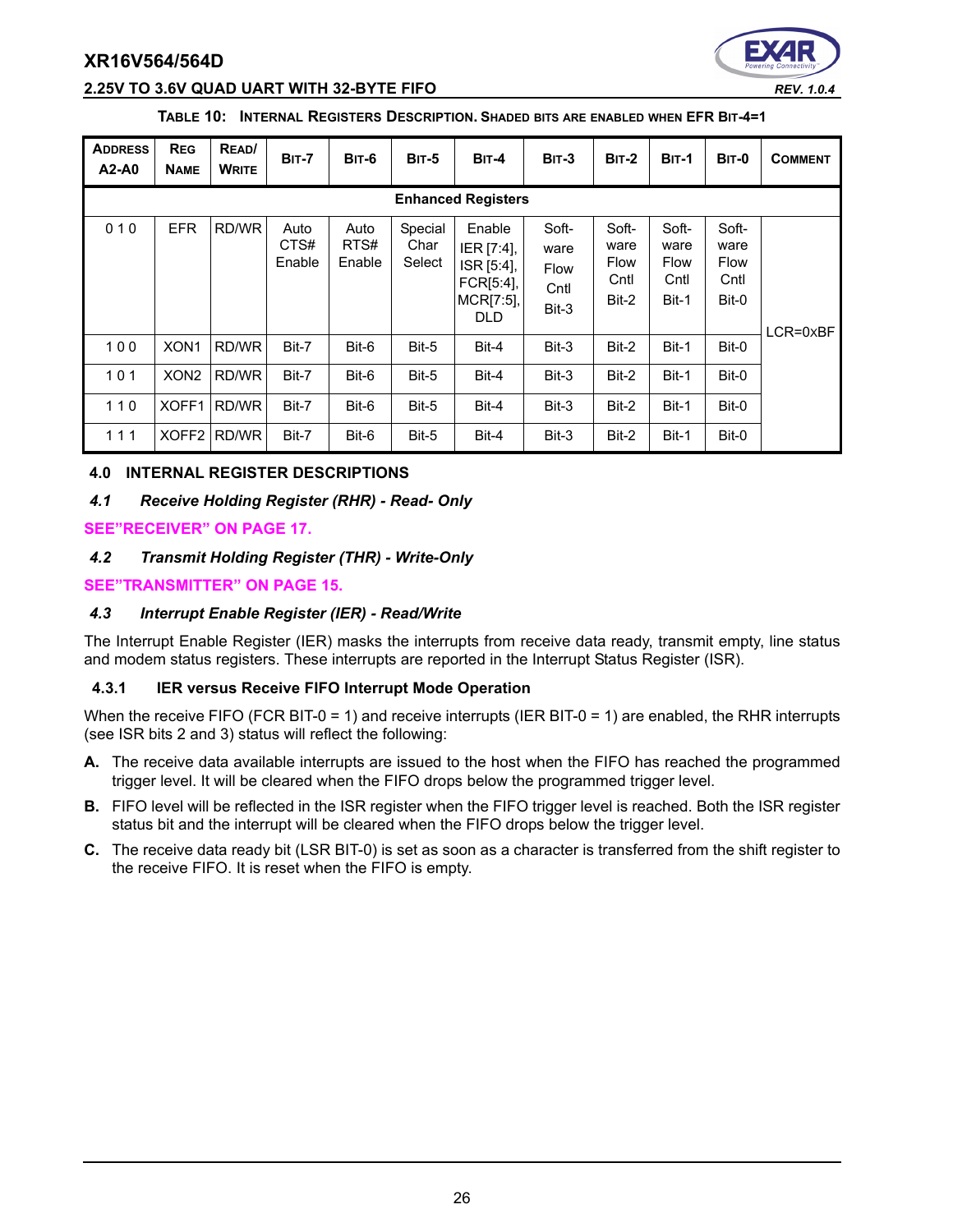**TABLE 10: INTERNAL REGISTERS DESCRIPTION. SHADED BITS ARE ENABLED WHEN EFR BIT-4=1**

| ADDRESS A2-A0 | REG NAME | READ/ WRITE | BIT-7 | BIT-6 | BIT-5 | BIT-4 | BIT-3 | BIT-2 | BIT-1 | BIT-0 | COMMENT |
|---|---|---|---|---|---|---|---|---|---|---|---|
| **Enhanced Registers** | | | | | | | | | | | |
| 0 1 0 | EFR | RD/WR | Auto CTS# Enable | Auto RTS# Enable | Special Char Select | Enable IER [7:4], ISR [5:4], FCR[5:4], MCR[7:5], DLD | Soft-ware Flow Cntl Bit-3 | Soft-ware Flow Cntl Bit-2 | Soft-ware Flow Cntl Bit-1 | Soft-ware Flow Cntl Bit-0 | LCR=0xBF |
| 1 0 0 | XON1 | RD/WR | Bit-7 | Bit-6 | Bit-5 | Bit-4 | Bit-3 | Bit-2 | Bit-1 | Bit-0 | |
| 1 0 1 | XON2 | RD/WR | Bit-7 | Bit-6 | Bit-5 | Bit-4 | Bit-3 | Bit-2 | Bit-1 | Bit-0 | |
| 1 1 0 | XOFF1 | RD/WR | Bit-7 | Bit-6 | Bit-5 | Bit-4 | Bit-3 | Bit-2 | Bit-1 | Bit-0 | |
| 1 1 1 | XOFF2 | RD/WR | Bit-7 | Bit-6 | Bit-5 | Bit-4 | Bit-3 | Bit-2 | Bit-1 | Bit-0 | |

## 4.0 INTERNAL REGISTER DESCRIPTIONS

### *4.1 Receive Holding Register (RHR) - Read- Only*

**SEE"RECEIVER" ON PAGE 17.**

### *4.2 Transmit Holding Register (THR) - Write-Only*

**SEE"TRANSMITTER" ON PAGE 15.**

### *4.3 Interrupt Enable Register (IER) - Read/Write*

The Interrupt Enable Register (IER) masks the interrupts from receive data ready, transmit empty, line status and modem status registers. These interrupts are reported in the Interrupt Status Register (ISR).

#### 4.3.1 IER versus Receive FIFO Interrupt Mode Operation

When the receive FIFO (FCR BIT-0 = 1) and receive interrupts (IER BIT-0 = 1) are enabled, the RHR interrupts (see ISR bits 2 and 3) status will reflect the following:

**A.** The receive data available interrupts are issued to the host when the FIFO has reached the programmed trigger level. It will be cleared when the FIFO drops below the programmed trigger level.

**B.** FIFO level will be reflected in the ISR register when the FIFO trigger level is reached. Both the ISR register status bit and the interrupt will be cleared when the FIFO drops below the trigger level.

**C.** The receive data ready bit (LSR BIT-0) is set as soon as a character is transferred from the shift register to the receive FIFO. It is reset when the FIFO is empty.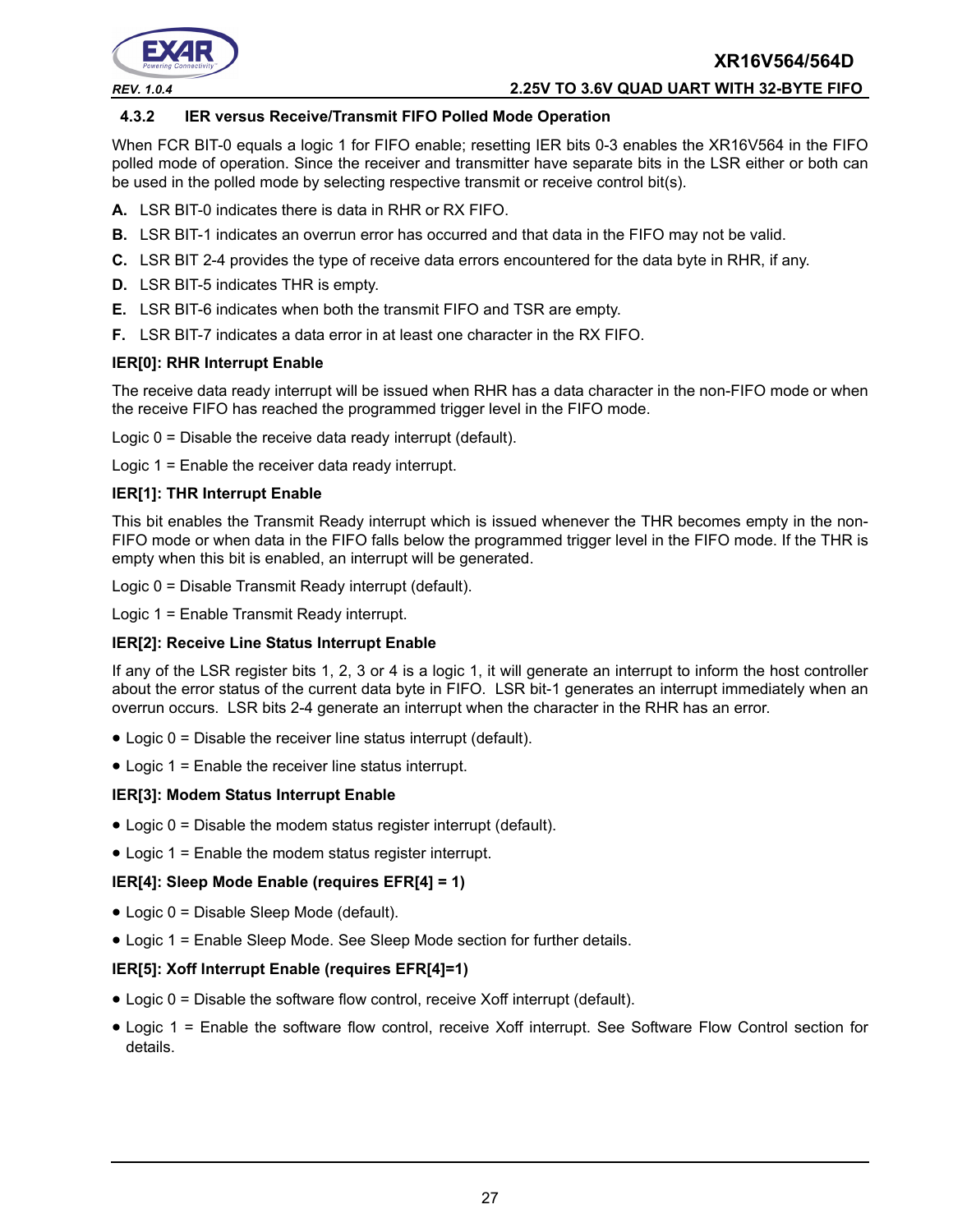### 4.3.2 IER versus Receive/Transmit FIFO Polled Mode Operation

When FCR BIT-0 equals a logic 1 for FIFO enable; resetting IER bits 0-3 enables the XR16V564 in the FIFO polled mode of operation. Since the receiver and transmitter have separate bits in the LSR either or both can be used in the polled mode by selecting respective transmit or receive control bit(s).

**A.** LSR BIT-0 indicates there is data in RHR or RX FIFO.

**B.** LSR BIT-1 indicates an overrun error has occurred and that data in the FIFO may not be valid.

**C.** LSR BIT 2-4 provides the type of receive data errors encountered for the data byte in RHR, if any.

**D.** LSR BIT-5 indicates THR is empty.

**E.** LSR BIT-6 indicates when both the transmit FIFO and TSR are empty.

**F.** LSR BIT-7 indicates a data error in at least one character in the RX FIFO.

**IER[0]: RHR Interrupt Enable**

The receive data ready interrupt will be issued when RHR has a data character in the non-FIFO mode or when the receive FIFO has reached the programmed trigger level in the FIFO mode.

Logic 0 = Disable the receive data ready interrupt (default).

Logic 1 = Enable the receiver data ready interrupt.

**IER[1]: THR Interrupt Enable**

This bit enables the Transmit Ready interrupt which is issued whenever the THR becomes empty in the non-FIFO mode or when data in the FIFO falls below the programmed trigger level in the FIFO mode. If the THR is empty when this bit is enabled, an interrupt will be generated.

Logic 0 = Disable Transmit Ready interrupt (default).

Logic 1 = Enable Transmit Ready interrupt.

**IER[2]: Receive Line Status Interrupt Enable**

If any of the LSR register bits 1, 2, 3 or 4 is a logic 1, it will generate an interrupt to inform the host controller about the error status of the current data byte in FIFO. LSR bit-1 generates an interrupt immediately when an overrun occurs. LSR bits 2-4 generate an interrupt when the character in the RHR has an error.

- Logic 0 = Disable the receiver line status interrupt (default).
- Logic 1 = Enable the receiver line status interrupt.

**IER[3]: Modem Status Interrupt Enable**

- Logic 0 = Disable the modem status register interrupt (default).
- Logic 1 = Enable the modem status register interrupt.

**IER[4]: Sleep Mode Enable (requires EFR[4] = 1)**

- Logic 0 = Disable Sleep Mode (default).
- Logic 1 = Enable Sleep Mode. See Sleep Mode section for further details.

**IER[5]: Xoff Interrupt Enable (requires EFR[4]=1)**

- Logic 0 = Disable the software flow control, receive Xoff interrupt (default).
- Logic 1 = Enable the software flow control, receive Xoff interrupt. See Software Flow Control section for details.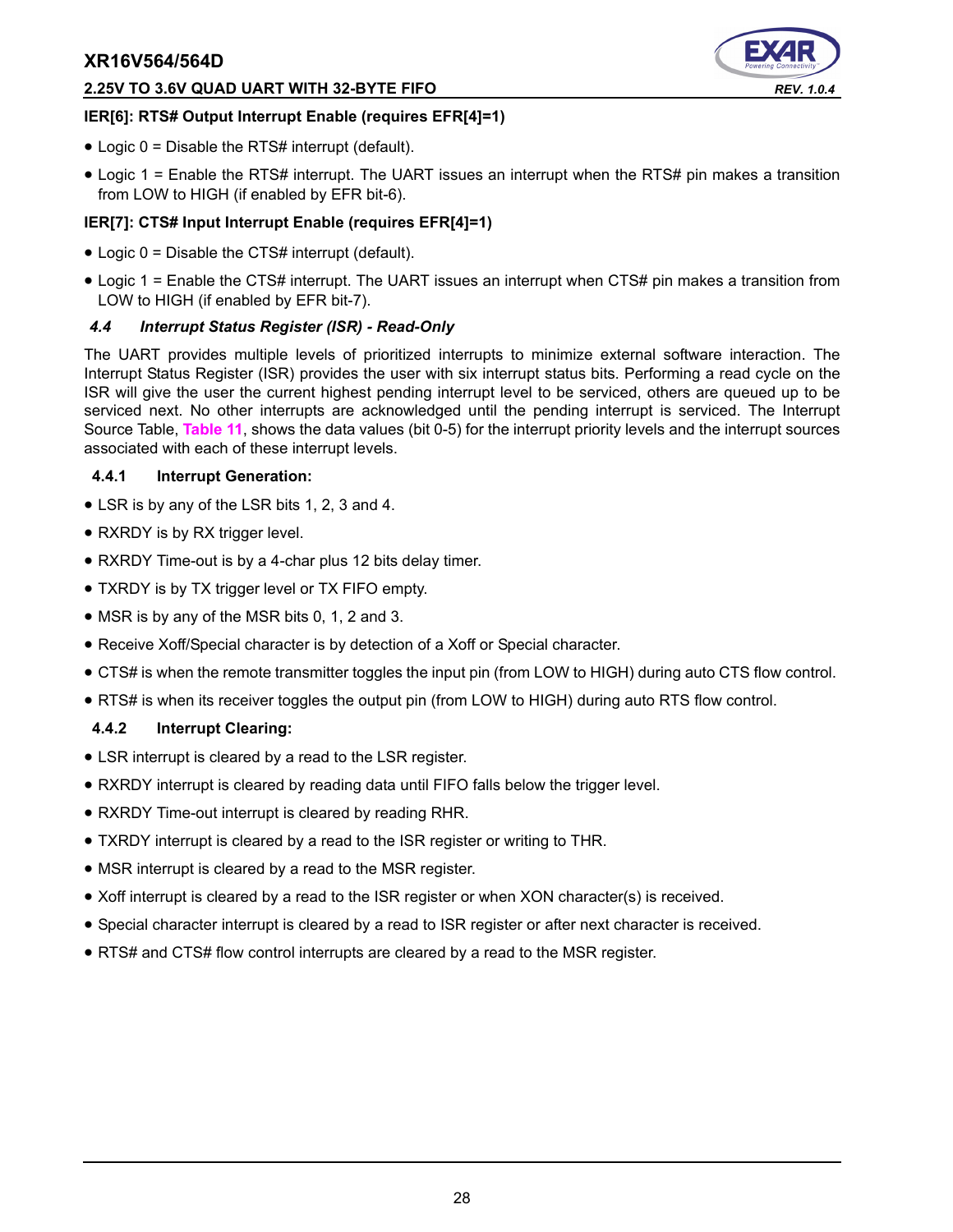**IER[6]: RTS# Output Interrupt Enable (requires EFR[4]=1)**

- Logic 0 = Disable the RTS# interrupt (default).
- Logic 1 = Enable the RTS# interrupt. The UART issues an interrupt when the RTS# pin makes a transition from LOW to HIGH (if enabled by EFR bit-6).

**IER[7]: CTS# Input Interrupt Enable (requires EFR[4]=1)**

- Logic 0 = Disable the CTS# interrupt (default).
- Logic 1 = Enable the CTS# interrupt. The UART issues an interrupt when CTS# pin makes a transition from LOW to HIGH (if enabled by EFR bit-7).

### *4.4 Interrupt Status Register (ISR) - Read-Only*

The UART provides multiple levels of prioritized interrupts to minimize external software interaction. The Interrupt Status Register (ISR) provides the user with six interrupt status bits. Performing a read cycle on the ISR will give the user the current highest pending interrupt level to be serviced, others are queued up to be serviced next. No other interrupts are acknowledged until the pending interrupt is serviced. The Interrupt Source Table, **Table 11**, shows the data values (bit 0-5) for the interrupt priority levels and the interrupt sources associated with each of these interrupt levels.

#### 4.4.1 Interrupt Generation:

- LSR is by any of the LSR bits 1, 2, 3 and 4.
- RXRDY is by RX trigger level.
- RXRDY Time-out is by a 4-char plus 12 bits delay timer.
- TXRDY is by TX trigger level or TX FIFO empty.
- MSR is by any of the MSR bits 0, 1, 2 and 3.
- Receive Xoff/Special character is by detection of a Xoff or Special character.
- CTS# is when the remote transmitter toggles the input pin (from LOW to HIGH) during auto CTS flow control.
- RTS# is when its receiver toggles the output pin (from LOW to HIGH) during auto RTS flow control.

#### 4.4.2 Interrupt Clearing:

- LSR interrupt is cleared by a read to the LSR register.
- RXRDY interrupt is cleared by reading data until FIFO falls below the trigger level.
- RXRDY Time-out interrupt is cleared by reading RHR.
- TXRDY interrupt is cleared by a read to the ISR register or writing to THR.
- MSR interrupt is cleared by a read to the MSR register.
- Xoff interrupt is cleared by a read to the ISR register or when XON character(s) is received.
- Special character interrupt is cleared by a read to ISR register or after next character is received.
- RTS# and CTS# flow control interrupts are cleared by a read to the MSR register.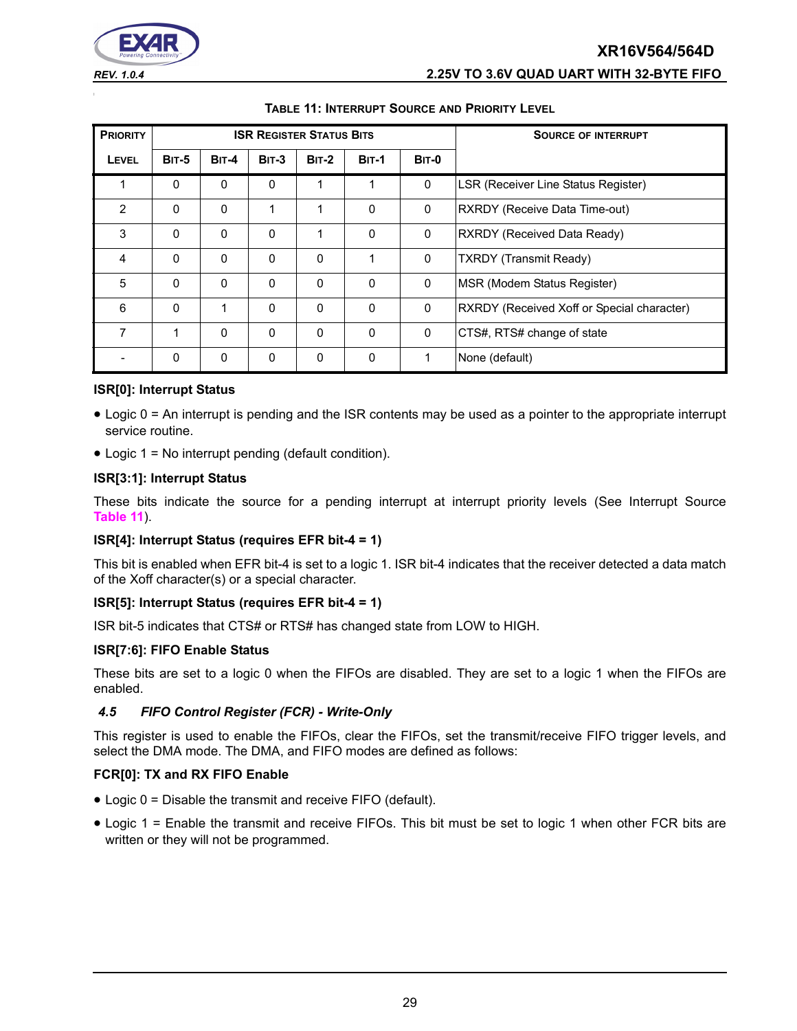**Table 11: Interrupt Source and Priority Level**

| Priority Level | ISR Register Status Bits | | | | | | Source of Interrupt |
|---|---|---|---|---|---|---|---|
| | Bit-5 | Bit-4 | Bit-3 | Bit-2 | Bit-1 | Bit-0 | |
| 1 | 0 | 0 | 0 | 1 | 1 | 0 | LSR (Receiver Line Status Register) |
| 2 | 0 | 0 | 1 | 1 | 0 | 0 | RXRDY (Receive Data Time-out) |
| 3 | 0 | 0 | 0 | 1 | 0 | 0 | RXRDY (Received Data Ready) |
| 4 | 0 | 0 | 0 | 0 | 1 | 0 | TXRDY (Transmit Ready) |
| 5 | 0 | 0 | 0 | 0 | 0 | 0 | MSR (Modem Status Register) |
| 6 | 0 | 1 | 0 | 0 | 0 | 0 | RXRDY (Received Xoff or Special character) |
| 7 | 1 | 0 | 0 | 0 | 0 | 0 | CTS#, RTS# change of state |
| - | 0 | 0 | 0 | 0 | 0 | 1 | None (default) |

**ISR[0]: Interrupt Status**

- Logic 0 = An interrupt is pending and the ISR contents may be used as a pointer to the appropriate interrupt service routine.
- Logic 1 = No interrupt pending (default condition).

**ISR[3:1]: Interrupt Status**

These bits indicate the source for a pending interrupt at interrupt priority levels (See Interrupt Source Table 11).

**ISR[4]: Interrupt Status (requires EFR bit-4 = 1)**

This bit is enabled when EFR bit-4 is set to a logic 1. ISR bit-4 indicates that the receiver detected a data match of the Xoff character(s) or a special character.

**ISR[5]: Interrupt Status (requires EFR bit-4 = 1)**

ISR bit-5 indicates that CTS# or RTS# has changed state from LOW to HIGH.

**ISR[7:6]: FIFO Enable Status**

These bits are set to a logic 0 when the FIFOs are disabled. They are set to a logic 1 when the FIFOs are enabled.

### *4.5 FIFO Control Register (FCR) - Write-Only*

This register is used to enable the FIFOs, clear the FIFOs, set the transmit/receive FIFO trigger levels, and select the DMA mode. The DMA, and FIFO modes are defined as follows:

**FCR[0]: TX and RX FIFO Enable**

- Logic 0 = Disable the transmit and receive FIFO (default).
- Logic 1 = Enable the transmit and receive FIFOs. This bit must be set to logic 1 when other FCR bits are written or they will not be programmed.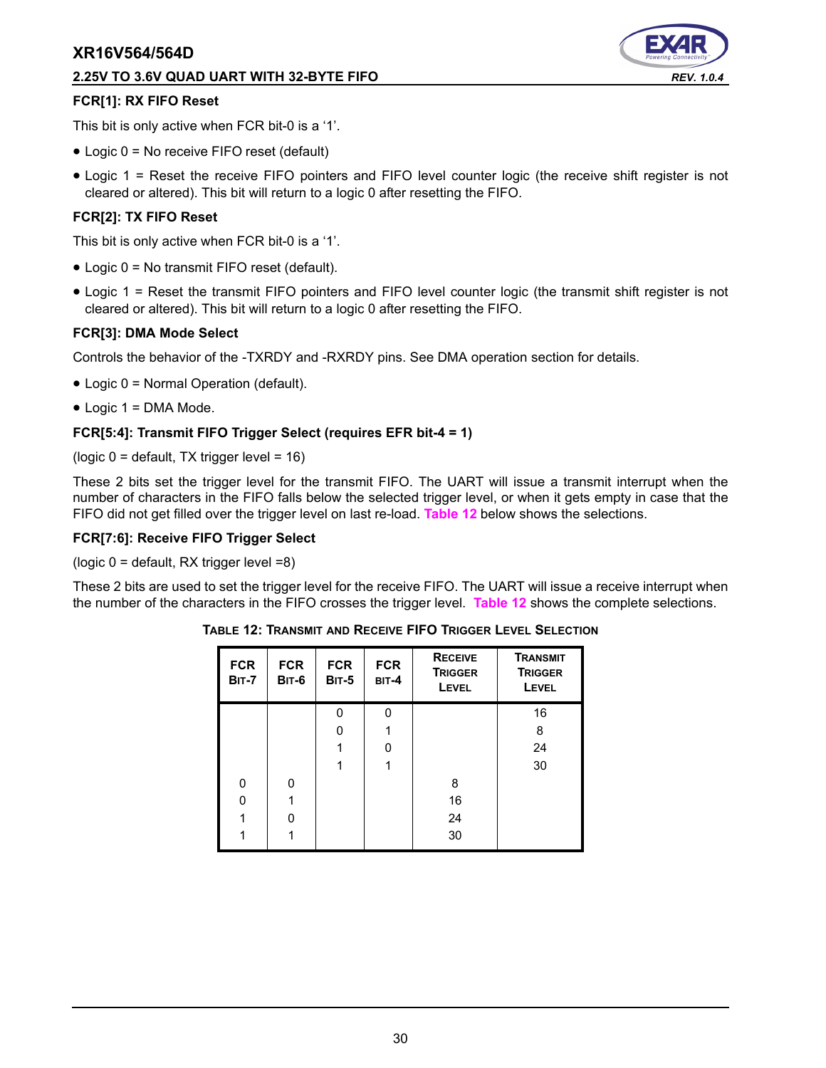### FCR[1]: RX FIFO Reset

This bit is only active when FCR bit-0 is a '1'.

- Logic 0 = No receive FIFO reset (default)
- Logic 1 = Reset the receive FIFO pointers and FIFO level counter logic (the receive shift register is not cleared or altered). This bit will return to a logic 0 after resetting the FIFO.

### FCR[2]: TX FIFO Reset

This bit is only active when FCR bit-0 is a '1'.

- Logic 0 = No transmit FIFO reset (default).
- Logic 1 = Reset the transmit FIFO pointers and FIFO level counter logic (the transmit shift register is not cleared or altered). This bit will return to a logic 0 after resetting the FIFO.

### FCR[3]: DMA Mode Select

Controls the behavior of the -TXRDY and -RXRDY pins. See DMA operation section for details.

- Logic 0 = Normal Operation (default).
- Logic 1 = DMA Mode.

### FCR[5:4]: Transmit FIFO Trigger Select (requires EFR bit-4 = 1)

(logic 0 = default, TX trigger level = 16)

These 2 bits set the trigger level for the transmit FIFO. The UART will issue a transmit interrupt when the number of characters in the FIFO falls below the selected trigger level, or when it gets empty in case that the FIFO did not get filled over the trigger level on last re-load. Table 12 below shows the selections.

### FCR[7:6]: Receive FIFO Trigger Select

(logic 0 = default, RX trigger level =8)

These 2 bits are used to set the trigger level for the receive FIFO. The UART will issue a receive interrupt when the number of the characters in the FIFO crosses the trigger level. Table 12 shows the complete selections.

**TABLE 12: TRANSMIT AND RECEIVE FIFO TRIGGER LEVEL SELECTION**

| FCR BIT-7 | FCR BIT-6 | FCR BIT-5 | FCR BIT-4 | RECEIVE TRIGGER LEVEL | TRANSMIT TRIGGER LEVEL |
|---|---|---|---|---|---|
| | | 0 | 0 | | 16 |
| | | 0 | 1 | | 8 |
| | | 1 | 0 | | 24 |
| | | 1 | 1 | | 30 |
| 0 | 0 | | | 8 | |
| 0 | 1 | | | 16 | |
| 1 | 0 | | | 24 | |
| 1 | 1 | | | 30 | |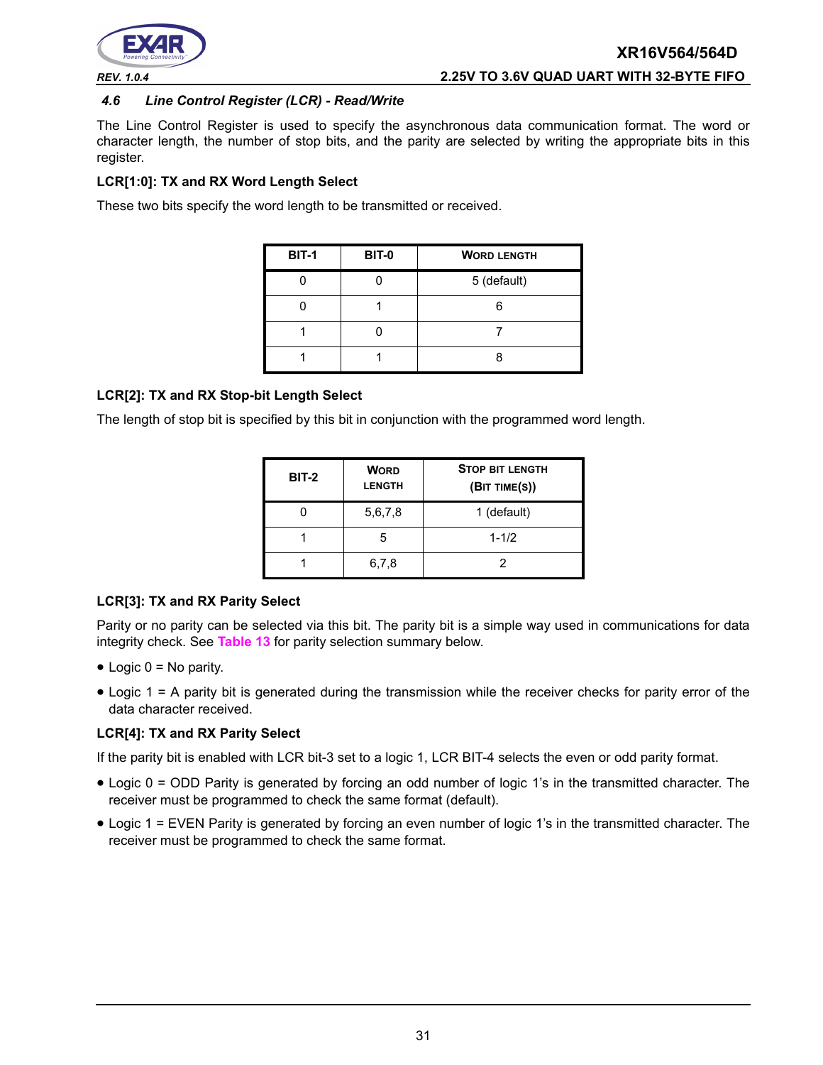### 4.6 Line Control Register (LCR) - Read/Write

The Line Control Register is used to specify the asynchronous data communication format. The word or character length, the number of stop bits, and the parity are selected by writing the appropriate bits in this register.

**LCR[1:0]: TX and RX Word Length Select**

These two bits specify the word length to be transmitted or received.

| BIT-1 | BIT-0 | WORD LENGTH |
|---|---|---|
| 0 | 0 | 5 (default) |
| 0 | 1 | 6 |
| 1 | 0 | 7 |
| 1 | 1 | 8 |

**LCR[2]: TX and RX Stop-bit Length Select**

The length of stop bit is specified by this bit in conjunction with the programmed word length.

| BIT-2 | WORD LENGTH | STOP BIT LENGTH (BIT TIME(S)) |
|---|---|---|
| 0 | 5,6,7,8 | 1 (default) |
| 1 | 5 | 1-1/2 |
| 1 | 6,7,8 | 2 |

**LCR[3]: TX and RX Parity Select**

Parity or no parity can be selected via this bit. The parity bit is a simple way used in communications for data integrity check. See Table 13 for parity selection summary below.

- Logic 0 = No parity.
- Logic 1 = A parity bit is generated during the transmission while the receiver checks for parity error of the data character received.

**LCR[4]: TX and RX Parity Select**

If the parity bit is enabled with LCR bit-3 set to a logic 1, LCR BIT-4 selects the even or odd parity format.

- Logic 0 = ODD Parity is generated by forcing an odd number of logic 1's in the transmitted character. The receiver must be programmed to check the same format (default).
- Logic 1 = EVEN Parity is generated by forcing an even number of logic 1's in the transmitted character. The receiver must be programmed to check the same format.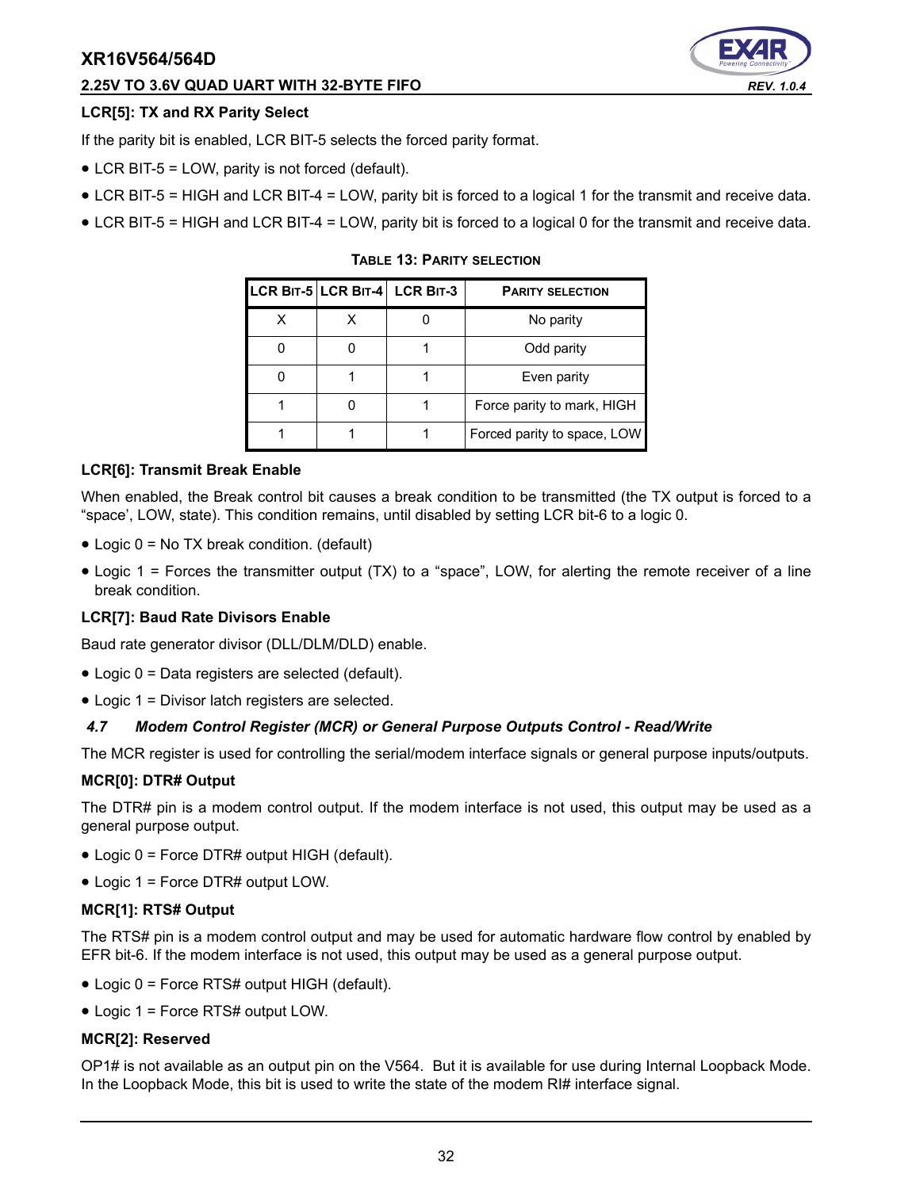**LCR[5]: TX and RX Parity Select**

If the parity bit is enabled, LCR BIT-5 selects the forced parity format.

- LCR BIT-5 = LOW, parity is not forced (default).
- LCR BIT-5 = HIGH and LCR BIT-4 = LOW, parity bit is forced to a logical 1 for the transmit and receive data.
- LCR BIT-5 = HIGH and LCR BIT-4 = LOW, parity bit is forced to a logical 0 for the transmit and receive data.

**TABLE 13: PARITY SELECTION**

| LCR BIT-5 | LCR BIT-4 | LCR BIT-3 | PARITY SELECTION |
|---|---|---|---|
| X | X | 0 | No parity |
| 0 | 0 | 1 | Odd parity |
| 0 | 1 | 1 | Even parity |
| 1 | 0 | 1 | Force parity to mark, HIGH |
| 1 | 1 | 1 | Forced parity to space, LOW |

**LCR[6]: Transmit Break Enable**

When enabled, the Break control bit causes a break condition to be transmitted (the TX output is forced to a "space', LOW, state). This condition remains, until disabled by setting LCR bit-6 to a logic 0.

- Logic 0 = No TX break condition. (default)
- Logic 1 = Forces the transmitter output (TX) to a "space", LOW, for alerting the remote receiver of a line break condition.

**LCR[7]: Baud Rate Divisors Enable**

Baud rate generator divisor (DLL/DLM/DLD) enable.

- Logic 0 = Data registers are selected (default).
- Logic 1 = Divisor latch registers are selected.

### *4.7 Modem Control Register (MCR) or General Purpose Outputs Control - Read/Write*

The MCR register is used for controlling the serial/modem interface signals or general purpose inputs/outputs.

**MCR[0]: DTR# Output**

The DTR# pin is a modem control output. If the modem interface is not used, this output may be used as a general purpose output.

- Logic 0 = Force DTR# output HIGH (default).
- Logic 1 = Force DTR# output LOW.

**MCR[1]: RTS# Output**

The RTS# pin is a modem control output and may be used for automatic hardware flow control by enabled by EFR bit-6. If the modem interface is not used, this output may be used as a general purpose output.

- Logic 0 = Force RTS# output HIGH (default).
- Logic 1 = Force RTS# output LOW.

**MCR[2]: Reserved**

OP1# is not available as an output pin on the V564. But it is available for use during Internal Loopback Mode. In the Loopback Mode, this bit is used to write the state of the modem RI# interface signal.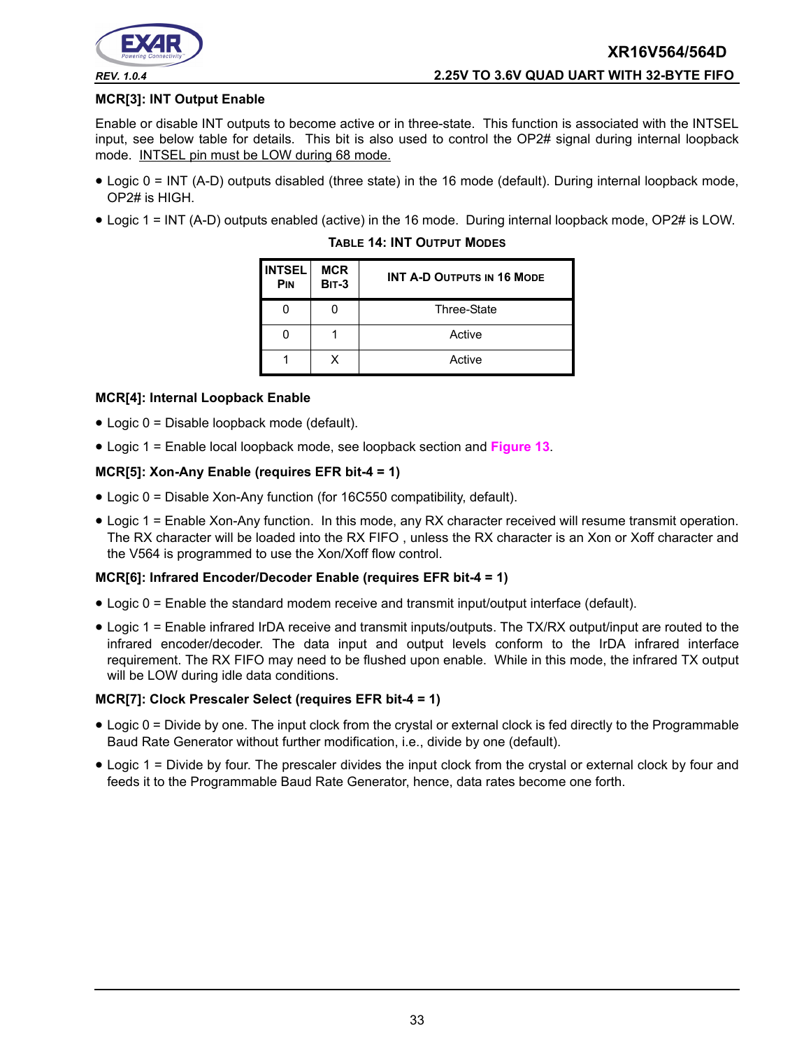### MCR[3]: INT Output Enable

Enable or disable INT outputs to become active or in three-state. This function is associated with the INTSEL input, see below table for details. This bit is also used to control the OP2# signal during internal loopback mode. INTSEL pin must be LOW during 68 mode.

- Logic 0 = INT (A-D) outputs disabled (three state) in the 16 mode (default). During internal loopback mode, OP2# is HIGH.
- Logic 1 = INT (A-D) outputs enabled (active) in the 16 mode. During internal loopback mode, OP2# is LOW.

**TABLE 14: INT OUTPUT MODES**

| INTSEL PIN | MCR BIT-3 | INT A-D OUTPUTS IN 16 MODE |
|---|---|---|
| 0 | 0 | Three-State |
| 0 | 1 | Active |
| 1 | X | Active |

### MCR[4]: Internal Loopback Enable

- Logic 0 = Disable loopback mode (default).
- Logic 1 = Enable local loopback mode, see loopback section and Figure 13.

### MCR[5]: Xon-Any Enable (requires EFR bit-4 = 1)

- Logic 0 = Disable Xon-Any function (for 16C550 compatibility, default).
- Logic 1 = Enable Xon-Any function. In this mode, any RX character received will resume transmit operation. The RX character will be loaded into the RX FIFO , unless the RX character is an Xon or Xoff character and the V564 is programmed to use the Xon/Xoff flow control.

### MCR[6]: Infrared Encoder/Decoder Enable (requires EFR bit-4 = 1)

- Logic 0 = Enable the standard modem receive and transmit input/output interface (default).
- Logic 1 = Enable infrared IrDA receive and transmit inputs/outputs. The TX/RX output/input are routed to the infrared encoder/decoder. The data input and output levels conform to the IrDA infrared interface requirement. The RX FIFO may need to be flushed upon enable. While in this mode, the infrared TX output will be LOW during idle data conditions.

### MCR[7]: Clock Prescaler Select (requires EFR bit-4 = 1)

- Logic 0 = Divide by one. The input clock from the crystal or external clock is fed directly to the Programmable Baud Rate Generator without further modification, i.e., divide by one (default).
- Logic 1 = Divide by four. The prescaler divides the input clock from the crystal or external clock by four and feeds it to the Programmable Baud Rate Generator, hence, data rates become one forth.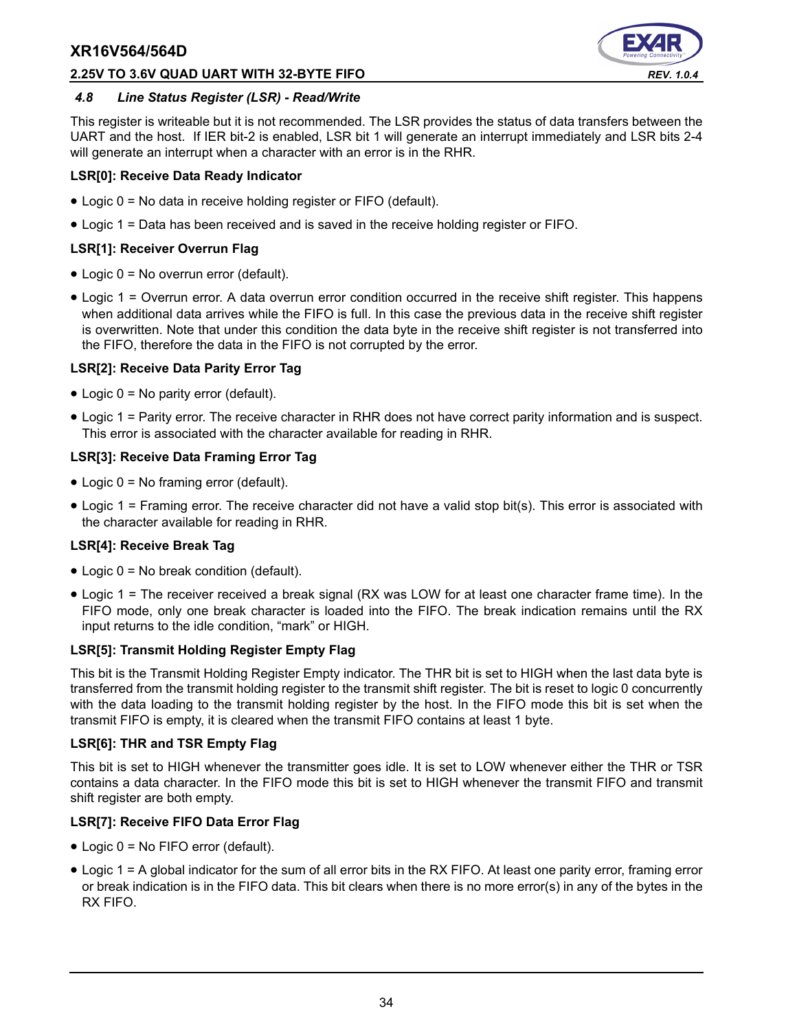### 4.8 Line Status Register (LSR) - Read/Write

This register is writeable but it is not recommended. The LSR provides the status of data transfers between the UART and the host. If IER bit-2 is enabled, LSR bit 1 will generate an interrupt immediately and LSR bits 2-4 will generate an interrupt when a character with an error is in the RHR.

**LSR[0]: Receive Data Ready Indicator**

- Logic 0 = No data in receive holding register or FIFO (default).
- Logic 1 = Data has been received and is saved in the receive holding register or FIFO.

**LSR[1]: Receiver Overrun Flag**

- Logic 0 = No overrun error (default).
- Logic 1 = Overrun error. A data overrun error condition occurred in the receive shift register. This happens when additional data arrives while the FIFO is full. In this case the previous data in the receive shift register is overwritten. Note that under this condition the data byte in the receive shift register is not transferred into the FIFO, therefore the data in the FIFO is not corrupted by the error.

**LSR[2]: Receive Data Parity Error Tag**

- Logic 0 = No parity error (default).
- Logic 1 = Parity error. The receive character in RHR does not have correct parity information and is suspect. This error is associated with the character available for reading in RHR.

**LSR[3]: Receive Data Framing Error Tag**

- Logic 0 = No framing error (default).
- Logic 1 = Framing error. The receive character did not have a valid stop bit(s). This error is associated with the character available for reading in RHR.

**LSR[4]: Receive Break Tag**

- Logic 0 = No break condition (default).
- Logic 1 = The receiver received a break signal (RX was LOW for at least one character frame time). In the FIFO mode, only one break character is loaded into the FIFO. The break indication remains until the RX input returns to the idle condition, "mark" or HIGH.

**LSR[5]: Transmit Holding Register Empty Flag**

This bit is the Transmit Holding Register Empty indicator. The THR bit is set to HIGH when the last data byte is transferred from the transmit holding register to the transmit shift register. The bit is reset to logic 0 concurrently with the data loading to the transmit holding register by the host. In the FIFO mode this bit is set when the transmit FIFO is empty, it is cleared when the transmit FIFO contains at least 1 byte.

**LSR[6]: THR and TSR Empty Flag**

This bit is set to HIGH whenever the transmitter goes idle. It is set to LOW whenever either the THR or TSR contains a data character. In the FIFO mode this bit is set to HIGH whenever the transmit FIFO and transmit shift register are both empty.

**LSR[7]: Receive FIFO Data Error Flag**

- Logic 0 = No FIFO error (default).
- Logic 1 = A global indicator for the sum of all error bits in the RX FIFO. At least one parity error, framing error or break indication is in the FIFO data. This bit clears when there is no more error(s) in any of the bytes in the RX FIFO.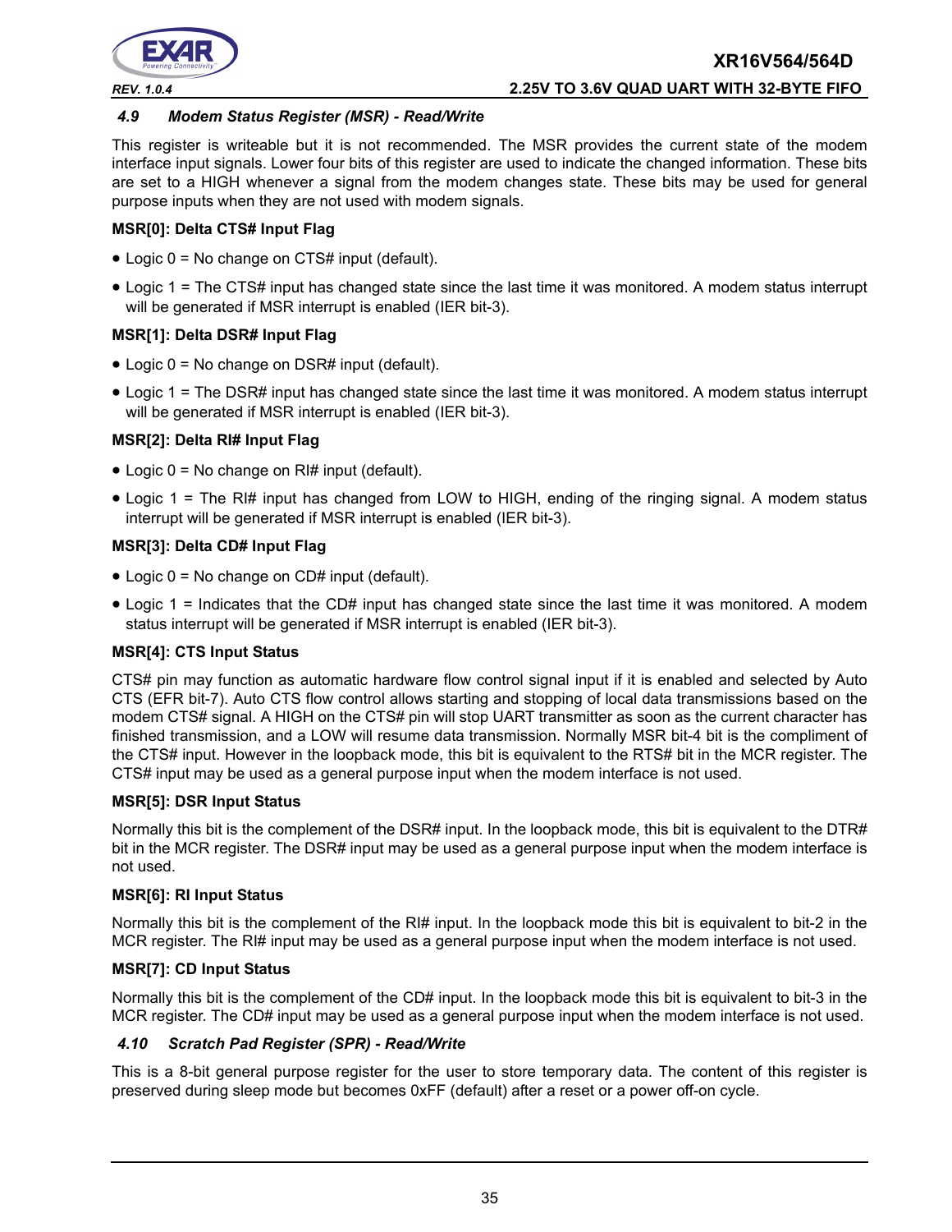### *4.9 Modem Status Register (MSR) - Read/Write*

This register is writeable but it is not recommended. The MSR provides the current state of the modem interface input signals. Lower four bits of this register are used to indicate the changed information. These bits are set to a HIGH whenever a signal from the modem changes state. These bits may be used for general purpose inputs when they are not used with modem signals.

**MSR[0]: Delta CTS# Input Flag**

- Logic 0 = No change on CTS# input (default).
- Logic 1 = The CTS# input has changed state since the last time it was monitored. A modem status interrupt will be generated if MSR interrupt is enabled (IER bit-3).

**MSR[1]: Delta DSR# Input Flag**

- Logic 0 = No change on DSR# input (default).
- Logic 1 = The DSR# input has changed state since the last time it was monitored. A modem status interrupt will be generated if MSR interrupt is enabled (IER bit-3).

**MSR[2]: Delta RI# Input Flag**

- Logic 0 = No change on RI# input (default).
- Logic 1 = The RI# input has changed from LOW to HIGH, ending of the ringing signal. A modem status interrupt will be generated if MSR interrupt is enabled (IER bit-3).

**MSR[3]: Delta CD# Input Flag**

- Logic 0 = No change on CD# input (default).
- Logic 1 = Indicates that the CD# input has changed state since the last time it was monitored. A modem status interrupt will be generated if MSR interrupt is enabled (IER bit-3).

**MSR[4]: CTS Input Status**

CTS# pin may function as automatic hardware flow control signal input if it is enabled and selected by Auto CTS (EFR bit-7). Auto CTS flow control allows starting and stopping of local data transmissions based on the modem CTS# signal. A HIGH on the CTS# pin will stop UART transmitter as soon as the current character has finished transmission, and a LOW will resume data transmission. Normally MSR bit-4 bit is the compliment of the CTS# input. However in the loopback mode, this bit is equivalent to the RTS# bit in the MCR register. The CTS# input may be used as a general purpose input when the modem interface is not used.

**MSR[5]: DSR Input Status**

Normally this bit is the complement of the DSR# input. In the loopback mode, this bit is equivalent to the DTR# bit in the MCR register. The DSR# input may be used as a general purpose input when the modem interface is not used.

**MSR[6]: RI Input Status**

Normally this bit is the complement of the RI# input. In the loopback mode this bit is equivalent to bit-2 in the MCR register. The RI# input may be used as a general purpose input when the modem interface is not used.

**MSR[7]: CD Input Status**

Normally this bit is the complement of the CD# input. In the loopback mode this bit is equivalent to bit-3 in the MCR register. The CD# input may be used as a general purpose input when the modem interface is not used.

### *4.10 Scratch Pad Register (SPR) - Read/Write*

This is a 8-bit general purpose register for the user to store temporary data. The content of this register is preserved during sleep mode but becomes 0xFF (default) after a reset or a power off-on cycle.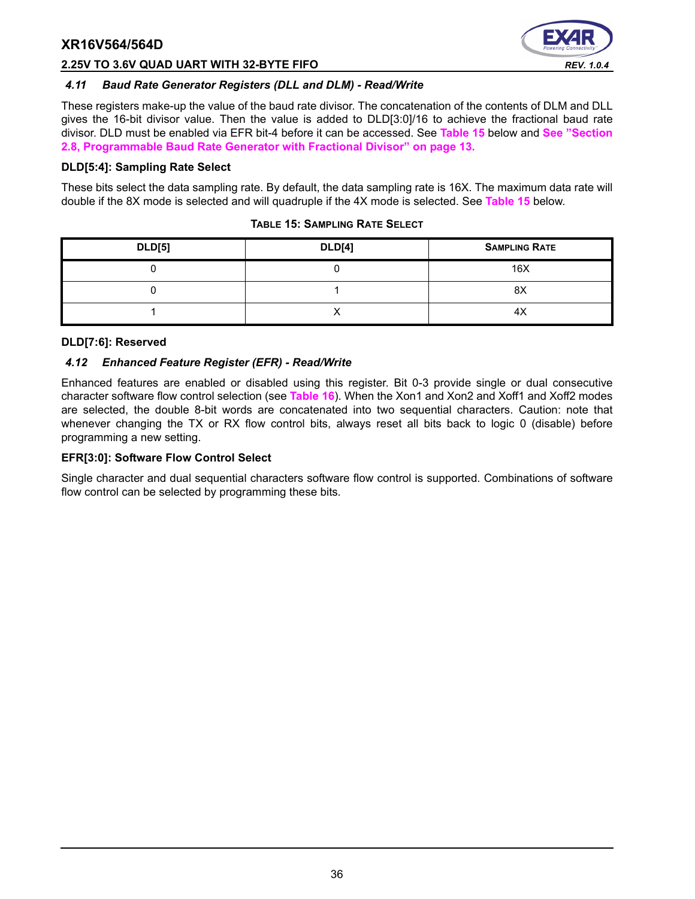### *4.11 Baud Rate Generator Registers (DLL and DLM) - Read/Write*

These registers make-up the value of the baud rate divisor. The concatenation of the contents of DLM and DLL gives the 16-bit divisor value. Then the value is added to DLD[3:0]/16 to achieve the fractional baud rate divisor. DLD must be enabled via EFR bit-4 before it can be accessed. See **Table 15** below and **See "Section 2.8, Programmable Baud Rate Generator with Fractional Divisor" on page 13.**

**DLD[5:4]: Sampling Rate Select**

These bits select the data sampling rate. By default, the data sampling rate is 16X. The maximum data rate will double if the 8X mode is selected and will quadruple if the 4X mode is selected. See **Table 15** below.

**TABLE 15: SAMPLING RATE SELECT**

| DLD[5] | DLD[4] | SAMPLING RATE |
|---|---|---|
| 0 | 0 | 16X |
| 0 | 1 | 8X |
| 1 | X | 4X |

**DLD[7:6]: Reserved**

### *4.12 Enhanced Feature Register (EFR) - Read/Write*

Enhanced features are enabled or disabled using this register. Bit 0-3 provide single or dual consecutive character software flow control selection (see **Table 16**). When the Xon1 and Xon2 and Xoff1 and Xoff2 modes are selected, the double 8-bit words are concatenated into two sequential characters. Caution: note that whenever changing the TX or RX flow control bits, always reset all bits back to logic 0 (disable) before programming a new setting.

**EFR[3:0]: Software Flow Control Select**

Single character and dual sequential characters software flow control is supported. Combinations of software flow control can be selected by programming these bits.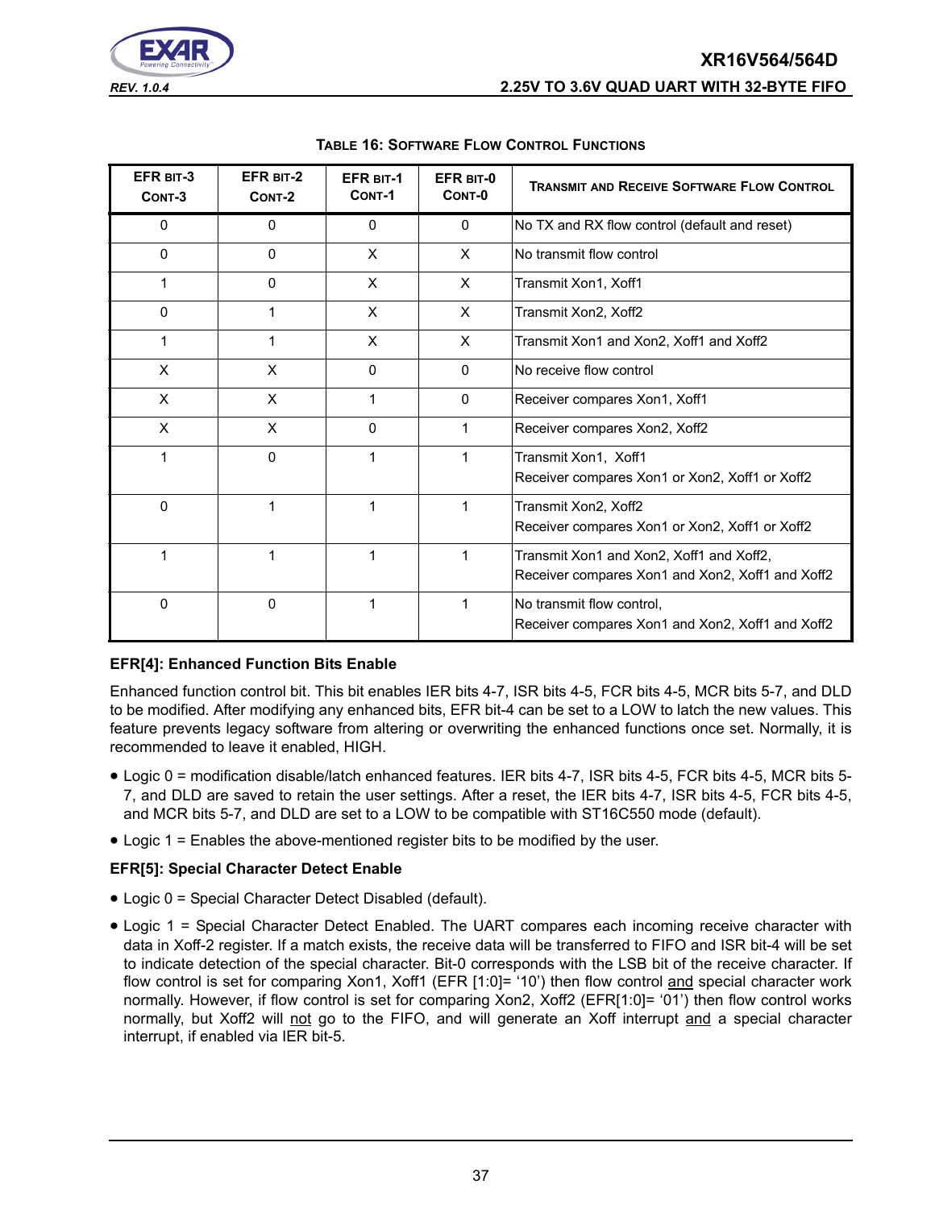**Table 16: Software Flow Control Functions**

| EFR bit-3 Cont-3 | EFR bit-2 Cont-2 | EFR bit-1 Cont-1 | EFR bit-0 Cont-0 | Transmit and Receive Software Flow Control |
|---|---|---|---|---|
| 0 | 0 | 0 | 0 | No TX and RX flow control (default and reset) |
| 0 | 0 | X | X | No transmit flow control |
| 1 | 0 | X | X | Transmit Xon1, Xoff1 |
| 0 | 1 | X | X | Transmit Xon2, Xoff2 |
| 1 | 1 | X | X | Transmit Xon1 and Xon2, Xoff1 and Xoff2 |
| X | X | 0 | 0 | No receive flow control |
| X | X | 1 | 0 | Receiver compares Xon1, Xoff1 |
| X | X | 0 | 1 | Receiver compares Xon2, Xoff2 |
| 1 | 0 | 1 | 1 | Transmit Xon1, Xoff1<br>Receiver compares Xon1 or Xon2, Xoff1 or Xoff2 |
| 0 | 1 | 1 | 1 | Transmit Xon2, Xoff2<br>Receiver compares Xon1 or Xon2, Xoff1 or Xoff2 |
| 1 | 1 | 1 | 1 | Transmit Xon1 and Xon2, Xoff1 and Xoff2,<br>Receiver compares Xon1 and Xon2, Xoff1 and Xoff2 |
| 0 | 0 | 1 | 1 | No transmit flow control,<br>Receiver compares Xon1 and Xon2, Xoff1 and Xoff2 |

**EFR[4]: Enhanced Function Bits Enable**

Enhanced function control bit. This bit enables IER bits 4-7, ISR bits 4-5, FCR bits 4-5, MCR bits 5-7, and DLD to be modified. After modifying any enhanced bits, EFR bit-4 can be set to a LOW to latch the new values. This feature prevents legacy software from altering or overwriting the enhanced functions once set. Normally, it is recommended to leave it enabled, HIGH.

- Logic 0 = modification disable/latch enhanced features. IER bits 4-7, ISR bits 4-5, FCR bits 4-5, MCR bits 5-7, and DLD are saved to retain the user settings. After a reset, the IER bits 4-7, ISR bits 4-5, FCR bits 4-5, and MCR bits 5-7, and DLD are set to a LOW to be compatible with ST16C550 mode (default).
- Logic 1 = Enables the above-mentioned register bits to be modified by the user.

**EFR[5]: Special Character Detect Enable**

- Logic 0 = Special Character Detect Disabled (default).
- Logic 1 = Special Character Detect Enabled. The UART compares each incoming receive character with data in Xoff-2 register. If a match exists, the receive data will be transferred to FIFO and ISR bit-4 will be set to indicate detection of the special character. Bit-0 corresponds with the LSB bit of the receive character. If flow control is set for comparing Xon1, Xoff1 (EFR [1:0]= '10') then flow control and special character work normally. However, if flow control is set for comparing Xon2, Xoff2 (EFR[1:0]= '01') then flow control works normally, but Xoff2 will not go to the FIFO, and will generate an Xoff interrupt and a special character interrupt, if enabled via IER bit-5.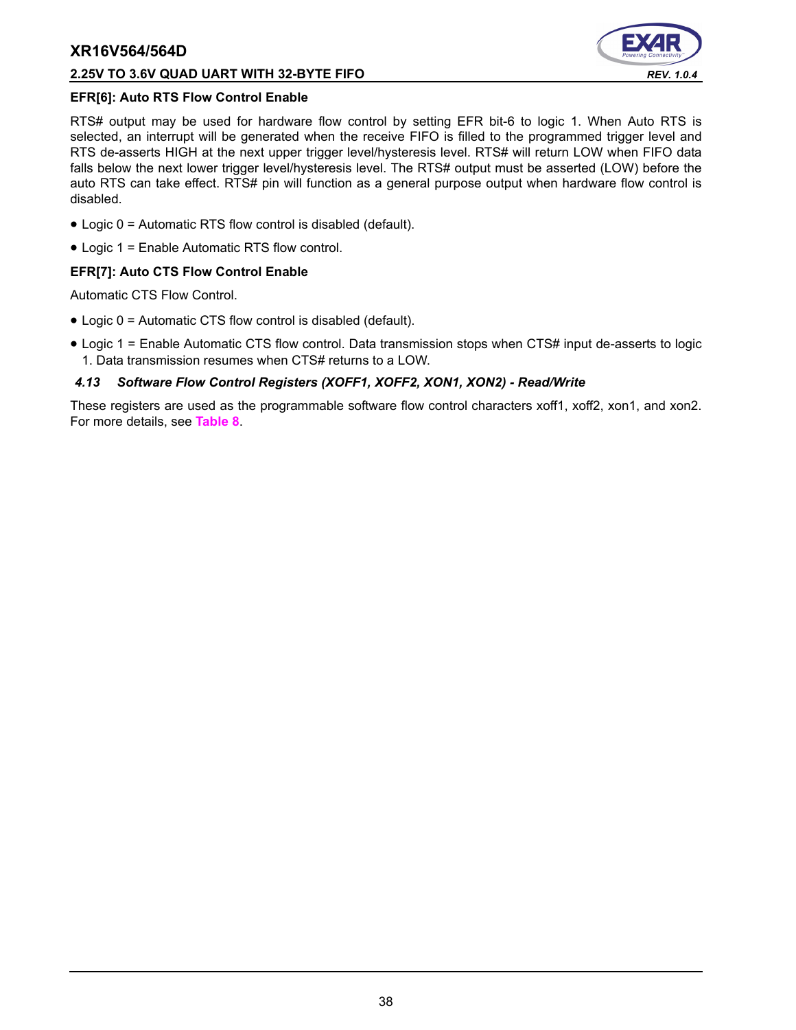**EFR[6]: Auto RTS Flow Control Enable**

RTS# output may be used for hardware flow control by setting EFR bit-6 to logic 1. When Auto RTS is selected, an interrupt will be generated when the receive FIFO is filled to the programmed trigger level and RTS de-asserts HIGH at the next upper trigger level/hysteresis level. RTS# will return LOW when FIFO data falls below the next lower trigger level/hysteresis level. The RTS# output must be asserted (LOW) before the auto RTS can take effect. RTS# pin will function as a general purpose output when hardware flow control is disabled.

- Logic 0 = Automatic RTS flow control is disabled (default).
- Logic 1 = Enable Automatic RTS flow control.

**EFR[7]: Auto CTS Flow Control Enable**

Automatic CTS Flow Control.

- Logic 0 = Automatic CTS flow control is disabled (default).
- Logic 1 = Enable Automatic CTS flow control. Data transmission stops when CTS# input de-asserts to logic 1. Data transmission resumes when CTS# returns to a LOW.

### *4.13 Software Flow Control Registers (XOFF1, XOFF2, XON1, XON2) - Read/Write*

These registers are used as the programmable software flow control characters xoff1, xoff2, xon1, and xon2. For more details, see **Table 8**.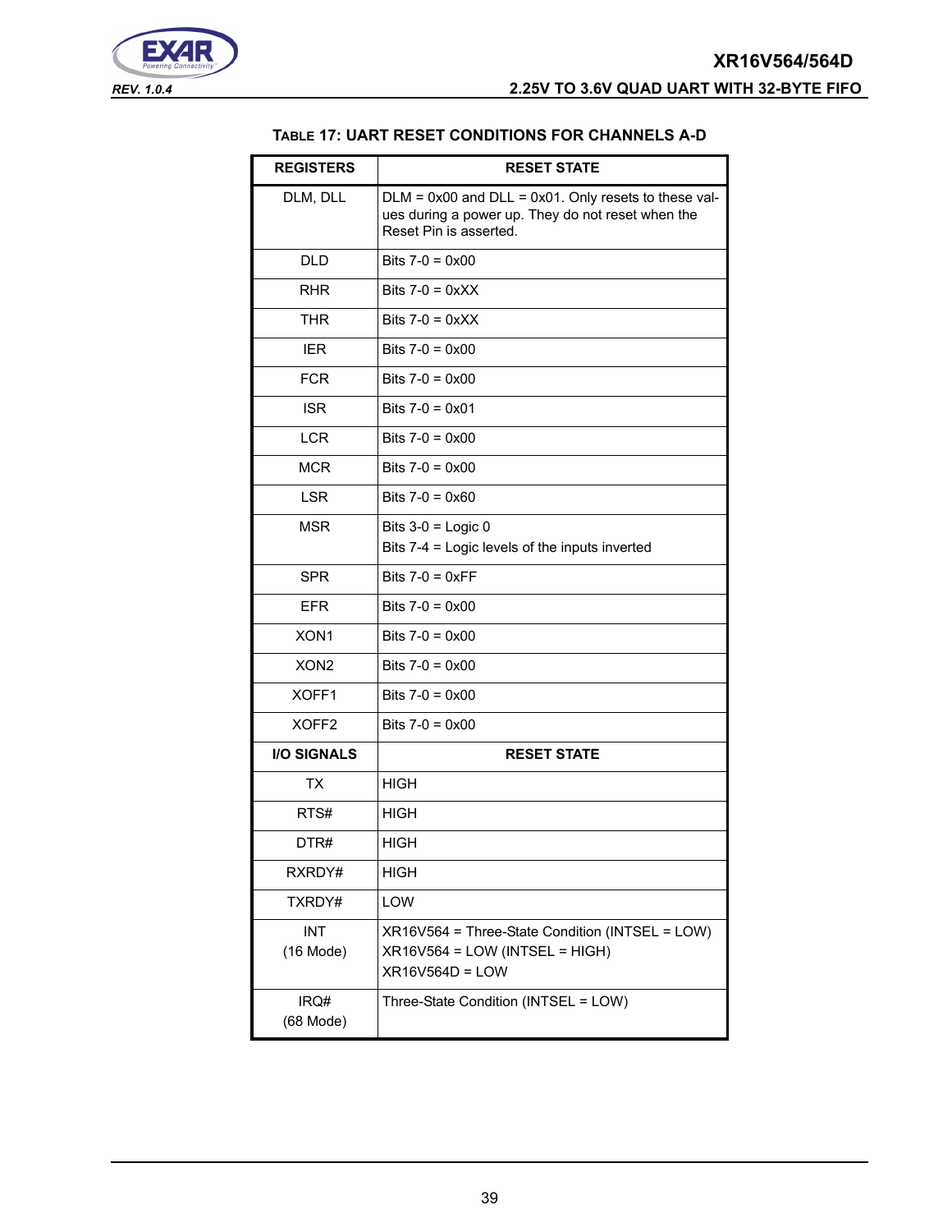### TABLE 17: UART RESET CONDITIONS FOR CHANNELS A-D

| REGISTERS | RESET STATE |
|---|---|
| DLM, DLL | DLM = 0x00 and DLL = 0x01. Only resets to these values during a power up. They do not reset when the Reset Pin is asserted. |
| DLD | Bits 7-0 = 0x00 |
| RHR | Bits 7-0 = 0xXX |
| THR | Bits 7-0 = 0xXX |
| IER | Bits 7-0 = 0x00 |
| FCR | Bits 7-0 = 0x00 |
| ISR | Bits 7-0 = 0x01 |
| LCR | Bits 7-0 = 0x00 |
| MCR | Bits 7-0 = 0x00 |
| LSR | Bits 7-0 = 0x60 |
| MSR | Bits 3-0 = Logic 0<br>Bits 7-4 = Logic levels of the inputs inverted |
| SPR | Bits 7-0 = 0xFF |
| EFR | Bits 7-0 = 0x00 |
| XON1 | Bits 7-0 = 0x00 |
| XON2 | Bits 7-0 = 0x00 |
| XOFF1 | Bits 7-0 = 0x00 |
| XOFF2 | Bits 7-0 = 0x00 |
| **I/O SIGNALS** | **RESET STATE** |
| TX | HIGH |
| RTS# | HIGH |
| DTR# | HIGH |
| RXRDY# | HIGH |
| TXRDY# | LOW |
| INT (16 Mode) | XR16V564 = Three-State Condition (INTSEL = LOW)<br>XR16V564 = LOW (INTSEL = HIGH)<br>XR16V564D = LOW |
| IRQ# (68 Mode) | Three-State Condition (INTSEL = LOW) |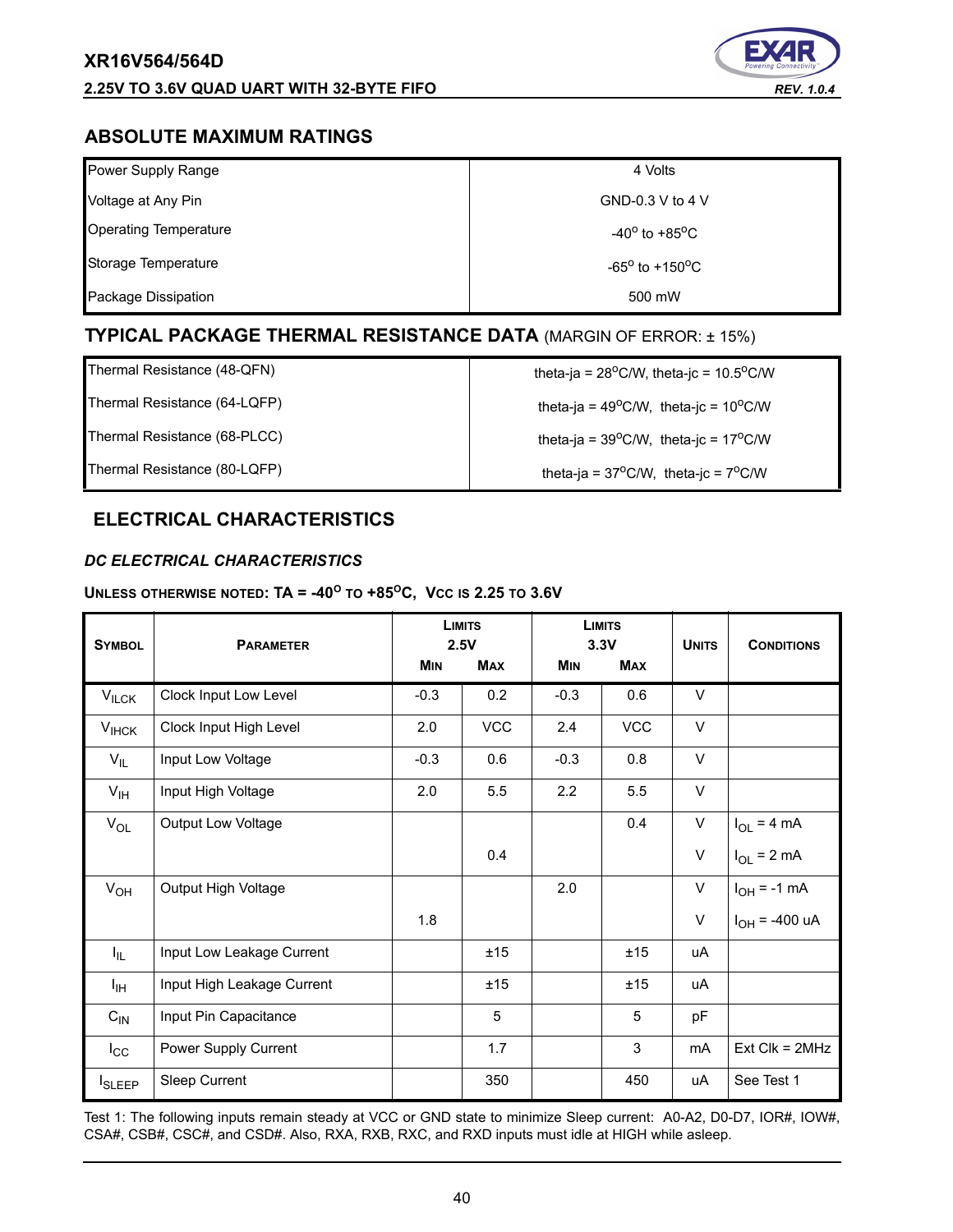## ABSOLUTE MAXIMUM RATINGS

| | |
|---|---|
| Power Supply Range | 4 Volts |
| Voltage at Any Pin | GND-0.3 V to 4 V |
| Operating Temperature | $-40^{o}$ to $+85^{o}$C |
| Storage Temperature | $-65^{o}$ to $+150^{o}$C |
| Package Dissipation | 500 mW |

## TYPICAL PACKAGE THERMAL RESISTANCE DATA (MARGIN OF ERROR: ± 15%)

| | |
|---|---|
| Thermal Resistance (48-QFN) | theta-ja = $28^{o}$C/W, theta-jc = $10.5^{o}$C/W |
| Thermal Resistance (64-LQFP) | theta-ja = $49^{o}$C/W, theta-jc = $10^{o}$C/W |
| Thermal Resistance (68-PLCC) | theta-ja = $39^{o}$C/W, theta-jc = $17^{o}$C/W |
| Thermal Resistance (80-LQFP) | theta-ja = $37^{o}$C/W, theta-jc = $7^{o}$C/W |

## ELECTRICAL CHARACTERISTICS

### *DC ELECTRICAL CHARACTERISTICS*

**UNLESS OTHERWISE NOTED: TA = $-40^{o}$ TO $+85^{o}$C, VCC IS 2.25 TO 3.6V**

| SYMBOL | PARAMETER | LIMITS 2.5V MIN | LIMITS 2.5V MAX | LIMITS 3.3V MIN | LIMITS 3.3V MAX | UNITS | CONDITIONS |
|---|---|---|---|---|---|---|---|
| $V_{ILCK}$ | Clock Input Low Level | -0.3 | 0.2 | -0.3 | 0.6 | V | |
| $V_{IHCK}$ | Clock Input High Level | 2.0 | VCC | 2.4 | VCC | V | |
| $V_{IL}$ | Input Low Voltage | -0.3 | 0.6 | -0.3 | 0.8 | V | |
| $V_{IH}$ | Input High Voltage | 2.0 | 5.5 | 2.2 | 5.5 | V | |
| $V_{OL}$ | Output Low Voltage | | | | 0.4 | V | $I_{OL}$ = 4 mA |
| | | | 0.4 | | | V | $I_{OL}$ = 2 mA |
| $V_{OH}$ | Output High Voltage | | | 2.0 | | V | $I_{OH}$ = -1 mA |
| | | 1.8 | | | | V | $I_{OH}$ = -400 uA |
| $I_{IL}$ | Input Low Leakage Current | | ±15 | | ±15 | uA | |
| $I_{IH}$ | Input High Leakage Current | | ±15 | | ±15 | uA | |
| $C_{IN}$ | Input Pin Capacitance | | 5 | | 5 | pF | |
| $I_{CC}$ | Power Supply Current | | 1.7 | | 3 | mA | Ext Clk = 2MHz |
| $I_{SLEEP}$ | Sleep Current | | 350 | | 450 | uA | See Test 1 |

Test 1: The following inputs remain steady at VCC or GND state to minimize Sleep current: A0-A2, D0-D7, IOR#, IOW#, CSA#, CSB#, CSC#, and CSD#. Also, RXA, RXB, RXC, and RXD inputs must idle at HIGH while asleep.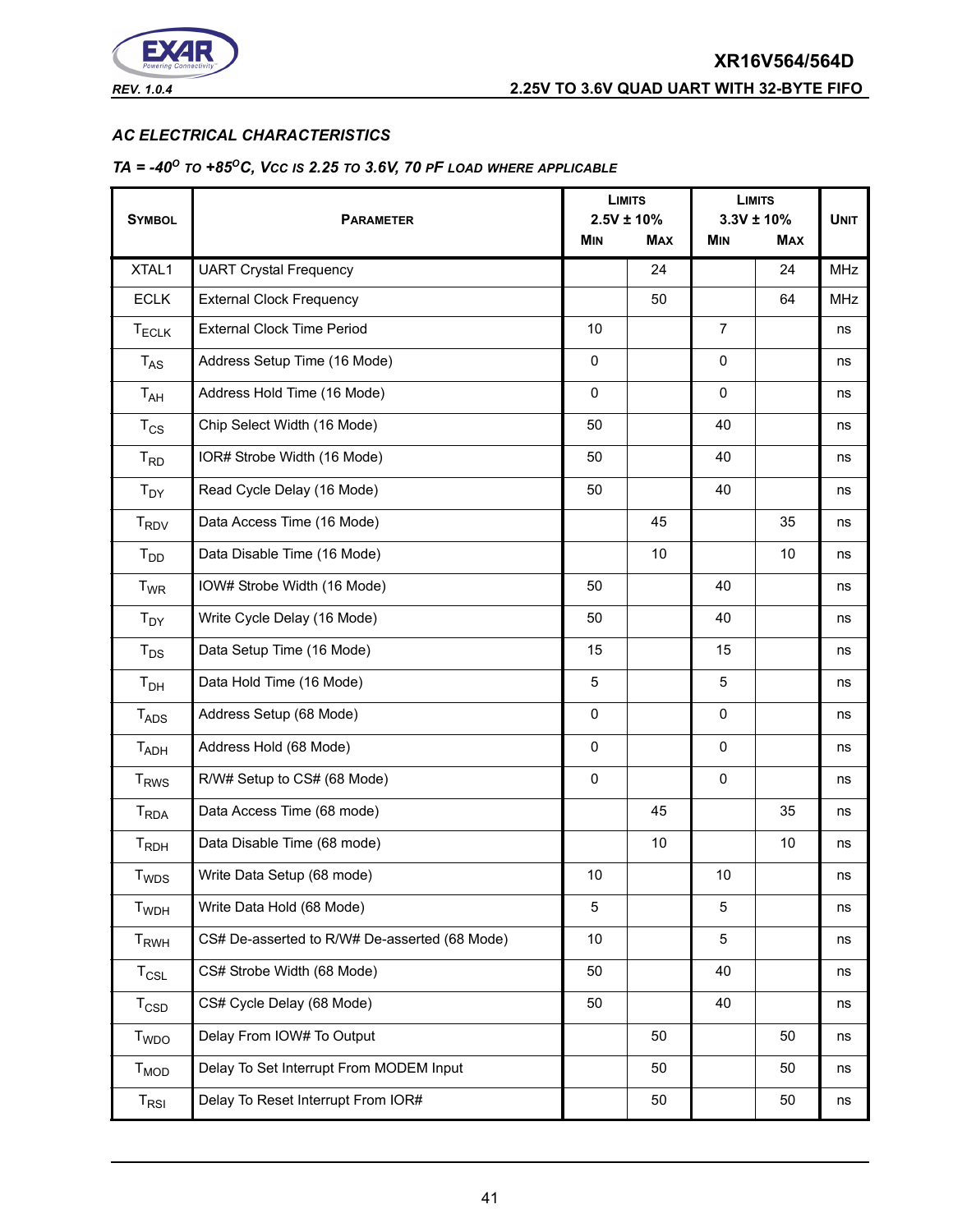### AC ELECTRICAL CHARACTERISTICS

***TA = -40°* TO *+85°C, VCC* IS *2.25* TO *3.6V, 70 PF* LOAD WHERE APPLICABLE**

| SYMBOL | PARAMETER | LIMITS 2.5V ± 10% | | LIMITS 3.3V ± 10% | | UNIT |
|---|---|---|---|---|---|---|
| | | MIN | MAX | MIN | MAX | |
| XTAL1 | UART Crystal Frequency | | 24 | | 24 | MHz |
| ECLK | External Clock Frequency | | 50 | | 64 | MHz |
| $T_{ECLK}$ | External Clock Time Period | 10 | | 7 | | ns |
| $T_{AS}$ | Address Setup Time (16 Mode) | 0 | | 0 | | ns |
| $T_{AH}$ | Address Hold Time (16 Mode) | 0 | | 0 | | ns |
| $T_{CS}$ | Chip Select Width (16 Mode) | 50 | | 40 | | ns |
| $T_{RD}$ | IOR# Strobe Width (16 Mode) | 50 | | 40 | | ns |
| $T_{DY}$ | Read Cycle Delay (16 Mode) | 50 | | 40 | | ns |
| $T_{RDV}$ | Data Access Time (16 Mode) | | 45 | | 35 | ns |
| $T_{DD}$ | Data Disable Time (16 Mode) | | 10 | | 10 | ns |
| $T_{WR}$ | IOW# Strobe Width (16 Mode) | 50 | | 40 | | ns |
| $T_{DY}$ | Write Cycle Delay (16 Mode) | 50 | | 40 | | ns |
| $T_{DS}$ | Data Setup Time (16 Mode) | 15 | | 15 | | ns |
| $T_{DH}$ | Data Hold Time (16 Mode) | 5 | | 5 | | ns |
| $T_{ADS}$ | Address Setup (68 Mode) | 0 | | 0 | | ns |
| $T_{ADH}$ | Address Hold (68 Mode) | 0 | | 0 | | ns |
| $T_{RWS}$ | R/W# Setup to CS# (68 Mode) | 0 | | 0 | | ns |
| $T_{RDA}$ | Data Access Time (68 mode) | | 45 | | 35 | ns |
| $T_{RDH}$ | Data Disable Time (68 mode) | | 10 | | 10 | ns |
| $T_{WDS}$ | Write Data Setup (68 mode) | 10 | | 10 | | ns |
| $T_{WDH}$ | Write Data Hold (68 Mode) | 5 | | 5 | | ns |
| $T_{RWH}$ | CS# De-asserted to R/W# De-asserted (68 Mode) | 10 | | 5 | | ns |
| $T_{CSL}$ | CS# Strobe Width (68 Mode) | 50 | | 40 | | ns |
| $T_{CSD}$ | CS# Cycle Delay (68 Mode) | 50 | | 40 | | ns |
| $T_{WDO}$ | Delay From IOW# To Output | | 50 | | 50 | ns |
| $T_{MOD}$ | Delay To Set Interrupt From MODEM Input | | 50 | | 50 | ns |
| $T_{RSI}$ | Delay To Reset Interrupt From IOR# | | 50 | | 50 | ns |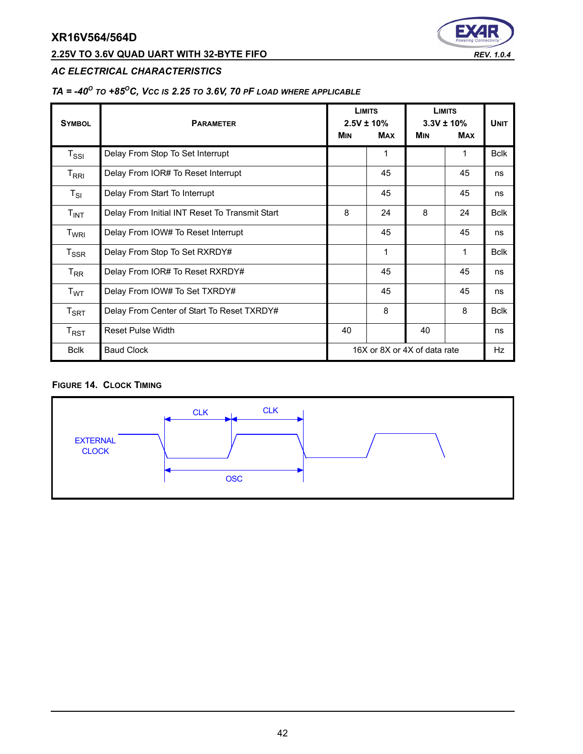## AC ELECTRICAL CHARACTERISTICS

### TA = -40$^{O}$ TO +85$^{O}$C, Vcc IS 2.25 TO 3.6V, 70 pF LOAD WHERE APPLICABLE

| Symbol | Parameter | Limits 2.5V ± 10% Min | Limits 2.5V ± 10% Max | Limits 3.3V ± 10% Min | Limits 3.3V ± 10% Max | Unit |
|---|---|---|---|---|---|---|
| $T_{SSI}$ | Delay From Stop To Set Interrupt | | 1 | | 1 | Bclk |
| $T_{RRI}$ | Delay From IOR# To Reset Interrupt | | 45 | | 45 | ns |
| $T_{SI}$ | Delay From Start To Interrupt | | 45 | | 45 | ns |
| $T_{INT}$ | Delay From Initial INT Reset To Transmit Start | 8 | 24 | 8 | 24 | Bclk |
| $T_{WRI}$ | Delay From IOW# To Reset Interrupt | | 45 | | 45 | ns |
| $T_{SSR}$ | Delay From Stop To Set RXRDY# | | 1 | | 1 | Bclk |
| $T_{RR}$ | Delay From IOR# To Reset RXRDY# | | 45 | | 45 | ns |
| $T_{WT}$ | Delay From IOW# To Set TXRDY# | | 45 | | 45 | ns |
| $T_{SRT}$ | Delay From Center of Start To Reset TXRDY# | | 8 | | 8 | Bclk |
| $T_{RST}$ | Reset Pulse Width | 40 | | 40 | | ns |
| Bclk | Baud Clock | 16X or 8X or 4X of data rate | | | | Hz |

**Figure 14. Clock Timing**

EXTERNAL CLOCK

CLK CLK

OSC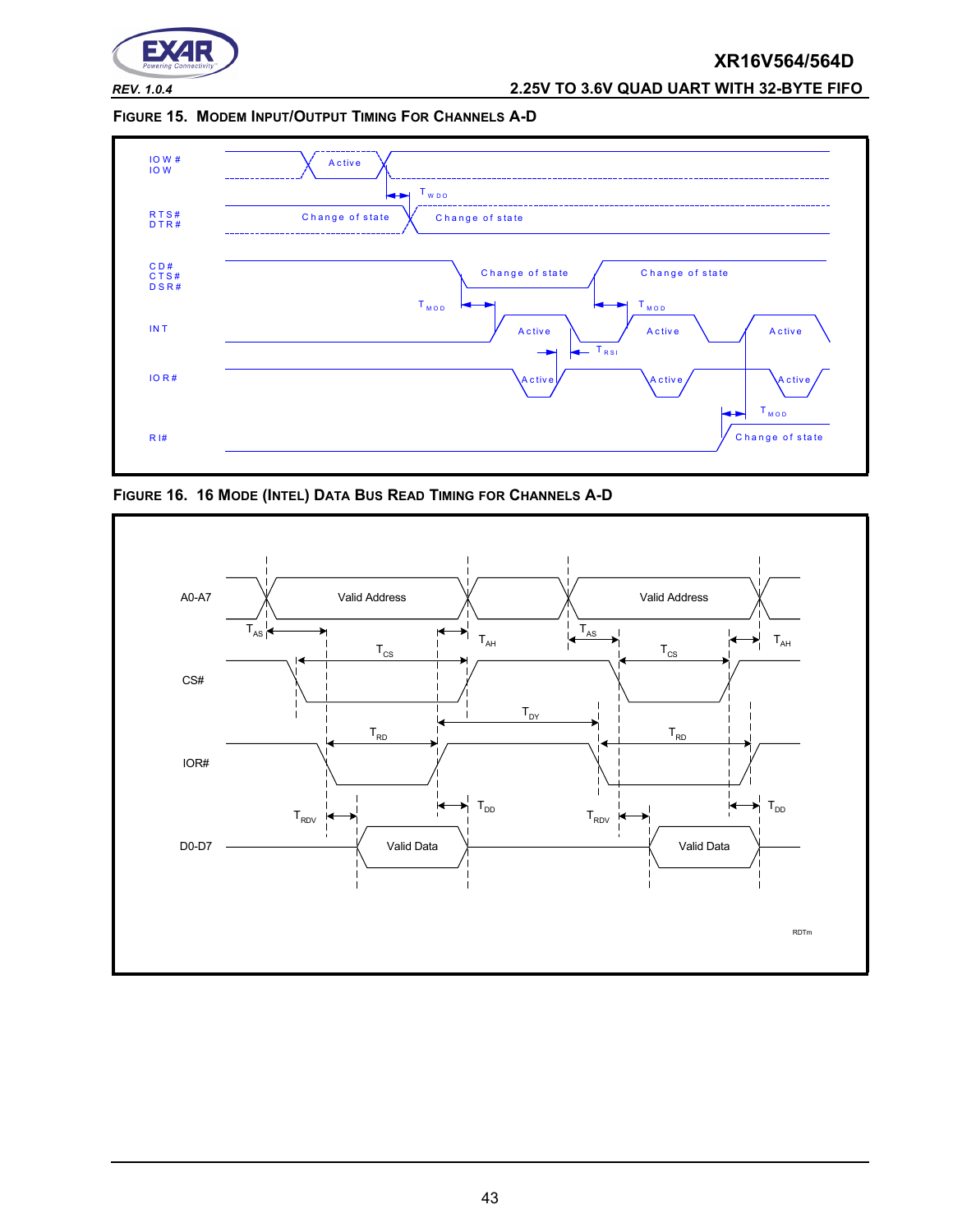**FIGURE 15. MODEM INPUT/OUTPUT TIMING FOR CHANNELS A-D**

IOW#
IOW

Active

$T_{WDO}$

RTS#
DTR#

Change of state

Change of state

CD#
CTS#
DSR#

Change of state

Change of state

$T_{MOD}$

$T_{MOD}$

INT

Active

Active

Active

$T_{RSI}$

IOR#

Active

Active

Active

$T_{MOD}$

RI#

Change of state

**FIGURE 16. 16 MODE (INTEL) DATA BUS READ TIMING FOR CHANNELS A-D**

A0-A7

Valid Address

Valid Address

$T_{AS}$ $T_{AH}$ $T_{AS}$ $T_{AH}$

$T_{CS}$ $T_{CS}$

CS#

$T_{DY}$

$T_{RD}$ $T_{RD}$

IOR#

$T_{RDV}$ $T_{DD}$ $T_{RDV}$ $T_{DD}$

D0-D7

Valid Data

Valid Data

RDTm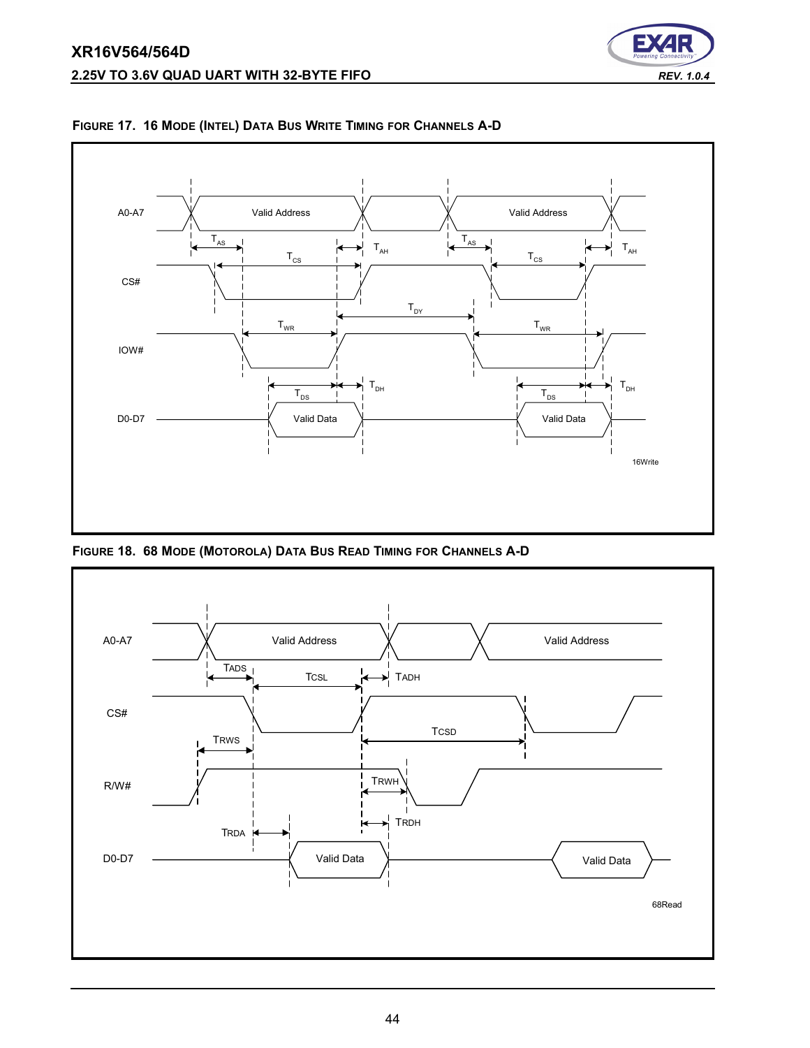**FIGURE 17. 16 MODE (INTEL) DATA BUS WRITE TIMING FOR CHANNELS A-D**

A0-A7 — Valid Address — Valid Address

$T_{AS}$ $T_{CS}$ $T_{AH}$ $T_{AS}$ $T_{CS}$ $T_{AH}$

CS#

$T_{DY}$

$T_{WR}$ $T_{WR}$

IOW#

$T_{DS}$ $T_{DH}$ $T_{DS}$ $T_{DH}$

D0-D7 — Valid Data — Valid Data

16Write

**FIGURE 18. 68 MODE (MOTOROLA) DATA BUS READ TIMING FOR CHANNELS A-D**

A0-A7 — Valid Address — Valid Address

TADS TCSL TADH

CS#

TRWS TCSD

R/W#

TRWH

TRDA TRDH

D0-D7 — Valid Data — Valid Data

68Read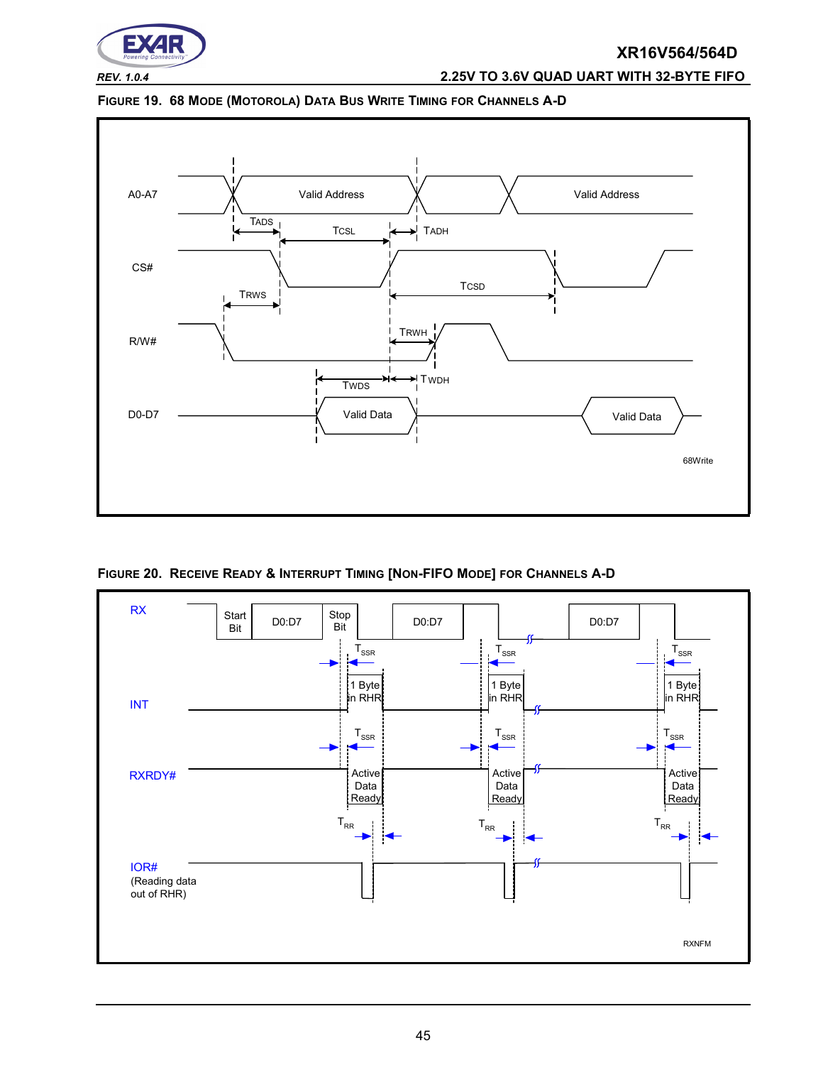**FIGURE 19. 68 MODE (MOTOROLA) DATA BUS WRITE TIMING FOR CHANNELS A-D**

A0-A7 — Valid Address — Valid Address

TADS — TCSL — TADH

CS#

TRWS — TCSD

R/W#

TRWH

TWDS — TWDH

D0-D7 — Valid Data — Valid Data

68Write

**FIGURE 20. RECEIVE READY & INTERRUPT TIMING [NON-FIFO MODE] FOR CHANNELS A-D**

RX — Start Bit — D0:D7 — Stop Bit — D0:D7 — D0:D7

$T_{SSR}$ — $T_{SSR}$ — $T_{SSR}$

INT — 1 Byte in RHR — 1 Byte in RHR — 1 Byte in RHR

$T_{SSR}$ — $T_{SSR}$ — $T_{SSR}$

RXRDY# — Active Data Ready — Active Data Ready — Active Data Ready

$T_{RR}$ — $T_{RR}$ — $T_{RR}$

IOR# (Reading data out of RHR)

RXNFM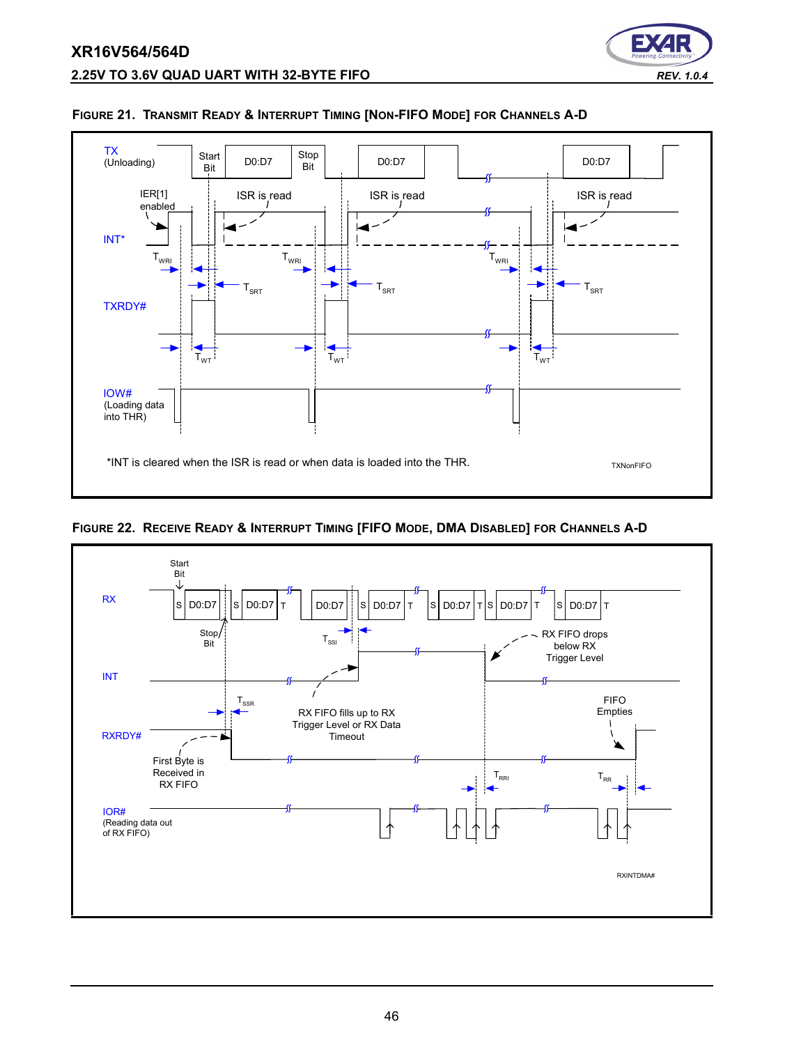#### FIGURE 21. TRANSMIT READY & INTERRUPT TIMING [NON-FIFO MODE] FOR CHANNELS A-D

TX (Unloading)

Start Bit | D0:D7 | Stop Bit | D0:D7 | D0:D7

IER[1] enabled

ISR is read | ISR is read | ISR is read

INT*

$T_{WRI}$ | $T_{WRI}$ | $T_{WRI}$

$T_{SRT}$ | $T_{SRT}$ | $T_{SRT}$

TXRDY#

$T_{WT}$ | $T_{WT}$ | $T_{WT}$

IOW# (Loading data into THR)

*INT is cleared when the ISR is read or when data is loaded into the THR.

TXNonFIFO

#### FIGURE 22. RECEIVE READY & INTERRUPT TIMING [FIFO MODE, DMA DISABLED] FOR CHANNELS A-D

Start Bit

RX: S | D0:D7 | S | D0:D7 | T | D0:D7 | S | D0:D7 | T | S | D0:D7 | T | S | D0:D7 | T | S | D0:D7 | T

Stop Bit

$T_{SSI}$

RX FIFO drops below RX Trigger Level

INT

$T_{SSR}$

RX FIFO fills up to RX Trigger Level or RX Data Timeout

FIFO Empties

RXRDY#

First Byte is Received in RX FIFO

$T_{RRI}$ | $T_{RR}$

IOR# (Reading data out of RX FIFO)

RXINTDMA#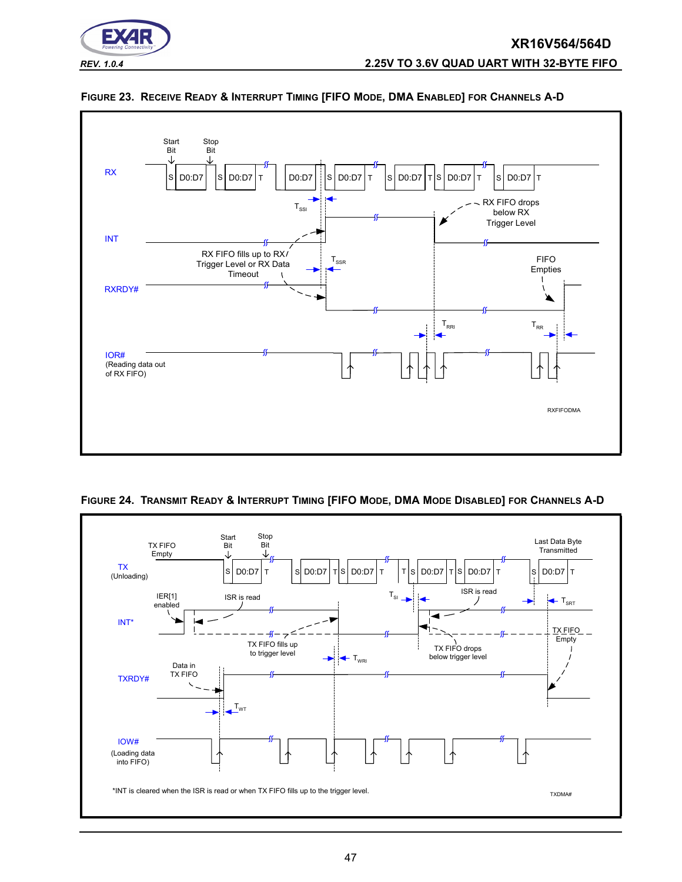### FIGURE 23. RECEIVE READY & INTERRUPT TIMING [FIFO MODE, DMA ENABLED] FOR CHANNELS A-D

Start Bit, Stop Bit

RX: S D0:D7 | S D0:D7 T | D0:D7 | S D0:D7 T | S D0:D7 T S D0:D7 T | S D0:D7 T

$T_{SSI}$

RX FIFO drops below RX Trigger Level

INT

RX FIFO fills up to RX Trigger Level or RX Data Timeout

$T_{SSR}$

FIFO Empties

RXRDY#

$T_{RRI}$ $T_{RR}$

IOR# (Reading data out of RX FIFO)

RXFIFODMA

### FIGURE 24. TRANSMIT READY & INTERRUPT TIMING [FIFO MODE, DMA MODE DISABLED] FOR CHANNELS A-D

TX FIFO Empty

Start Bit, Stop Bit

Last Data Byte Transmitted

TX (Unloading): S D0:D7 T | S D0:D7 T S D0:D7 T | T S D0:D7 T S D0:D7 T | S D0:D7 T

IER[1] enabled

ISR is read

$T_{SI}$

ISR is read

$T_{SRT}$

INT*

TX FIFO fills up to trigger level

TX FIFO drops below trigger level

TX FIFO Empty

$T_{WRI}$

Data in TX FIFO

TXRDY#

$T_{WT}$

IOW# (Loading data into FIFO)

*INT is cleared when the ISR is read or when TX FIFO fills up to the trigger level.

TXDMA#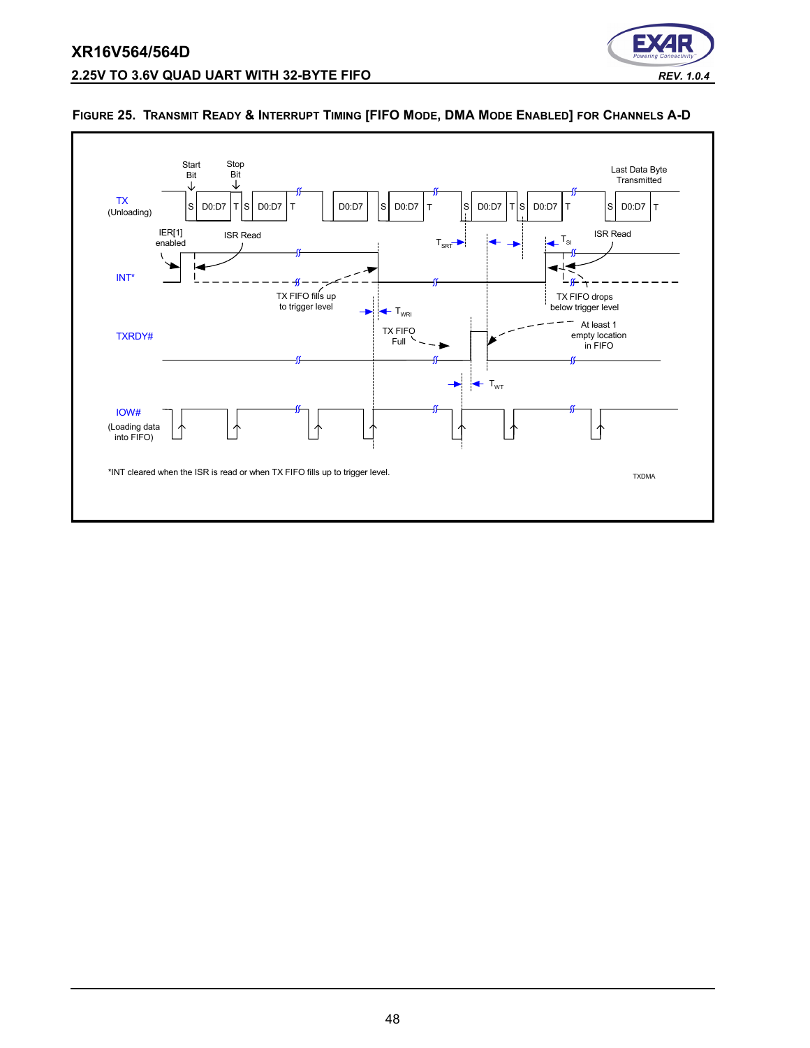**Figure 25. Transmit Ready & Interrupt Timing [FIFO Mode, DMA Mode Enabled] for Channels A-D**

Start Bit

Stop Bit

Last Data Byte Transmitted

TX (Unloading)

S D0:D7 T S D0:D7 T D0:D7 S D0:D7 T S D0:D7 T S D0:D7 T S D0:D7 T

IER[1] enabled

ISR Read

$T_{SRT}$

$T_{SI}$

ISR Read

INT*

TX FIFO fills up to trigger level

TX FIFO drops below trigger level

$T_{WRI}$

TXRDY#

TX FIFO Full

At least 1 empty location in FIFO

$T_{WT}$

IOW# (Loading data into FIFO)

*INT cleared when the ISR is read or when TX FIFO fills up to trigger level.

TXDMA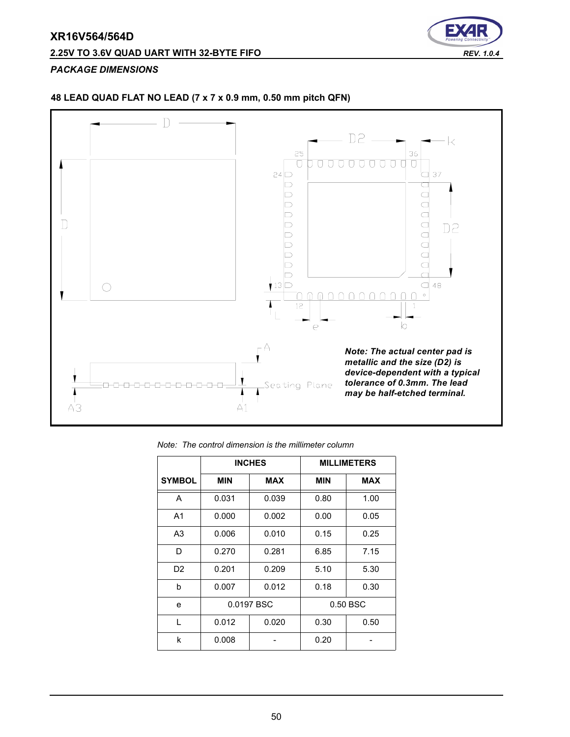## PACKAGE DIMENSIONS

### 48 LEAD QUAD FLAT NO LEAD (7 x 7 x 0.9 mm, 0.50 mm pitch QFN)

***Note: The actual center pad is metallic and the size (D2) is device-dependent with a typical tolerance of 0.3mm. The lead may be half-etched terminal.***

*Note: The control dimension is the millimeter column*

| | INCHES | | MILLIMETERS | |
|---|---|---|---|---|
| **SYMBOL** | **MIN** | **MAX** | **MIN** | **MAX** |
| A | 0.031 | 0.039 | 0.80 | 1.00 |
| A1 | 0.000 | 0.002 | 0.00 | 0.05 |
| A3 | 0.006 | 0.010 | 0.15 | 0.25 |
| D | 0.270 | 0.281 | 6.85 | 7.15 |
| D2 | 0.201 | 0.209 | 5.10 | 5.30 |
| b | 0.007 | 0.012 | 0.18 | 0.30 |
| e | 0.0197 BSC | | 0.50 BSC | |
| L | 0.012 | 0.020 | 0.30 | 0.50 |
| k | 0.008 | - | 0.20 | - |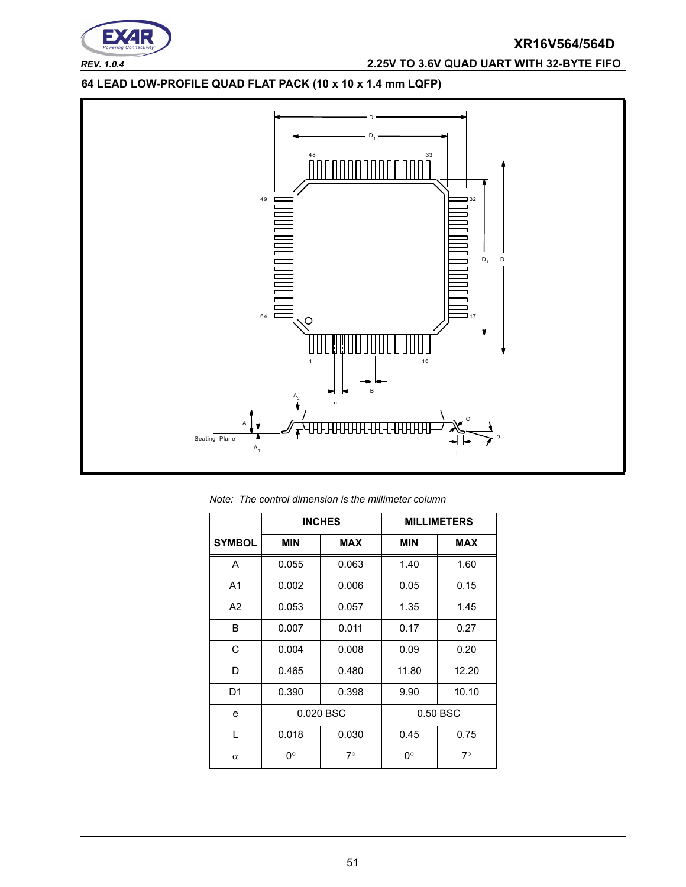## 64 LEAD LOW-PROFILE QUAD FLAT PACK (10 x 10 x 1.4 mm LQFP)

*Note: The control dimension is the millimeter column*

| SYMBOL | INCHES | | MILLIMETERS | |
|---|---|---|---|---|
| | MIN | MAX | MIN | MAX |
| A | 0.055 | 0.063 | 1.40 | 1.60 |
| A1 | 0.002 | 0.006 | 0.05 | 0.15 |
| A2 | 0.053 | 0.057 | 1.35 | 1.45 |
| B | 0.007 | 0.011 | 0.17 | 0.27 |
| C | 0.004 | 0.008 | 0.09 | 0.20 |
| D | 0.465 | 0.480 | 11.80 | 12.20 |
| D1 | 0.390 | 0.398 | 9.90 | 10.10 |
| e | 0.020 BSC | | 0.50 BSC | |
| L | 0.018 | 0.030 | 0.45 | 0.75 |
| α | 0° | 7° | 0° | 7° |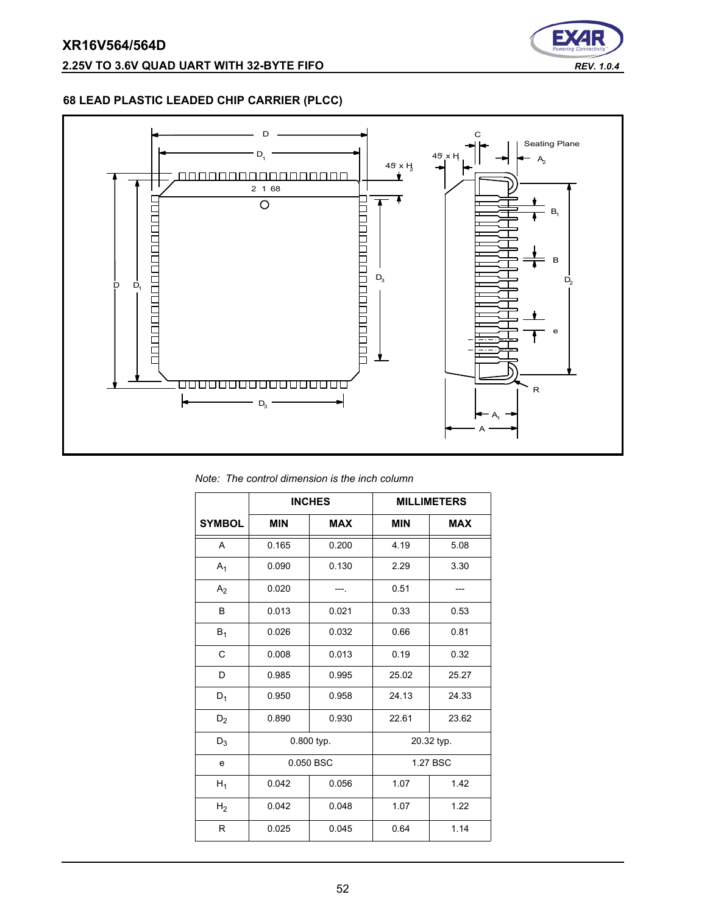### 68 LEAD PLASTIC LEADED CHIP CARRIER (PLCC)

*Note: The control dimension is the inch column*

| SYMBOL | INCHES | | MILLIMETERS | |
|---|---|---|---|---|
| | MIN | MAX | MIN | MAX |
| A | 0.165 | 0.200 | 4.19 | 5.08 |
| $A_1$ | 0.090 | 0.130 | 2.29 | 3.30 |
| $A_2$ | 0.020 | ---. | 0.51 | --- |
| B | 0.013 | 0.021 | 0.33 | 0.53 |
| $B_1$ | 0.026 | 0.032 | 0.66 | 0.81 |
| C | 0.008 | 0.013 | 0.19 | 0.32 |
| D | 0.985 | 0.995 | 25.02 | 25.27 |
| $D_1$ | 0.950 | 0.958 | 24.13 | 24.33 |
| $D_2$ | 0.890 | 0.930 | 22.61 | 23.62 |
| $D_3$ | 0.800 typ. | | 20.32 typ. | |
| e | 0.050 BSC | | 1.27 BSC | |
| $H_1$ | 0.042 | 0.056 | 1.07 | 1.42 |
| $H_2$ | 0.042 | 0.048 | 1.07 | 1.22 |
| R | 0.025 | 0.045 | 0.64 | 1.14 |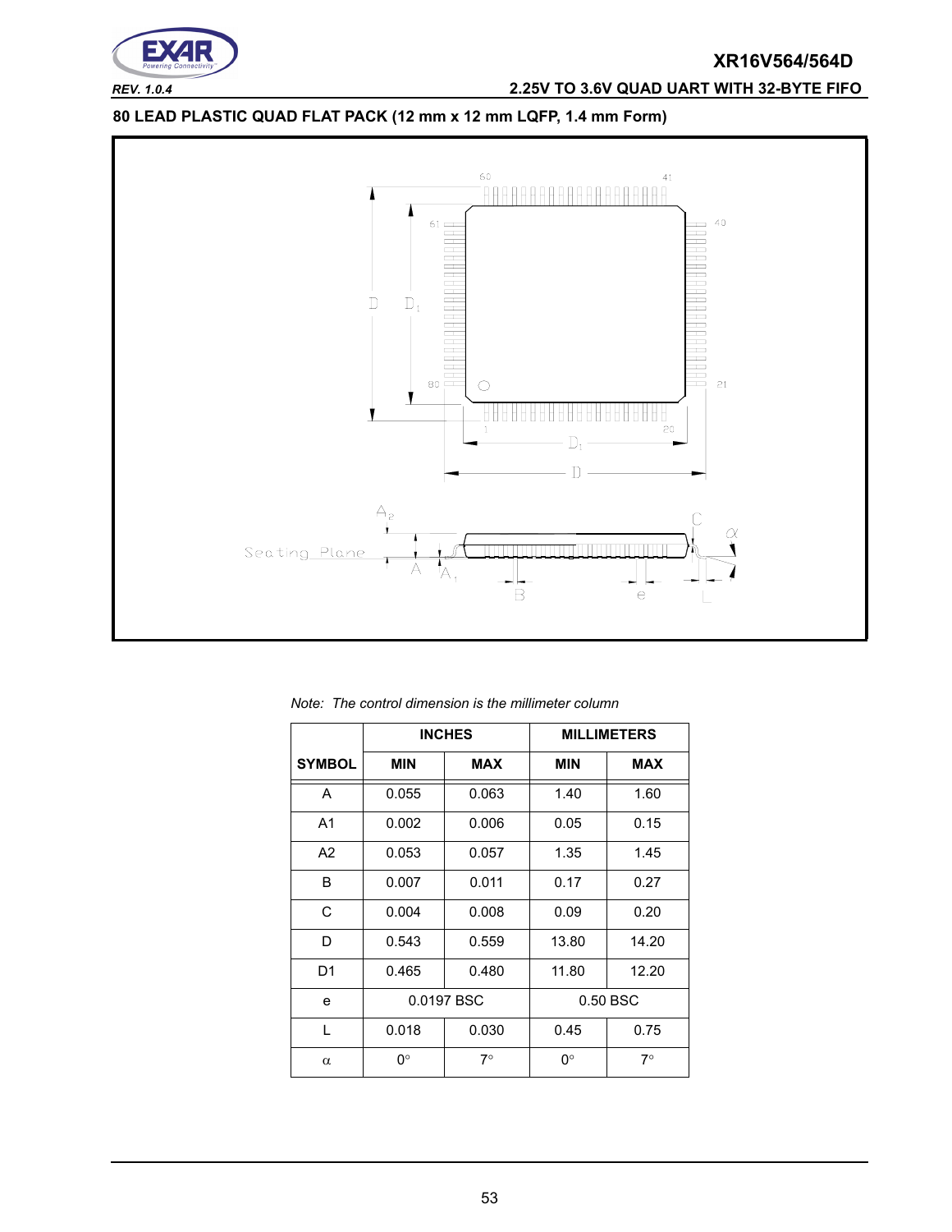### 80 LEAD PLASTIC QUAD FLAT PACK (12 mm x 12 mm LQFP, 1.4 mm Form)

*Note: The control dimension is the millimeter column*

| SYMBOL | INCHES | | MILLIMETERS | |
|---|---|---|---|---|
| | MIN | MAX | MIN | MAX |
| A | 0.055 | 0.063 | 1.40 | 1.60 |
| A1 | 0.002 | 0.006 | 0.05 | 0.15 |
| A2 | 0.053 | 0.057 | 1.35 | 1.45 |
| B | 0.007 | 0.011 | 0.17 | 0.27 |
| C | 0.004 | 0.008 | 0.09 | 0.20 |
| D | 0.543 | 0.559 | 13.80 | 14.20 |
| D1 | 0.465 | 0.480 | 11.80 | 12.20 |
| e | 0.0197 BSC | | 0.50 BSC | |
| L | 0.018 | 0.030 | 0.45 | 0.75 |
| $\alpha$ | 0° | 7° | 0° | 7° |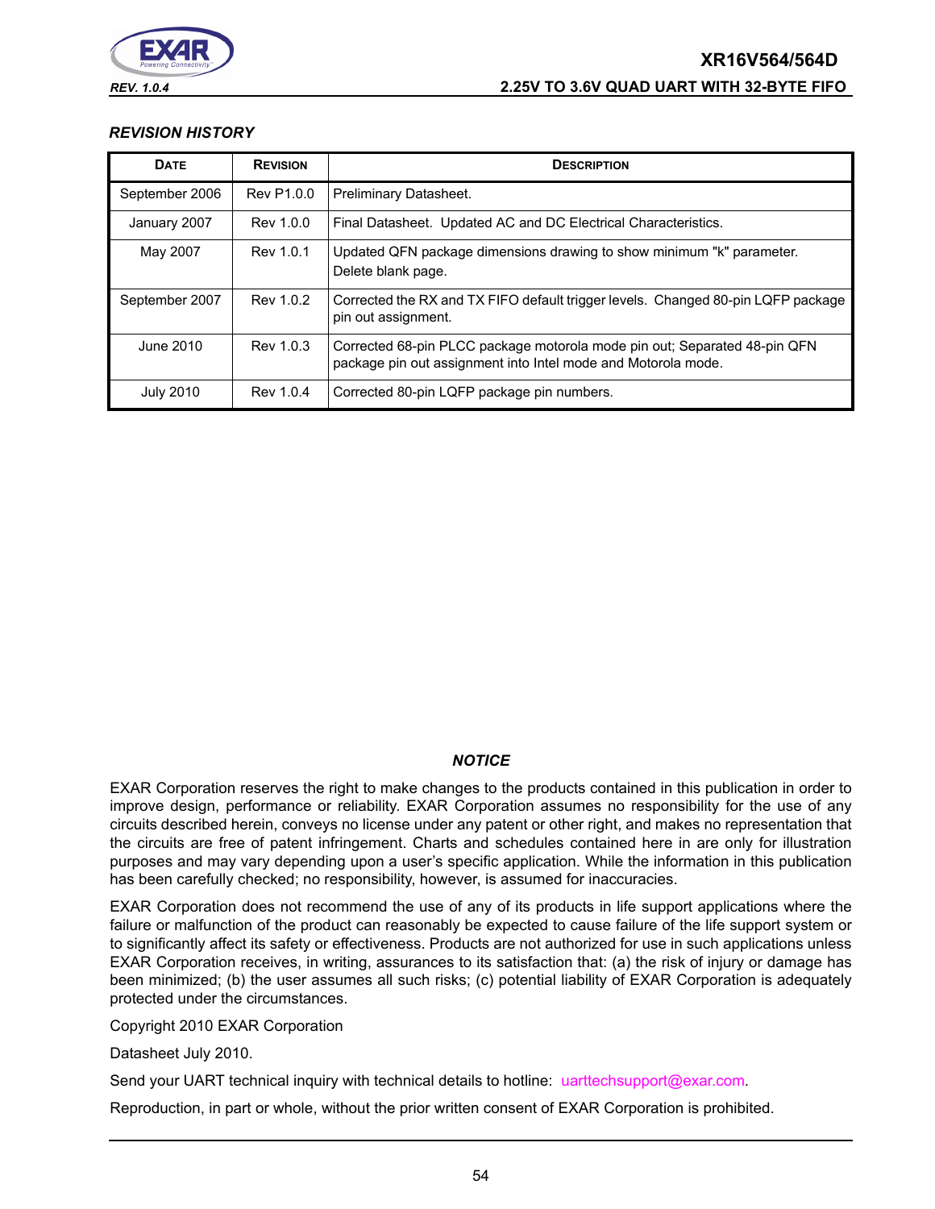### *REVISION HISTORY*

| DATE | REVISION | DESCRIPTION |
|---|---|---|
| September 2006 | Rev P1.0.0 | Preliminary Datasheet. |
| January 2007 | Rev 1.0.0 | Final Datasheet. Updated AC and DC Electrical Characteristics. |
| May 2007 | Rev 1.0.1 | Updated QFN package dimensions drawing to show minimum "k" parameter. Delete blank page. |
| September 2007 | Rev 1.0.2 | Corrected the RX and TX FIFO default trigger levels. Changed 80-pin LQFP package pin out assignment. |
| June 2010 | Rev 1.0.3 | Corrected 68-pin PLCC package motorola mode pin out; Separated 48-pin QFN package pin out assignment into Intel mode and Motorola mode. |
| July 2010 | Rev 1.0.4 | Corrected 80-pin LQFP package pin numbers. |

### *NOTICE*

EXAR Corporation reserves the right to make changes to the products contained in this publication in order to improve design, performance or reliability. EXAR Corporation assumes no responsibility for the use of any circuits described herein, conveys no license under any patent or other right, and makes no representation that the circuits are free of patent infringement. Charts and schedules contained here in are only for illustration purposes and may vary depending upon a user's specific application. While the information in this publication has been carefully checked; no responsibility, however, is assumed for inaccuracies.

EXAR Corporation does not recommend the use of any of its products in life support applications where the failure or malfunction of the product can reasonably be expected to cause failure of the life support system or to significantly affect its safety or effectiveness. Products are not authorized for use in such applications unless EXAR Corporation receives, in writing, assurances to its satisfaction that: (a) the risk of injury or damage has been minimized; (b) the user assumes all such risks; (c) potential liability of EXAR Corporation is adequately protected under the circumstances.

Copyright 2010 EXAR Corporation

Datasheet July 2010.

Send your UART technical inquiry with technical details to hotline: uarttechsupport@exar.com.

Reproduction, in part or whole, without the prior written consent of EXAR Corporation is prohibited.